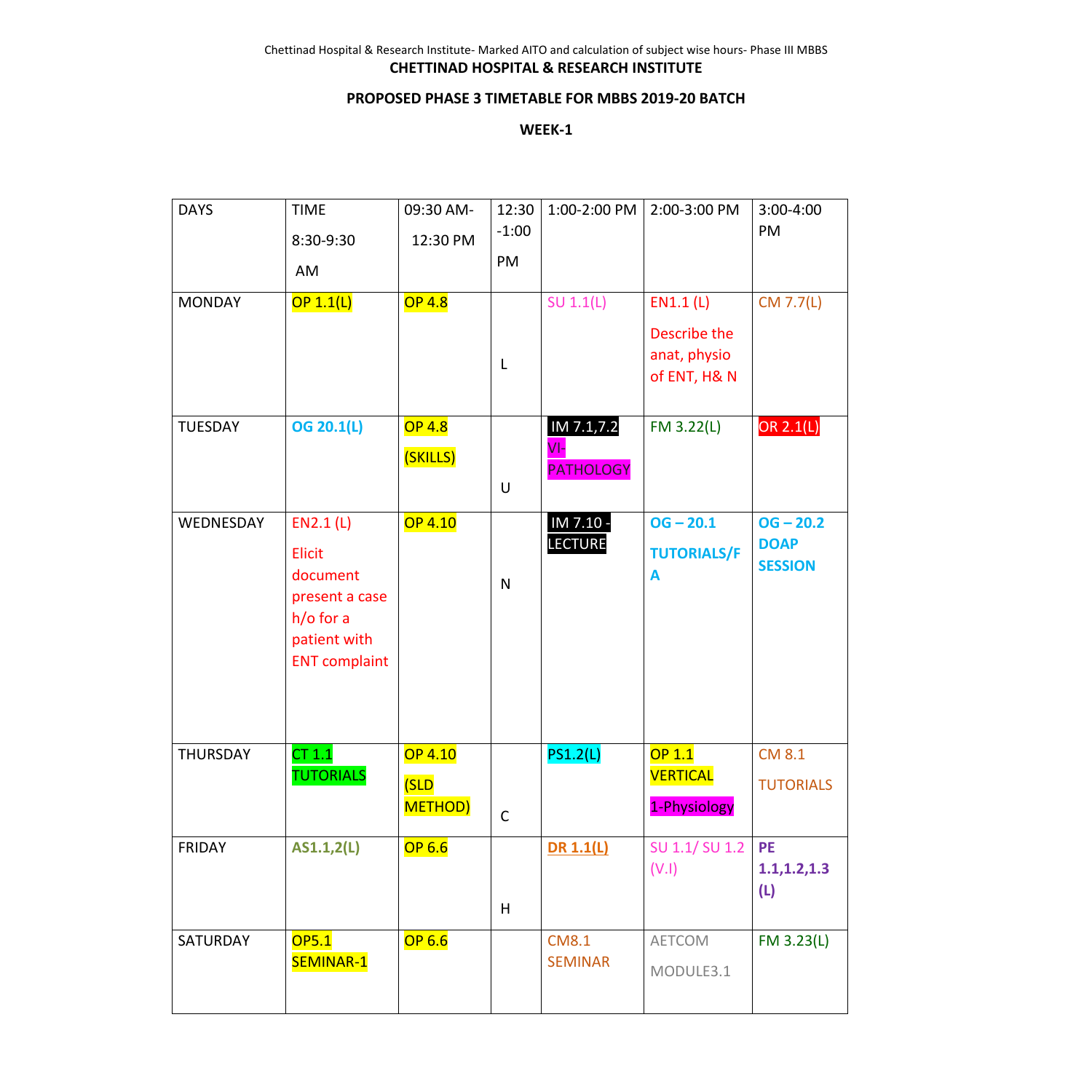Chettinad Hospital & Research Institute- Marked AITO and calculation of subject wise hours- Phase III MBBS

**CHETTINAD HOSPITAL & RESEARCH INSTITUTE**

**PROPOSED PHASE 3 TIMETABLE FOR MBBS 2019-20 BATCH**

**WEEK-1**

| DAYS | TIME 8:30-9:30 AM | 09:30 AM- 12:30 PM | 12:30 -1:00 PM | 1:00-2:00 PM | 2:00-3:00 PM | 3:00-4:00 PM |
|---|---|---|---|---|---|---|
| MONDAY | OP 1.1(L) | OP 4.8 | L | SU 1.1(L) | EN1.1 (L) Describe the anat, physio of ENT, H& N | CM 7.7(L) |
| TUESDAY | **OG 20.1(L)** | OP 4.8 (SKILLS) | U | IM 7.1,7.2 VI-PATHOLOGY | FM 3.22(L) | OR 2.1(L) |
| WEDNESDAY | EN2.1 (L) Elicit document present a case h/o for a patient with ENT complaint | OP 4.10 | N | IM 7.10 - LECTURE | **OG – 20.1 TUTORIALS/FA** | **OG – 20.2 DOAP SESSION** |
| THURSDAY | CT 1.1 TUTORIALS | OP 4.10 (SLD METHOD) | C | PS1.2(L) | OP 1.1 VERTICAL 1-Physiology | CM 8.1 TUTORIALS |
| FRIDAY | **AS1.1,2(L)** | OP 6.6 | H | **DR 1.1(L)** | SU 1.1/ SU 1.2 (V.I) | **PE 1.1,1.2,1.3 (L)** |
| SATURDAY | OP5.1 SEMINAR-1 | OP 6.6 | | CM8.1 SEMINAR | AETCOM MODULE3.1 | FM 3.23(L) |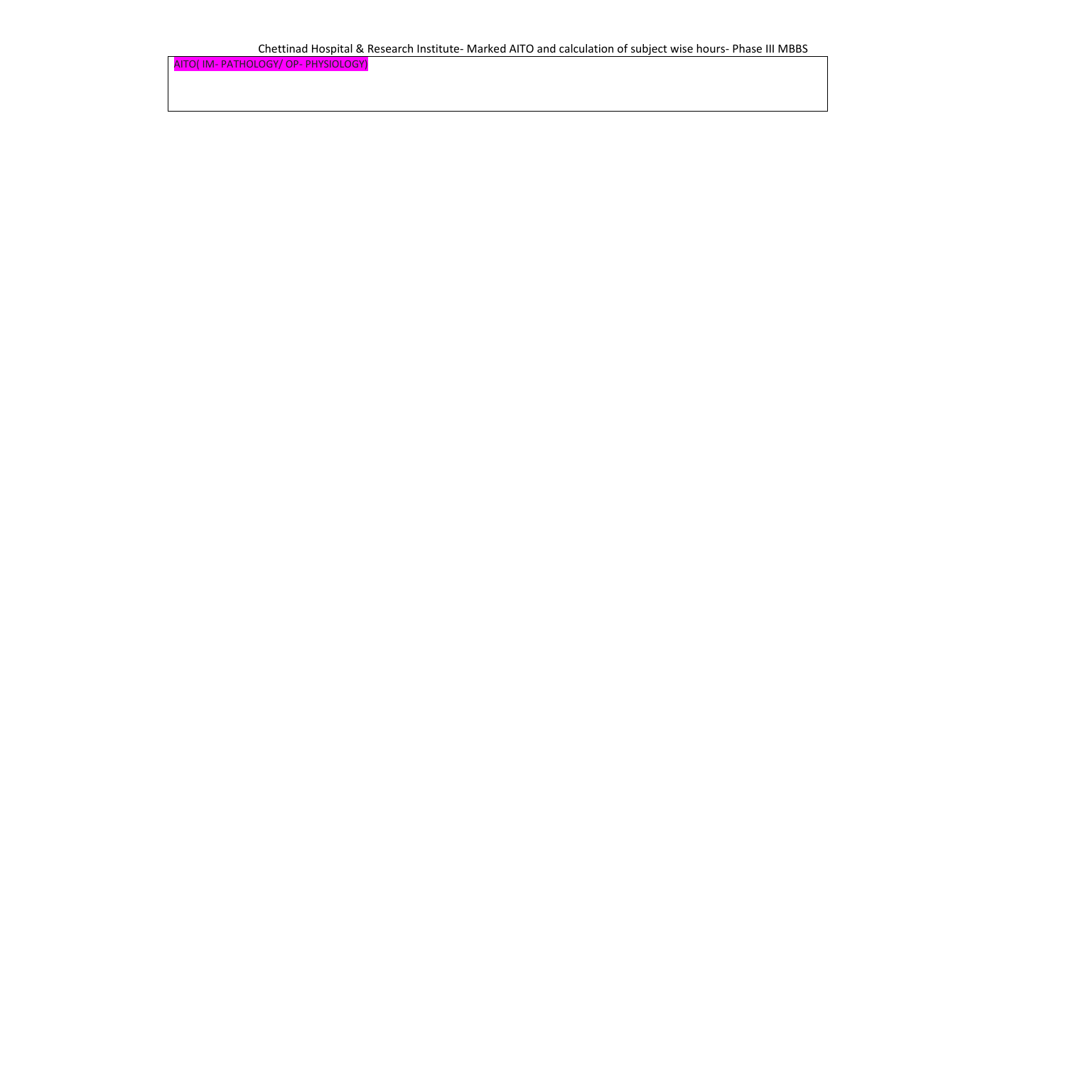Chettinad Hospital & Research Institute- Marked AITO and calculation of subject wise hours- Phase III MBBS

| AITO( IM- PATHOLOGY/ OP- PHYSIOLOGY) |
|---|
| |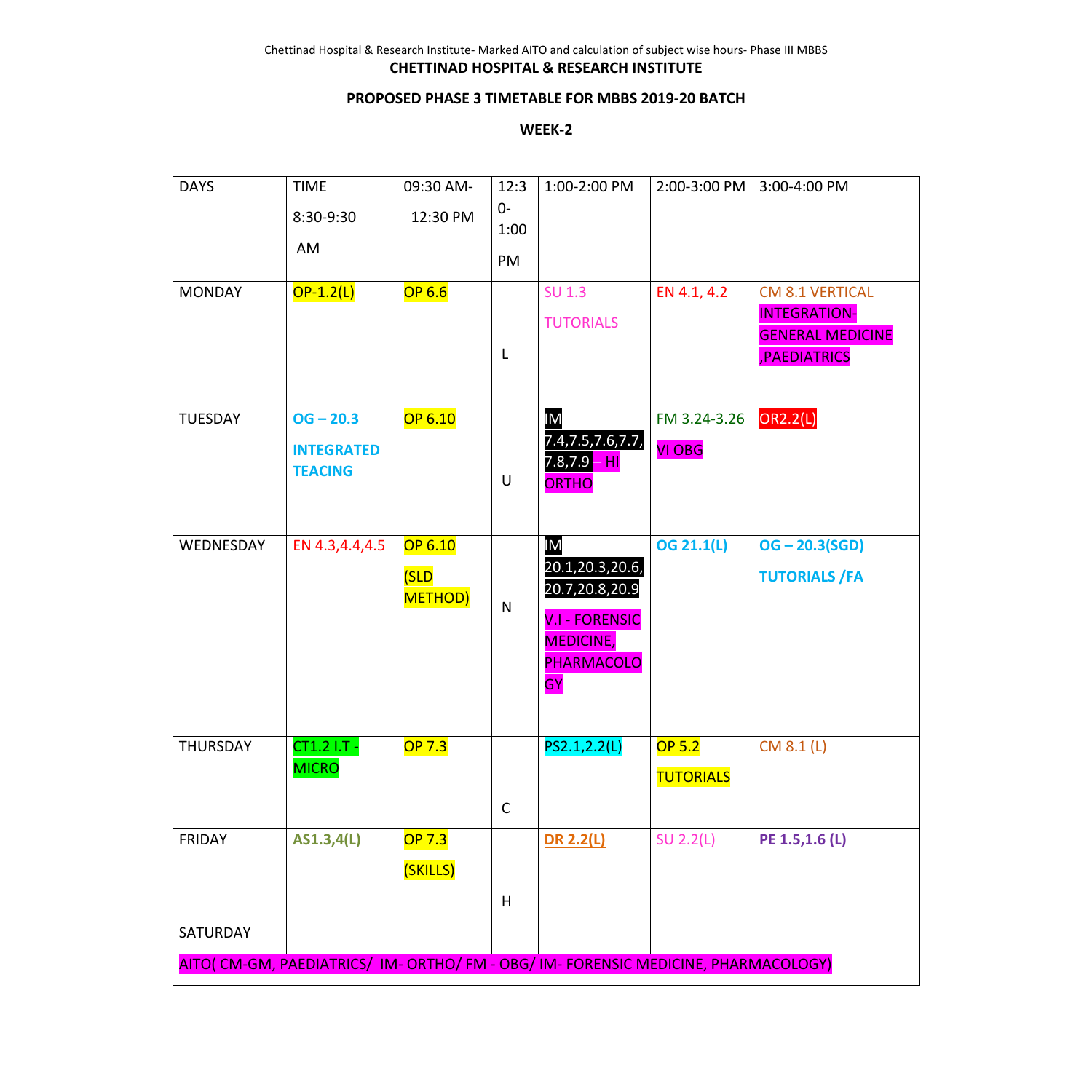**CHETTINAD HOSPITAL & RESEARCH INSTITUTE**

**PROPOSED PHASE 3 TIMETABLE FOR MBBS 2019-20 BATCH**

**WEEK-2**

| DAYS | TIME 8:30-9:30 AM | 09:30 AM- 12:30 PM | 12:30-1:00 PM | 1:00-2:00 PM | 2:00-3:00 PM | 3:00-4:00 PM |
|---|---|---|---|---|---|---|
| MONDAY | OP-1.2(L) | OP 6.6 | L | SU 1.3 TUTORIALS | EN 4.1, 4.2 | CM 8.1 VERTICAL INTEGRATION-GENERAL MEDICINE ,PAEDIATRICS |
| TUESDAY | **OG – 20.3 INTEGRATED TEACING** | OP 6.10 | U | IM 7.4,7.5,7.6,7.7, 7.8,7.9 – HI ORTHO | FM 3.24-3.26 VI OBG | OR2.2(L) |
| WEDNESDAY | EN 4.3,4.4,4.5 | OP 6.10 (SLD METHOD) | N | IM 20.1,20.3,20.6, 20.7,20.8,20.9 V.I - FORENSIC MEDICINE, PHARMACOLOGY | **OG 21.1(L)** | **OG – 20.3(SGD) TUTORIALS /FA** |
| THURSDAY | CT1.2 I.T - MICRO | OP 7.3 | C | PS2.1,2.2(L) | OP 5.2 TUTORIALS | CM 8.1 (L) |
| FRIDAY | **AS1.3,4(L)** | OP 7.3 (SKILLS) | H | **DR 2.2(L)** | SU 2.2(L) | **PE 1.5,1.6 (L)** |
| SATURDAY | | | | | | |
| AITO( CM-GM, PAEDIATRICS/ IM- ORTHO/ FM - OBG/ IM- FORENSIC MEDICINE, PHARMACOLOGY) | | | | | | |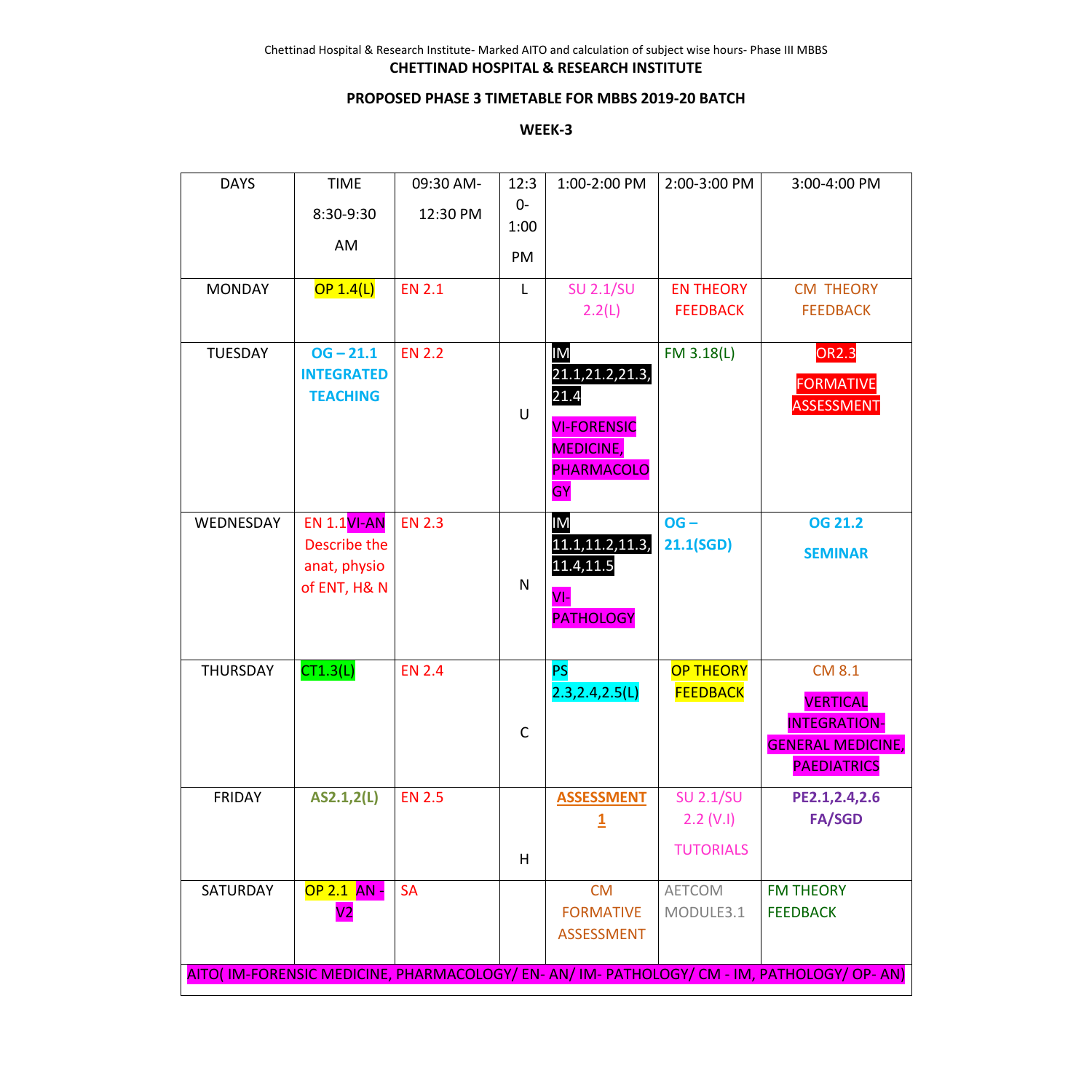**CHETTINAD HOSPITAL & RESEARCH INSTITUTE**

**PROPOSED PHASE 3 TIMETABLE FOR MBBS 2019-20 BATCH**

**WEEK-3**

| DAYS | TIME 8:30-9:30 AM | 09:30 AM- 12:30 PM | 12:30- 1:00 PM | 1:00-2:00 PM | 2:00-3:00 PM | 3:00-4:00 PM |
|---|---|---|---|---|---|---|
| MONDAY | OP 1.4(L) | EN 2.1 | L | SU 2.1/SU 2.2(L) | EN THEORY FEEDBACK | CM THEORY FEEDBACK |
| TUESDAY | **OG – 21.1 INTEGRATED TEACHING** | EN 2.2 | U | IM 21.1,21.2,21.3, 21.4 VI-FORENSIC MEDICINE, PHARMACOLOGY | FM 3.18(L) | OR2.3 FORMATIVE ASSESSMENT |
| WEDNESDAY | EN 1.1VI-AN Describe the anat, physio of ENT, H& N | EN 2.3 | N | IM 11.1,11.2,11.3, 11.4,11.5 VI-PATHOLOGY | **OG – 21.1(SGD)** | **OG 21.2 SEMINAR** |
| THURSDAY | CT1.3(L) | EN 2.4 | C | PS 2.3,2.4,2.5(L) | OP THEORY FEEDBACK | CM 8.1 VERTICAL INTEGRATION- GENERAL MEDICINE, PAEDIATRICS |
| FRIDAY | **AS2.1,2(L)** | EN 2.5 | H | **ASSESSMENT 1** | SU 2.1/SU 2.2 (V.I) TUTORIALS | **PE2.1,2.4,2.6 FA/SGD** |
| SATURDAY | OP 2.1 AN - V2 | SA | | CM FORMATIVE ASSESSMENT | AETCOM MODULE3.1 | FM THEORY FEEDBACK |
| AITO( IM-FORENSIC MEDICINE, PHARMACOLOGY/ EN- AN/ IM- PATHOLOGY/ CM - IM, PATHOLOGY/ OP- AN) | | | | | | |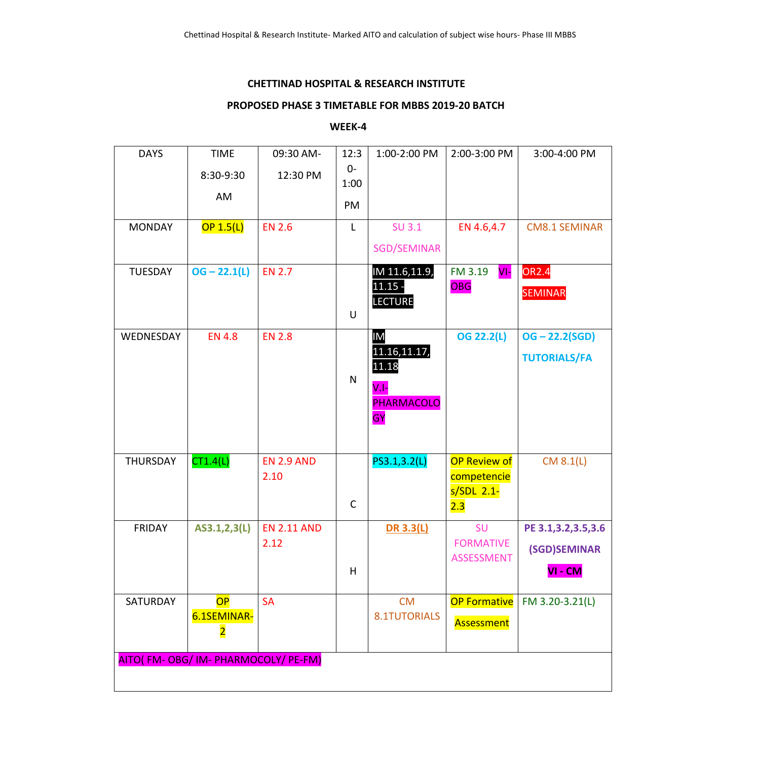**CHETTINAD HOSPITAL & RESEARCH INSTITUTE**

**PROPOSED PHASE 3 TIMETABLE FOR MBBS 2019-20 BATCH**

**WEEK-4**

| DAYS | TIME 8:30-9:30 AM | 09:30 AM-12:30 PM | 12:30-1:00 PM | 1:00-2:00 PM | 2:00-3:00 PM | 3:00-4:00 PM |
|---|---|---|---|---|---|---|
| MONDAY | OP 1.5(L) | EN 2.6 | L | SU 3.1 SGD/SEMINAR | EN 4.6,4.7 | CM8.1 SEMINAR |
| TUESDAY | **OG – 22.1(L)** | EN 2.7 | U | IM 11.6,11.9, 11.15 - LECTURE | FM 3.19 VI- OBG | OR2.4 SEMINAR |
| WEDNESDAY | EN 4.8 | EN 2.8 | N | IM 11.16,11.17, 11.18 V.I- PHARMACOLOGY | **OG 22.2(L)** | **OG – 22.2(SGD) TUTORIALS/FA** |
| THURSDAY | CT1.4(L) | EN 2.9 AND 2.10 | C | PS3.1,3.2(L) | OP Review of competencies/SDL 2.1-2.3 | CM 8.1(L) |
| FRIDAY | **AS3.1,2,3(L)** | EN 2.11 AND 2.12 | H | **DR 3.3(L)** | SU FORMATIVE ASSESSMENT | **PE 3.1,3.2,3.5,3.6 (SGD)SEMINAR** **VI - CM** |
| SATURDAY | OP 6.1SEMINAR-2 | SA | | CM 8.1TUTORIALS | OP Formative Assessment | FM 3.20-3.21(L) |
| AITO( FM- OBG/ IM- PHARMOCOLY/ PE-FM) | | | | | | |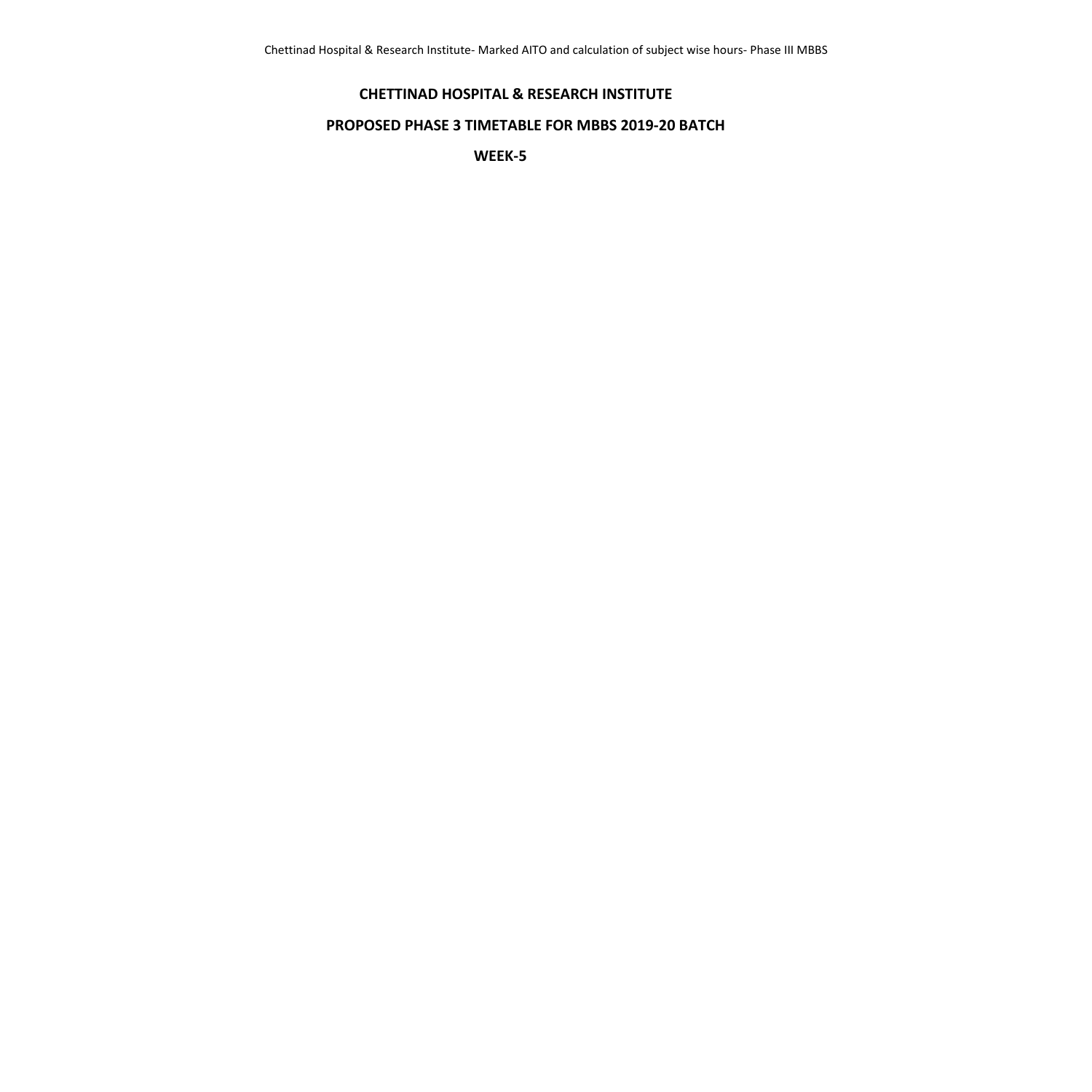**CHETTINAD HOSPITAL & RESEARCH INSTITUTE**

**PROPOSED PHASE 3 TIMETABLE FOR MBBS 2019-20 BATCH**

**WEEK-5**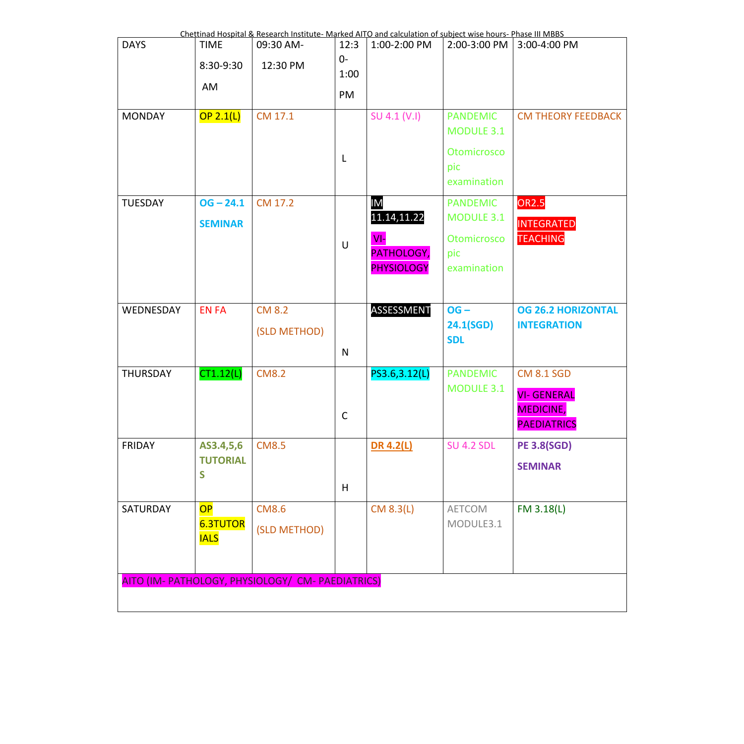Chettinad Hospital & Research Institute- Marked AITO and calculation of subject wise hours- Phase III MBBS

| DAYS | TIME 8:30-9:30 AM | 09:30 AM- 12:30 PM | 12:30-1:00 PM | 1:00-2:00 PM | 2:00-3:00 PM | 3:00-4:00 PM |
|---|---|---|---|---|---|---|
| MONDAY | OP 2.1(L) | CM 17.1 | L | SU 4.1 (V.I) | PANDEMIC MODULE 3.1 Otomicroscopic examination | CM THEORY FEEDBACK |
| TUESDAY | **OG – 24.1 SEMINAR** | CM 17.2 | U | IM 11.14,11.22 VI- PATHOLOGY, PHYSIOLOGY | PANDEMIC MODULE 3.1 Otomicroscopic examination | OR2.5 INTEGRATED TEACHING |
| WEDNESDAY | EN FA | CM 8.2 (SLD METHOD) | N | ASSESSMENT | **OG – 24.1(SGD) SDL** | **OG 26.2 HORIZONTAL INTEGRATION** |
| THURSDAY | CT1.12(L) | CM8.2 | C | PS3.6,3.12(L) | PANDEMIC MODULE 3.1 | CM 8.1 SGD VI- GENERAL MEDICINE, PAEDIATRICS |
| FRIDAY | **AS3.4,5,6 TUTORIALS** | CM8.5 | H | **DR 4.2(L)** | SU 4.2 SDL | **PE 3.8(SGD) SEMINAR** |
| SATURDAY | OP 6.3TUTORIALS | CM8.6 (SLD METHOD) | | CM 8.3(L) | AETCOM MODULE3.1 | FM 3.18(L) |
| AITO (IM- PATHOLOGY, PHYSIOLOGY/ CM- PAEDIATRICS) | | | | | | |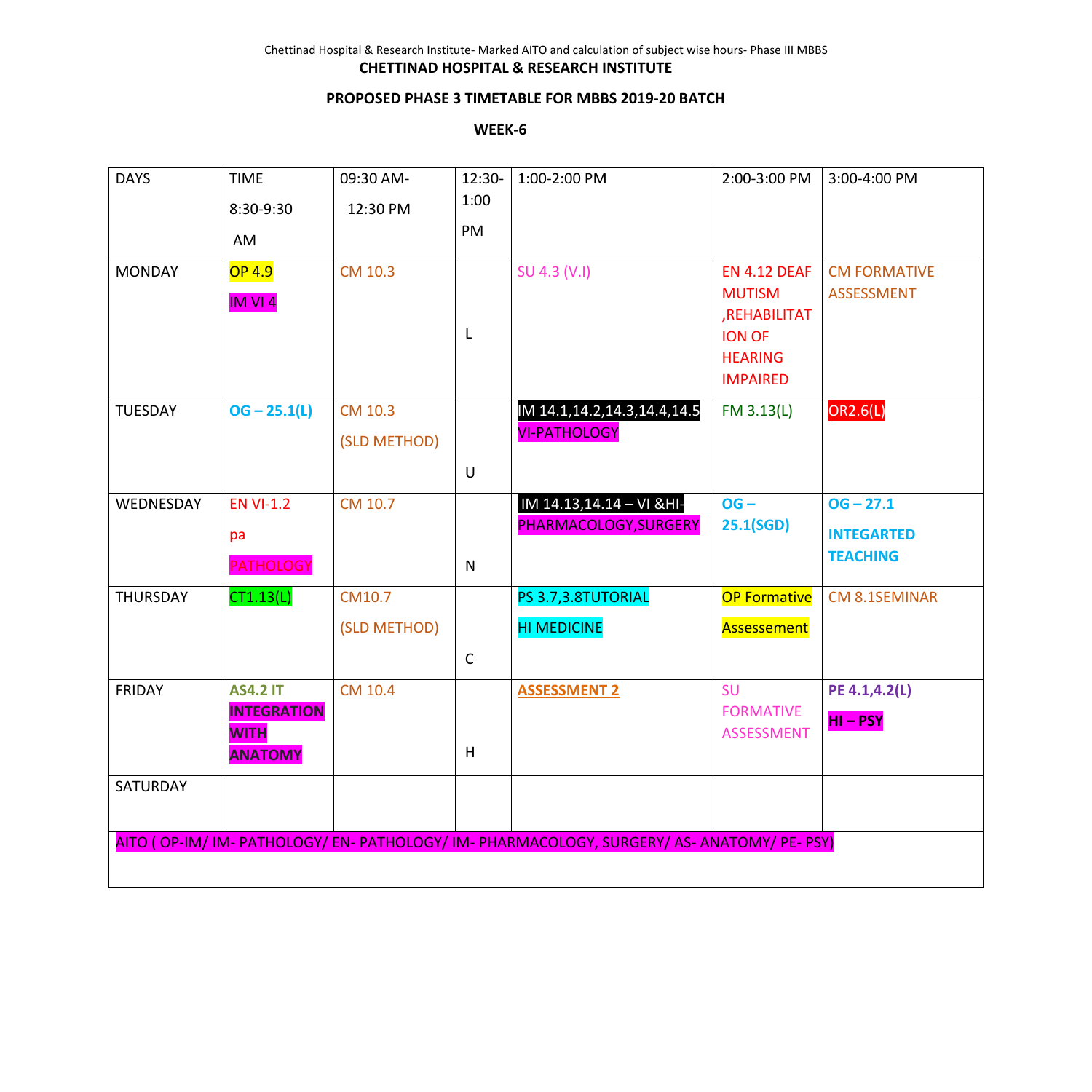Chettinad Hospital & Research Institute- Marked AITO and calculation of subject wise hours- Phase III MBBS

**CHETTINAD HOSPITAL & RESEARCH INSTITUTE**

**PROPOSED PHASE 3 TIMETABLE FOR MBBS 2019-20 BATCH**

**WEEK-6**

| DAYS | TIME 8:30-9:30 AM | 09:30 AM- 12:30 PM | 12:30-1:00 PM | 1:00-2:00 PM | 2:00-3:00 PM | 3:00-4:00 PM |
|---|---|---|---|---|---|---|
| MONDAY | OP 4.9 IM VI 4 | CM 10.3 | L | SU 4.3 (V.I) | EN 4.12 DEAF MUTISM ,REHABILITATION OF HEARING IMPAIRED | CM FORMATIVE ASSESSMENT |
| TUESDAY | **OG – 25.1(L)** | CM 10.3 (SLD METHOD) | U | IM 14.1,14.2,14.3,14.4,14.5 VI-PATHOLOGY | FM 3.13(L) | OR2.6(L) |
| WEDNESDAY | EN VI-1.2 pa PATHOLOGY | CM 10.7 | N | IM 14.13,14.14 – VI &HI-PHARMACOLOGY,SURGERY | **OG – 25.1(SGD)** | **OG – 27.1 INTEGARTED TEACHING** |
| THURSDAY | CT1.13(L) | CM10.7 (SLD METHOD) | C | PS 3.7,3.8TUTORIAL HI MEDICINE | OP Formative Assessement | CM 8.1SEMINAR |
| FRIDAY | **AS4.2 IT INTEGRATION WITH ANATOMY** | CM 10.4 | H | **ASSESSMENT 2** | SU FORMATIVE ASSESSMENT | **PE 4.1,4.2(L) HI – PSY** |
| SATURDAY | | | | | | |
| AITO ( OP-IM/ IM- PATHOLOGY/ EN- PATHOLOGY/ IM- PHARMACOLOGY, SURGERY/ AS- ANATOMY/ PE- PSY) | | | | | | |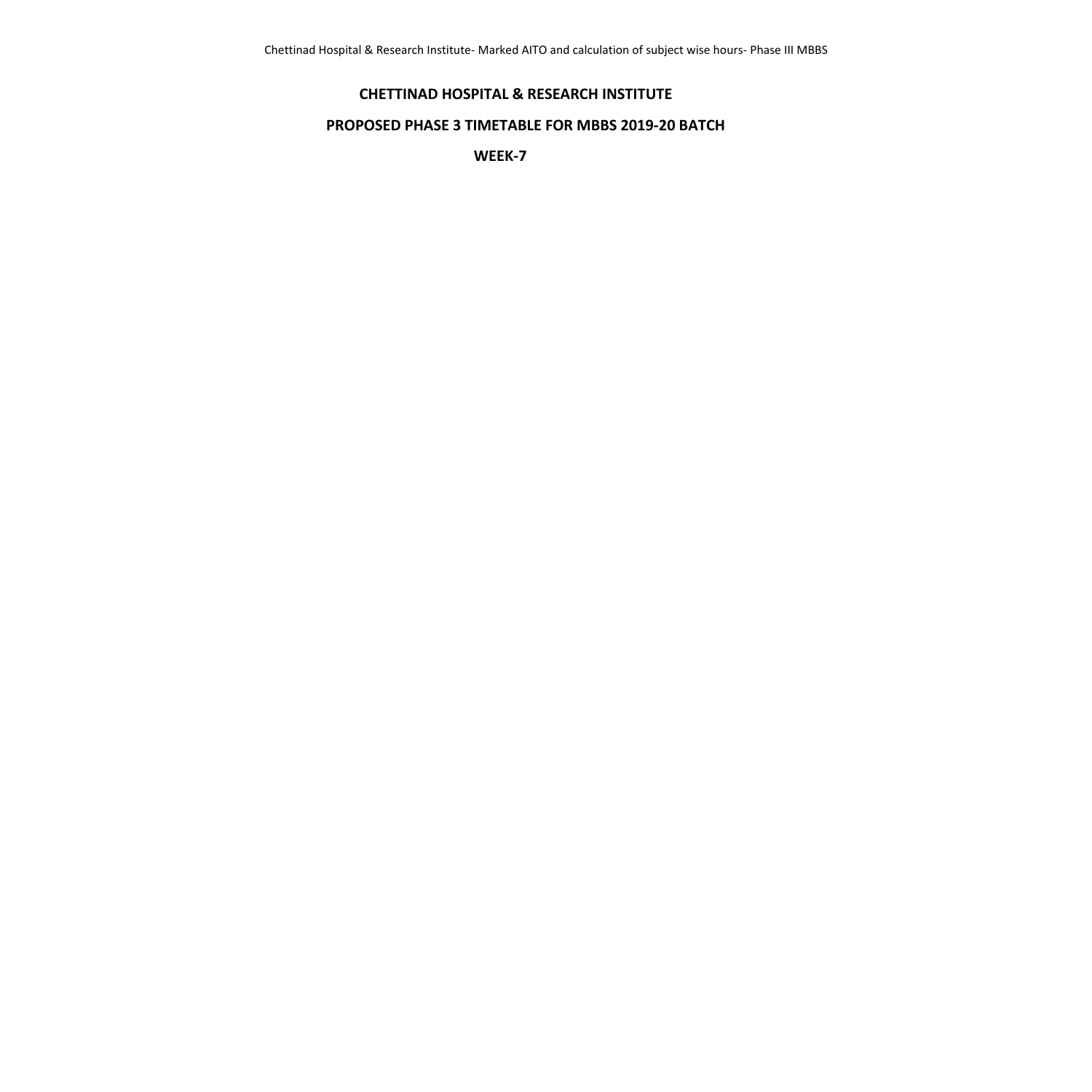**CHETTINAD HOSPITAL & RESEARCH INSTITUTE**

**PROPOSED PHASE 3 TIMETABLE FOR MBBS 2019-20 BATCH**

**WEEK-7**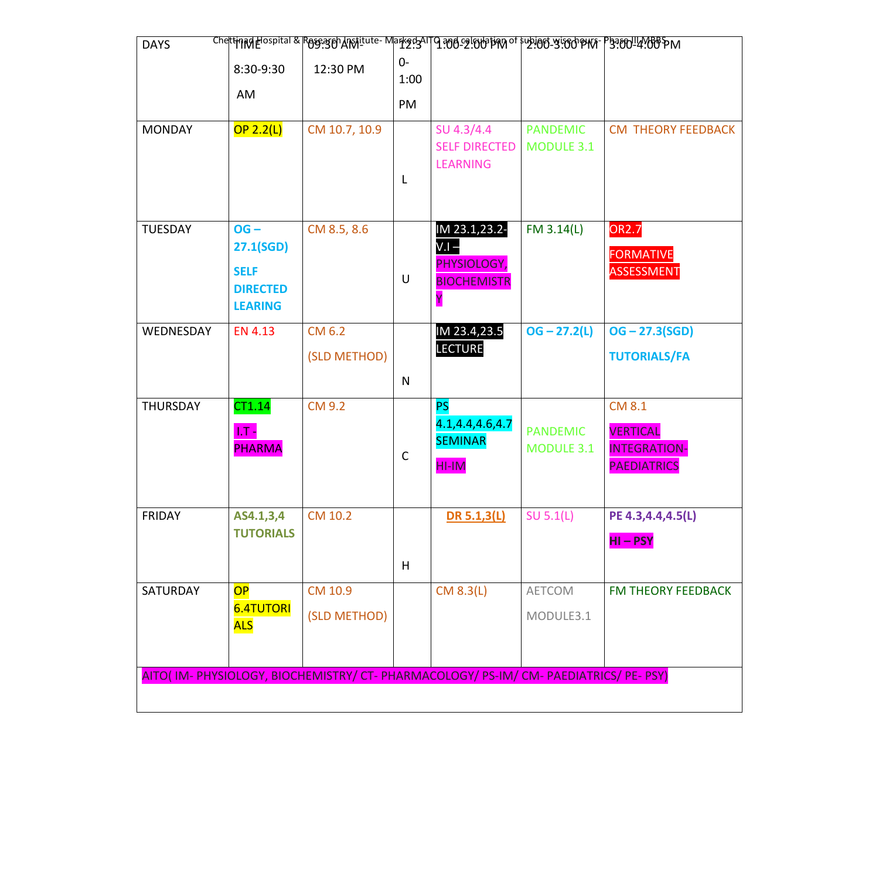| DAYS | TIME 8:30-9:30 AM | 09:30 AM- 12:30 PM | 12:30- 1:00 PM | 1:00-2:00 PM | 2:00-3:00 PM | 3:00-4:00 PM |
|---|---|---|---|---|---|---|
| MONDAY | OP 2.2(L) | CM 10.7, 10.9 | L | SU 4.3/4.4 SELF DIRECTED LEARNING | PANDEMIC MODULE 3.1 | CM THEORY FEEDBACK |
| TUESDAY | **OG – 27.1(SGD) SELF DIRECTED LEARING** | CM 8.5, 8.6 | U | IM 23.1,23.2- V.I – PHYSIOLOGY, BIOCHEMISTRY | FM 3.14(L) | OR2.7 FORMATIVE ASSESSMENT |
| WEDNESDAY | EN 4.13 | CM 6.2 (SLD METHOD) | N | IM 23.4,23.5 LECTURE | **OG – 27.2(L)** | **OG – 27.3(SGD) TUTORIALS/FA** |
| THURSDAY | CT1.14 I.T - PHARMA | CM 9.2 | C | PS 4.1,4.4,4.6,4.7 SEMINAR HI-IM | PANDEMIC MODULE 3.1 | CM 8.1 VERTICAL INTEGRATION- PAEDIATRICS |
| FRIDAY | **AS4.1,3,4 TUTORIALS** | CM 10.2 | H | **DR 5.1,3(L)** | SU 5.1(L) | **PE 4.3,4.4,4.5(L) HI – PSY** |
| SATURDAY | OP 6.4TUTORIALS | CM 10.9 (SLD METHOD) | | CM 8.3(L) | AETCOM MODULE3.1 | FM THEORY FEEDBACK |
| AITO( IM- PHYSIOLOGY, BIOCHEMISTRY/ CT- PHARMACOLOGY/ PS-IM/ CM- PAEDIATRICS/ PE- PSY) | | | | | | |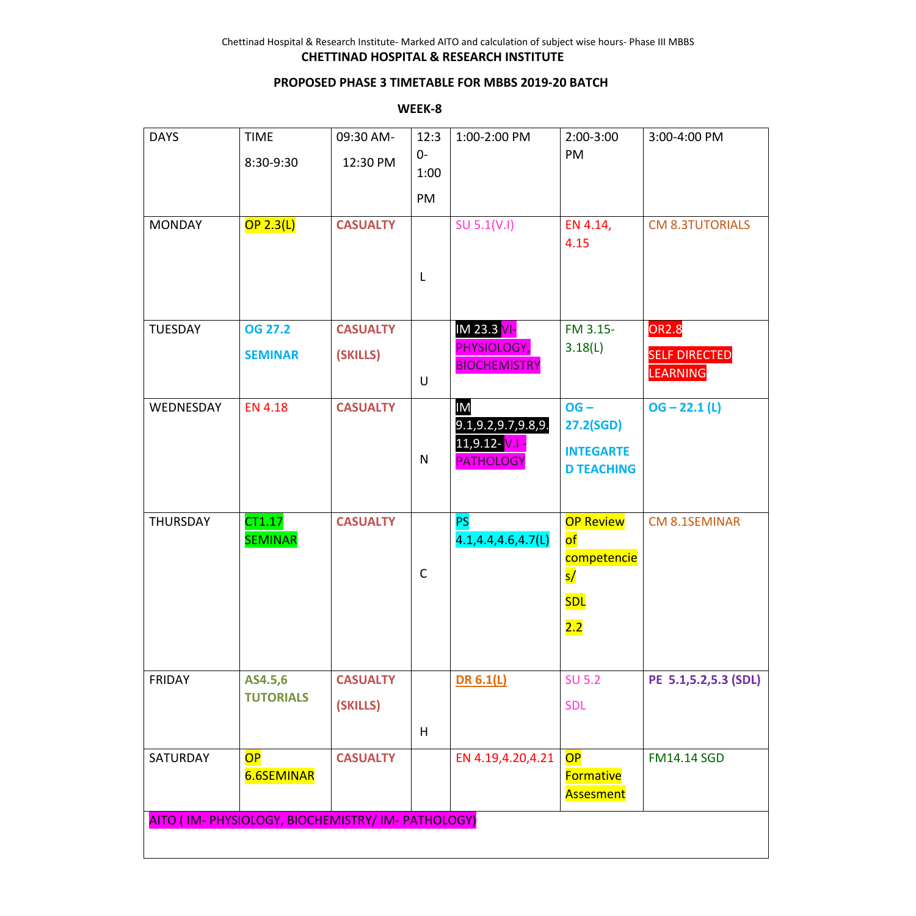**CHETTINAD HOSPITAL & RESEARCH INSTITUTE**

**PROPOSED PHASE 3 TIMETABLE FOR MBBS 2019-20 BATCH**

**WEEK-8**

| DAYS | TIME 8:30-9:30 | 09:30 AM- 12:30 PM | 12:30-1:00 PM | 1:00-2:00 PM | 2:00-3:00 PM | 3:00-4:00 PM |
|---|---|---|---|---|---|---|
| MONDAY | OP 2.3(L) | **CASUALTY** | L | SU 5.1(V.I) | EN 4.14, 4.15 | CM 8.3TUTORIALS |
| TUESDAY | **OG 27.2 SEMINAR** | **CASUALTY (SKILLS)** | U | IM 23.3 VI-PHYSIOLOGY, BIOCHEMISTRY | FM 3.15-3.18(L) | OR2.8 SELF DIRECTED LEARNING |
| WEDNESDAY | EN 4.18 | **CASUALTY** | N | IM 9.1,9.2,9.7,9.8,9.11,9.12- V.I - PATHOLOGY | **OG – 27.2(SGD) INTEGARTED TEACHING** | **OG – 22.1 (L)** |
| THURSDAY | CT1.17 SEMINAR | **CASUALTY** | C | PS 4.1,4.4,4.6,4.7(L) | OP Review of competencies/ SDL 2.2 | CM 8.1SEMINAR |
| FRIDAY | **AS4.5,6 TUTORIALS** | **CASUALTY (SKILLS)** | H | **DR 6.1(L)** | SU 5.2 SDL | **PE 5.1,5.2,5.3 (SDL)** |
| SATURDAY | OP 6.6SEMINAR | **CASUALTY** | | EN 4.19,4.20,4.21 | OP Formative Assesment | FM14.14 SGD |
| AITO ( IM- PHYSIOLOGY, BIOCHEMISTRY/ IM- PATHOLOGY) | | | | | | |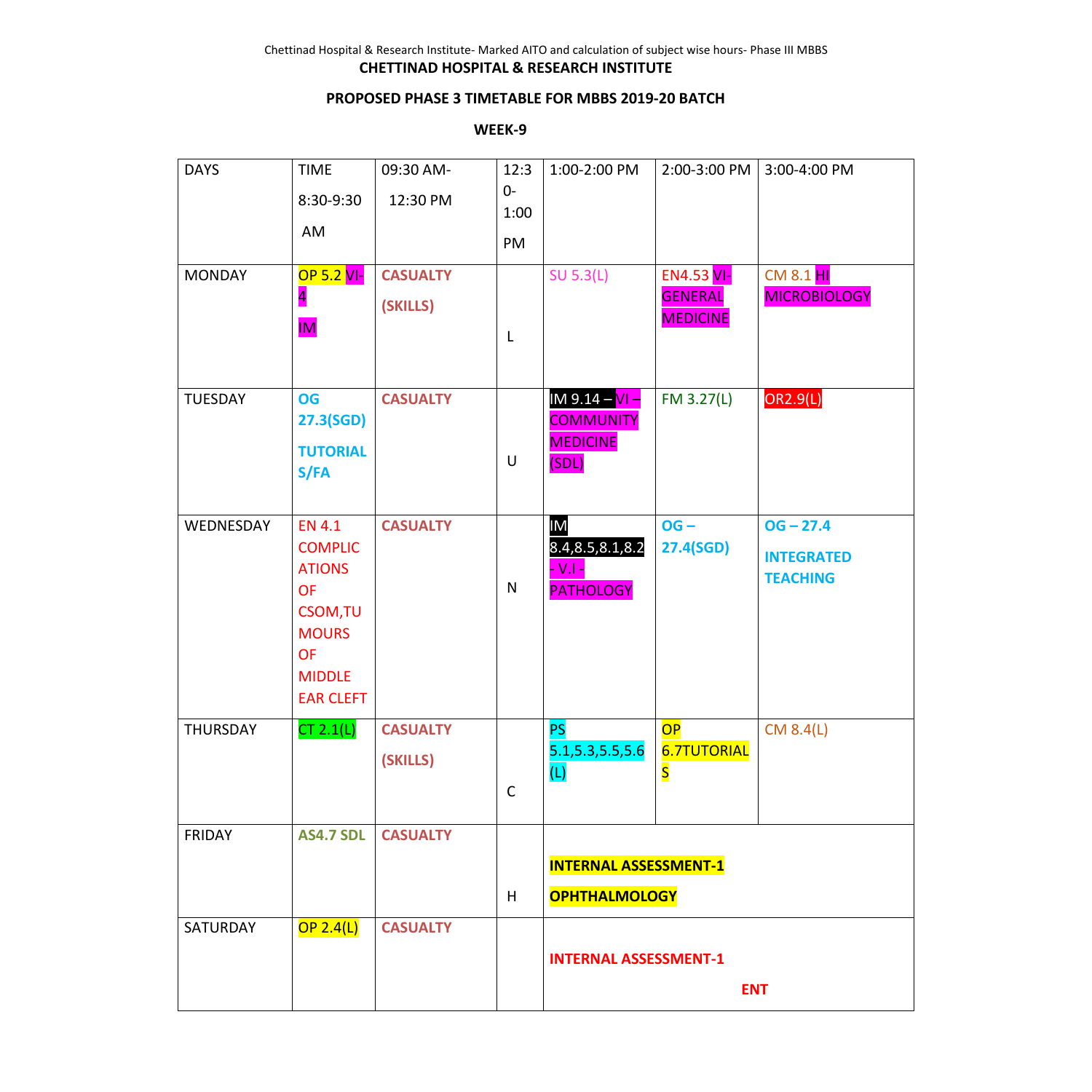**CHETTINAD HOSPITAL & RESEARCH INSTITUTE**

**PROPOSED PHASE 3 TIMETABLE FOR MBBS 2019-20 BATCH**

**WEEK-9**

| DAYS | TIME 8:30-9:30 AM | 09:30 AM- 12:30 PM | 12:30- 1:00 PM | 1:00-2:00 PM | 2:00-3:00 PM | 3:00-4:00 PM |
|---|---|---|---|---|---|---|
| MONDAY | OP 5.2 VI-4 IM | **CASUALTY (SKILLS)** | L | SU 5.3(L) | EN4.53 VI- GENERAL MEDICINE | CM 8.1 HI MICROBIOLOGY |
| TUESDAY | **OG 27.3(SGD) TUTORIALS/FA** | **CASUALTY** | U | IM 9.14 – VI – COMMUNITY MEDICINE (SDL) | FM 3.27(L) | OR2.9(L) |
| WEDNESDAY | EN 4.1 COMPLICATIONS OF CSOM,TUMOURS OF MIDDLE EAR CLEFT | **CASUALTY** | N | IM 8.4,8.5,8.1,8.2 - V.I - PATHOLOGY | **OG – 27.4(SGD)** | **OG – 27.4 INTEGRATED TEACHING** |
| THURSDAY | CT 2.1(L) | **CASUALTY (SKILLS)** | C | PS 5.1,5.3,5.5,5.6 (L) | OP 6.7TUTORIALS | CM 8.4(L) |
| FRIDAY | **AS4.7 SDL** | **CASUALTY** | H | **INTERNAL ASSESSMENT-1 OPHTHALMOLOGY** | | |
| SATURDAY | OP 2.4(L) | **CASUALTY** | | **INTERNAL ASSESSMENT-1 ENT** | | |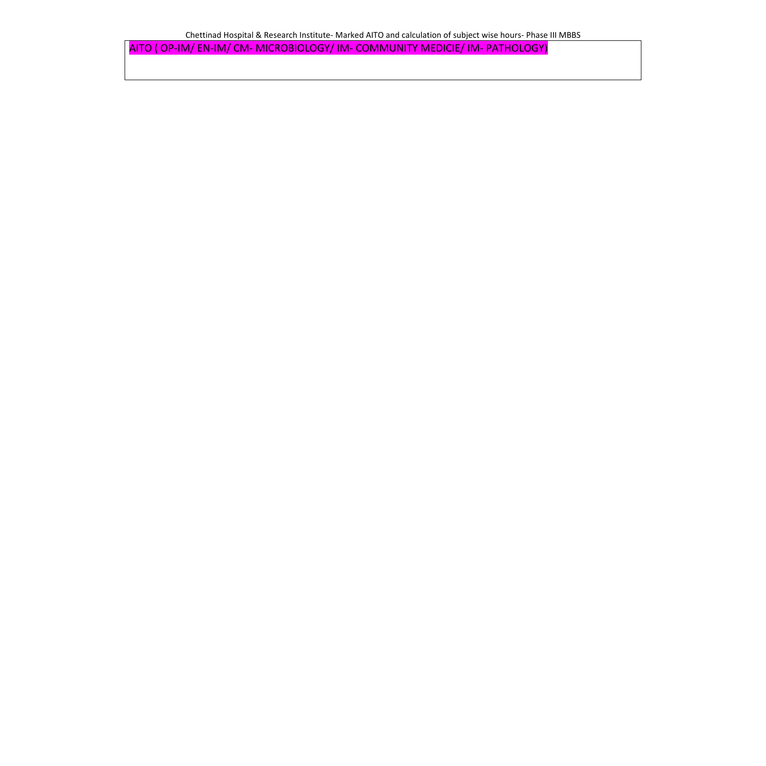| AITO ( OP-IM/ EN-IM/ CM- MICROBIOLOGY/ IM- COMMUNITY MEDICIE/ IM- PATHOLOGY) |
| --- |
| |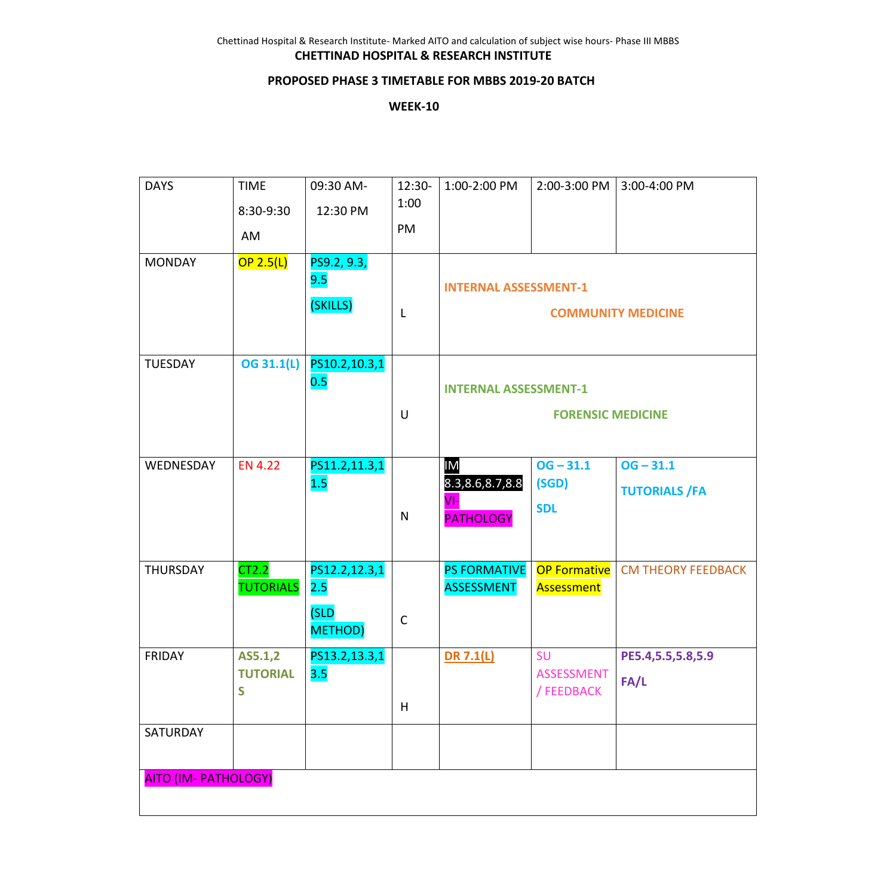**CHETTINAD HOSPITAL & RESEARCH INSTITUTE**

**PROPOSED PHASE 3 TIMETABLE FOR MBBS 2019-20 BATCH**

**WEEK-10**

| DAYS | TIME 8:30-9:30 AM | 09:30 AM- 12:30 PM | 12:30-1:00 PM | 1:00-2:00 PM | 2:00-3:00 PM | 3:00-4:00 PM |
|---|---|---|---|---|---|---|
| MONDAY | OP 2.5(L) | PS9.2, 9.3, 9.5 (SKILLS) | L | **INTERNAL ASSESSMENT-1 COMMUNITY MEDICINE** | | |
| TUESDAY | **OG 31.1(L)** | PS10.2,10.3,10.5 | U | **INTERNAL ASSESSMENT-1 FORENSIC MEDICINE** | | |
| WEDNESDAY | EN 4.22 | PS11.2,11.3,11.5 | N | IM 8.3,8.6,8.7,8.8 VI- PATHOLOGY | **OG – 31.1 (SGD) SDL** | **OG – 31.1 TUTORIALS /FA** |
| THURSDAY | CT2.2 TUTORIALS | PS12.2,12.3,12.5 (SLD METHOD) | C | PS FORMATIVE ASSESSMENT | OP Formative Assessment | CM THEORY FEEDBACK |
| FRIDAY | **AS5.1,2 TUTORIALS** | PS13.2,13.3,13.5 | H | **DR 7.1(L)** | SU ASSESSMENT / FEEDBACK | **PE5.4,5.5,5.8,5.9 FA/L** |
| SATURDAY | | | | | | |
| AITO (IM- PATHOLOGY) | | | | | | |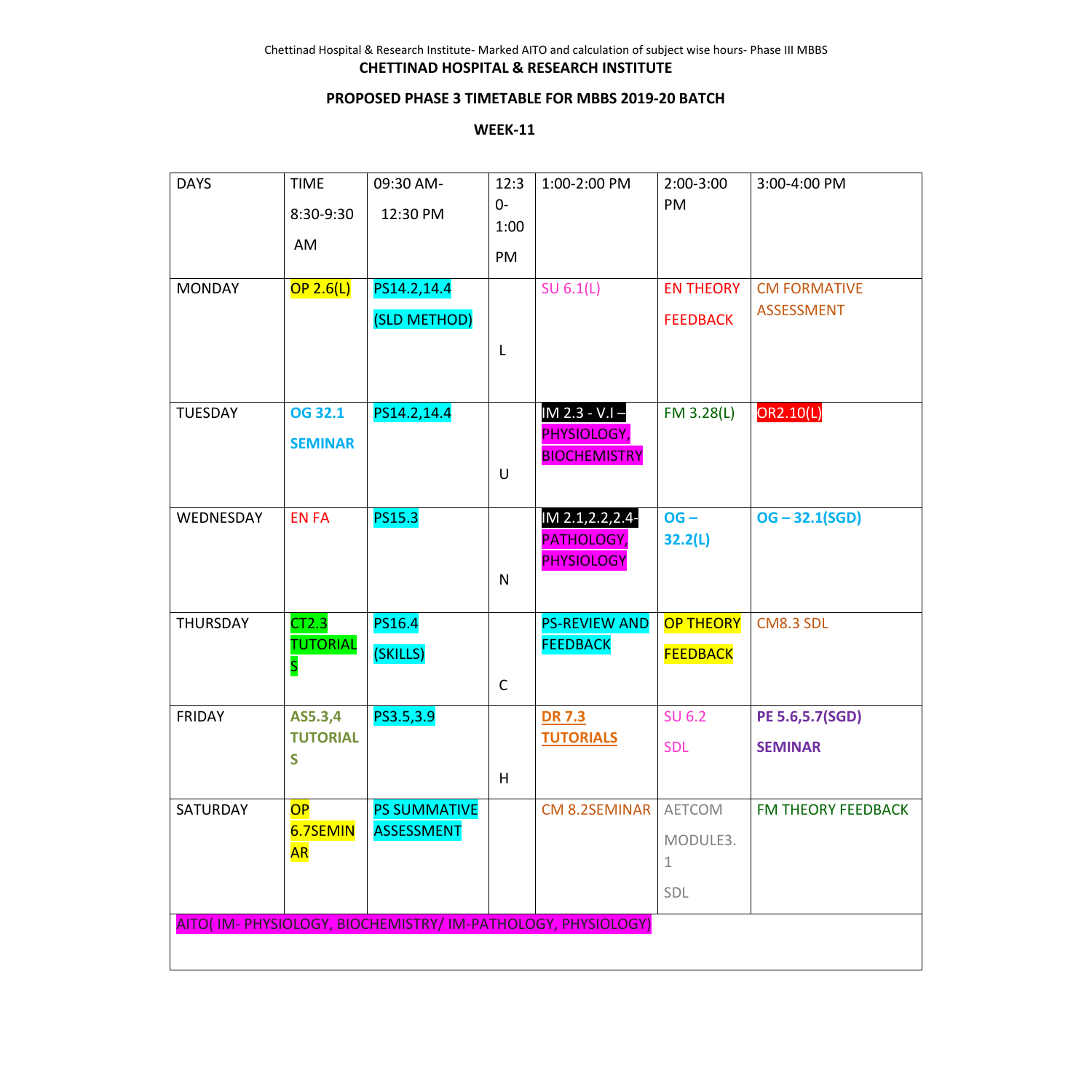**CHETTINAD HOSPITAL & RESEARCH INSTITUTE**

**PROPOSED PHASE 3 TIMETABLE FOR MBBS 2019-20 BATCH**

**WEEK-11**

| DAYS | TIME 8:30-9:30 AM | 09:30 AM- 12:30 PM | 12:30-1:00 PM | 1:00-2:00 PM | 2:00-3:00 PM | 3:00-4:00 PM |
|---|---|---|---|---|---|---|
| MONDAY | OP 2.6(L) | PS14.2,14.4 (SLD METHOD) | L | SU 6.1(L) | EN THEORY FEEDBACK | CM FORMATIVE ASSESSMENT |
| TUESDAY | **OG 32.1 SEMINAR** | PS14.2,14.4 | U | IM 2.3 - V.I – PHYSIOLOGY, BIOCHEMISTRY | FM 3.28(L) | OR2.10(L) |
| WEDNESDAY | EN FA | PS15.3 | N | IM 2.1,2.2,2.4- PATHOLOGY, PHYSIOLOGY | **OG – 32.2(L)** | **OG – 32.1(SGD)** |
| THURSDAY | CT2.3 TUTORIALS | PS16.4 (SKILLS) | C | PS-REVIEW AND FEEDBACK | OP THEORY FEEDBACK | CM8.3 SDL |
| FRIDAY | **AS5.3,4 TUTORIALS** | PS3.5,3.9 | H | **DR 7.3 TUTORIALS** | SU 6.2 SDL | **PE 5.6,5.7(SGD) SEMINAR** |
| SATURDAY | OP 6.7SEMINAR | PS SUMMATIVE ASSESSMENT | | CM 8.2SEMINAR | AETCOM MODULE3.1 SDL | FM THEORY FEEDBACK |
| AITO( IM- PHYSIOLOGY, BIOCHEMISTRY/ IM-PATHOLOGY, PHYSIOLOGY) | | | | | | |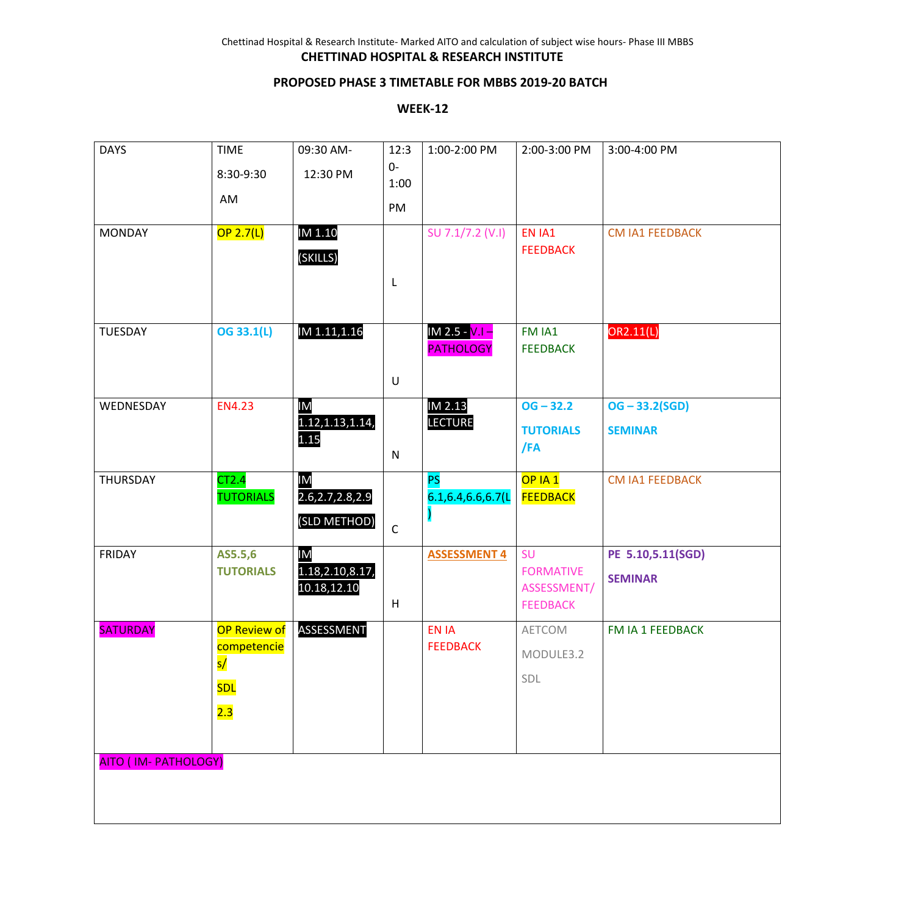CHETTINAD HOSPITAL & RESEARCH INSTITUTE

PROPOSED PHASE 3 TIMETABLE FOR MBBS 2019-20 BATCH

WEEK-12

| DAYS | TIME 8:30-9:30 AM | 09:30 AM- 12:30 PM | 12:30-1:00 PM | 1:00-2:00 PM | 2:00-3:00 PM | 3:00-4:00 PM |
|---|---|---|---|---|---|---|
| MONDAY | OP 2.7(L) | IM 1.10 (SKILLS) | L | SU 7.1/7.2 (V.I) | EN IA1 FEEDBACK | CM IA1 FEEDBACK |
| TUESDAY | **OG 33.1(L)** | IM 1.11,1.16 | U | IM 2.5 - V.I – PATHOLOGY | FM IA1 FEEDBACK | OR2.11(L) |
| WEDNESDAY | EN4.23 | IM 1.12,1.13,1.14, 1.15 | N | IM 2.13 LECTURE | **OG – 32.2 TUTORIALS /FA** | **OG – 33.2(SGD) SEMINAR** |
| THURSDAY | CT2.4 TUTORIALS | IM 2.6,2.7,2.8,2.9 (SLD METHOD) | C | PS 6.1,6.4,6.6,6.7(L) | OP IA 1 FEEDBACK | CM IA1 FEEDBACK |
| FRIDAY | **AS5.5,6 TUTORIALS** | IM 1.18,2.10,8.17, 10.18,12.10 | H | **ASSESSMENT 4** | SU FORMATIVE ASSESSMENT/ FEEDBACK | **PE 5.10,5.11(SGD) SEMINAR** |
| SATURDAY | OP Review of competencies/ SDL 2.3 | ASSESSMENT | | EN IA FEEDBACK | AETCOM MODULE3.2 SDL | FM IA 1 FEEDBACK |
| AITO ( IM- PATHOLOGY) | | | | | | |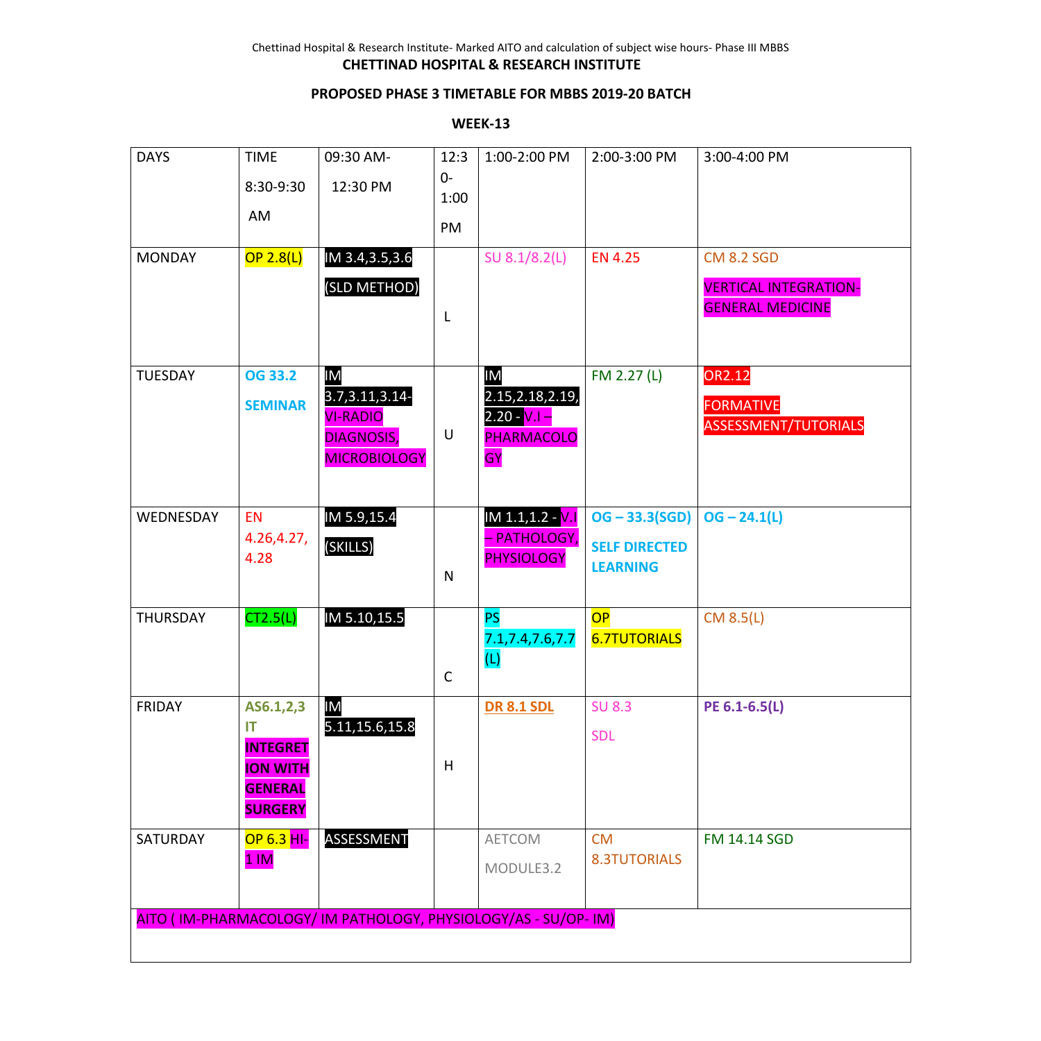**CHETTINAD HOSPITAL & RESEARCH INSTITUTE**

**PROPOSED PHASE 3 TIMETABLE FOR MBBS 2019-20 BATCH**

**WEEK-13**

| DAYS | TIME 8:30-9:30 AM | 09:30 AM- 12:30 PM | 12:30-1:00 PM | 1:00-2:00 PM | 2:00-3:00 PM | 3:00-4:00 PM |
|---|---|---|---|---|---|---|
| MONDAY | OP 2.8(L) | IM 3.4,3.5,3.6 (SLD METHOD) | L | SU 8.1/8.2(L) | EN 4.25 | CM 8.2 SGD VERTICAL INTEGRATION-GENERAL MEDICINE |
| TUESDAY | **OG 33.2 SEMINAR** | IM 3.7,3.11,3.14- VI-RADIO DIAGNOSIS, MICROBIOLOGY | U | IM 2.15,2.18,2.19, 2.20 - V.I – PHARMACOLOGY | FM 2.27 (L) | OR2.12 FORMATIVE ASSESSMENT/TUTORIALS |
| WEDNESDAY | EN 4.26,4.27, 4.28 | IM 5.9,15.4 (SKILLS) | N | IM 1.1,1.2 - V.I – PATHOLOGY, PHYSIOLOGY | **OG – 33.3(SGD) SELF DIRECTED LEARNING** | **OG – 24.1(L)** |
| THURSDAY | CT2.5(L) | IM 5.10,15.5 | C | PS 7.1,7.4,7.6,7.7 (L) | OP 6.7TUTORIALS | CM 8.5(L) |
| FRIDAY | **AS6.1,2,3 IT INTEGRETION WITH GENERAL SURGERY** | IM 5.11,15.6,15.8 | H | **DR 8.1 SDL** | SU 8.3 SDL | **PE 6.1-6.5(L)** |
| SATURDAY | OP 6.3 HI-1 IM | ASSESSMENT | | AETCOM MODULE3.2 | CM 8.3TUTORIALS | FM 14.14 SGD |
| AITO ( IM-PHARMACOLOGY/ IM PATHOLOGY, PHYSIOLOGY/AS - SU/OP- IM) | | | | | | |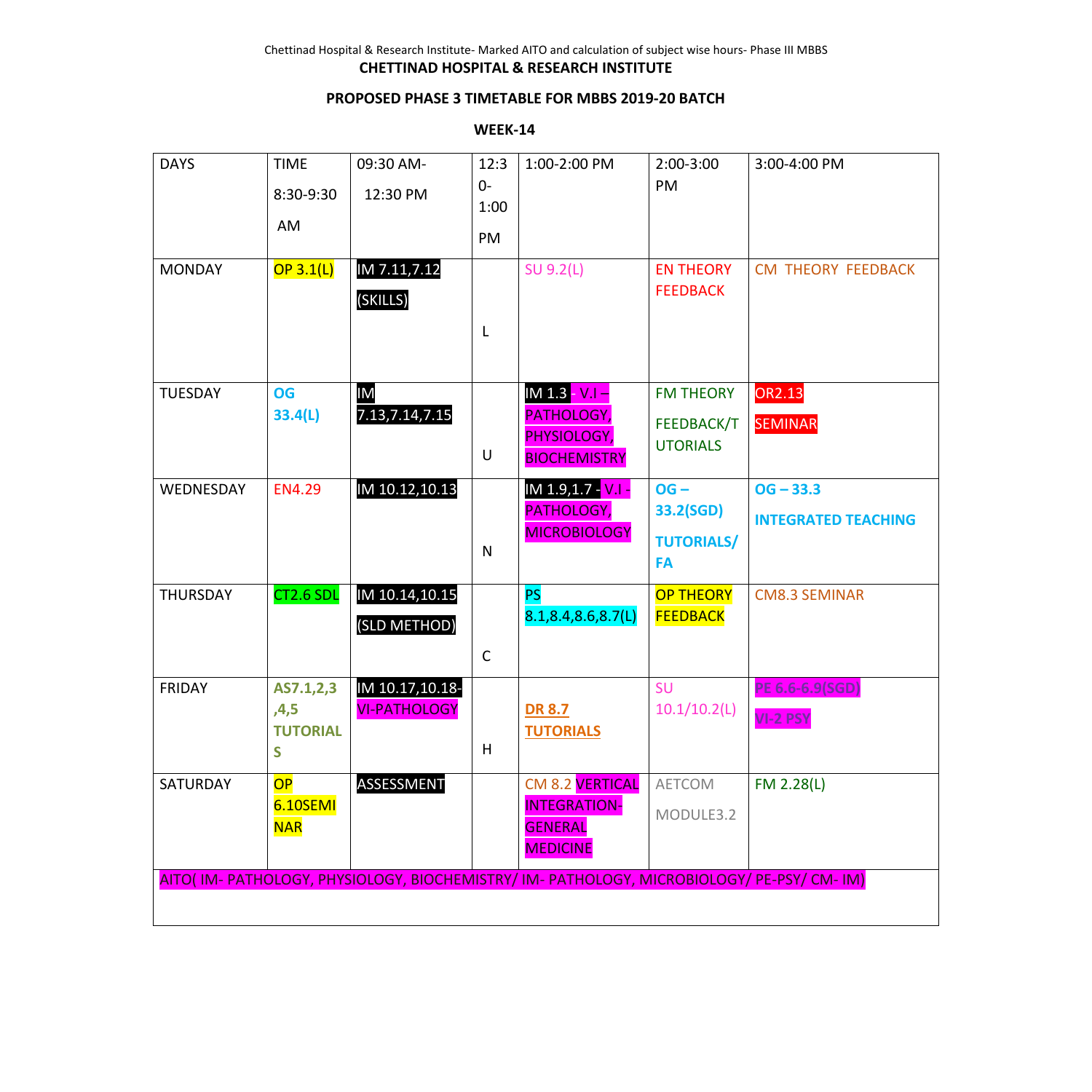Chettinad Hospital & Research Institute- Marked AITO and calculation of subject wise hours- Phase III MBBS

**CHETTINAD HOSPITAL & RESEARCH INSTITUTE**

**PROPOSED PHASE 3 TIMETABLE FOR MBBS 2019-20 BATCH**

**WEEK-14**

| DAYS | TIME 8:30-9:30 AM | 09:30 AM- 12:30 PM | 12:30-1:00 PM | 1:00-2:00 PM | 2:00-3:00 PM | 3:00-4:00 PM |
|---|---|---|---|---|---|---|
| MONDAY | OP 3.1(L) | IM 7.11,7.12 (SKILLS) | L | SU 9.2(L) | EN THEORY FEEDBACK | CM THEORY FEEDBACK |
| TUESDAY | **OG 33.4(L)** | IM 7.13,7.14,7.15 | U | IM 1.3 - V.I – PATHOLOGY, PHYSIOLOGY, BIOCHEMISTRY | FM THEORY FEEDBACK/TUTORIALS | OR2.13 SEMINAR |
| WEDNESDAY | EN4.29 | IM 10.12,10.13 | N | IM 1.9,1.7 - V.I - PATHOLOGY, MICROBIOLOGY | **OG – 33.2(SGD) TUTORIALS/ FA** | **OG – 33.3 INTEGRATED TEACHING** |
| THURSDAY | CT2.6 SDL | IM 10.14,10.15 (SLD METHOD) | C | PS 8.1,8.4,8.6,8.7(L) | OP THEORY FEEDBACK | CM8.3 SEMINAR |
| FRIDAY | **AS7.1,2,3,4,5 TUTORIALS** | IM 10.17,10.18-VI-PATHOLOGY | H | **DR 8.7 TUTORIALS** | SU 10.1/10.2(L) | PE 6.6-6.9(SGD) VI-2 PSY |
| SATURDAY | OP 6.10SEMINAR | ASSESSMENT | | CM 8.2 VERTICAL INTEGRATION-GENERAL MEDICINE | AETCOM MODULE3.2 | FM 2.28(L) |
| AITO( IM- PATHOLOGY, PHYSIOLOGY, BIOCHEMISTRY/ IM- PATHOLOGY, MICROBIOLOGY/ PE-PSY/ CM- IM) | | | | | | |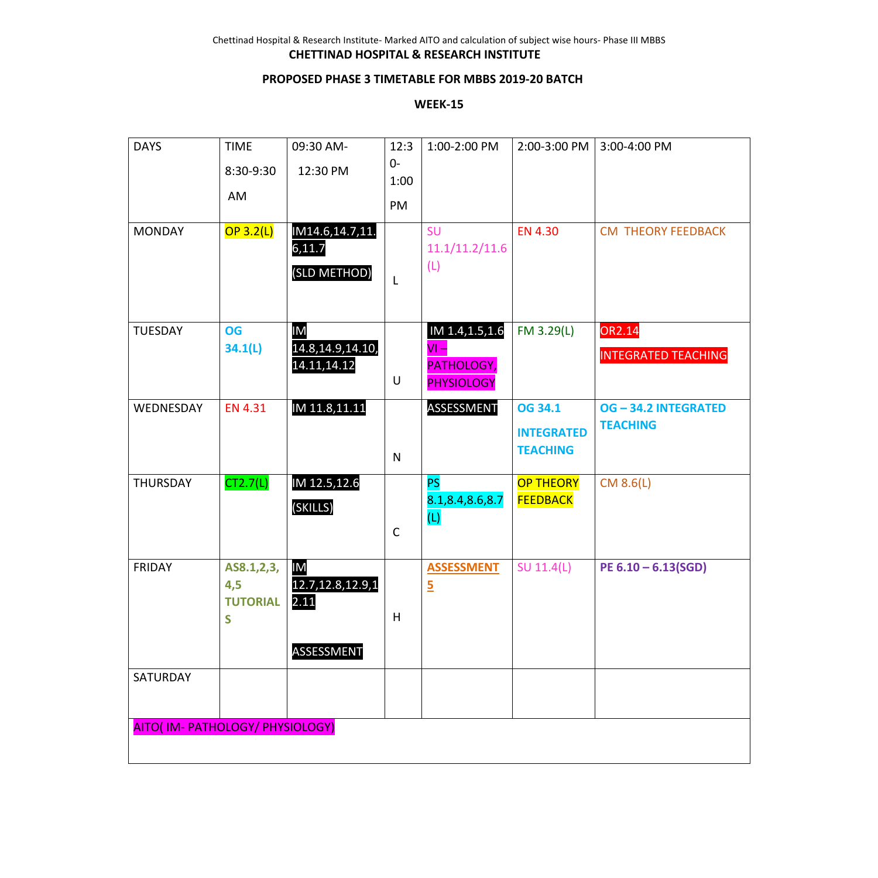**CHETTINAD HOSPITAL & RESEARCH INSTITUTE**

**PROPOSED PHASE 3 TIMETABLE FOR MBBS 2019-20 BATCH**

**WEEK-15**

| DAYS | TIME 8:30-9:30 AM | 09:30 AM- 12:30 PM | 12:30-1:00 PM | 1:00-2:00 PM | 2:00-3:00 PM | 3:00-4:00 PM |
|---|---|---|---|---|---|---|
| MONDAY | OP 3.2(L) | IM14.6,14.7,11.6,11.7 (SLD METHOD) | L | SU 11.1/11.2/11.6 (L) | EN 4.30 | CM THEORY FEEDBACK |
| TUESDAY | **OG 34.1(L)** | IM 14.8,14.9,14.10,14.11,14.12 | U | IM 1.4,1.5,1.6 VI – PATHOLOGY, PHYSIOLOGY | FM 3.29(L) | OR2.14 INTEGRATED TEACHING |
| WEDNESDAY | EN 4.31 | IM 11.8,11.11 | N | ASSESSMENT | **OG 34.1 INTEGRATED TEACHING** | **OG – 34.2 INTEGRATED TEACHING** |
| THURSDAY | CT2.7(L) | IM 12.5,12.6 (SKILLS) | C | PS 8.1,8.4,8.6,8.7 (L) | OP THEORY FEEDBACK | CM 8.6(L) |
| FRIDAY | **AS8.1,2,3,4,5 TUTORIALS** | IM 12.7,12.8,12.9,12.11 ASSESSMENT | H | **ASSESSMENT 5** | SU 11.4(L) | **PE 6.10 – 6.13(SGD)** |
| SATURDAY | | | | | | |
| AITO( IM- PATHOLOGY/ PHYSIOLOGY) | | | | | | |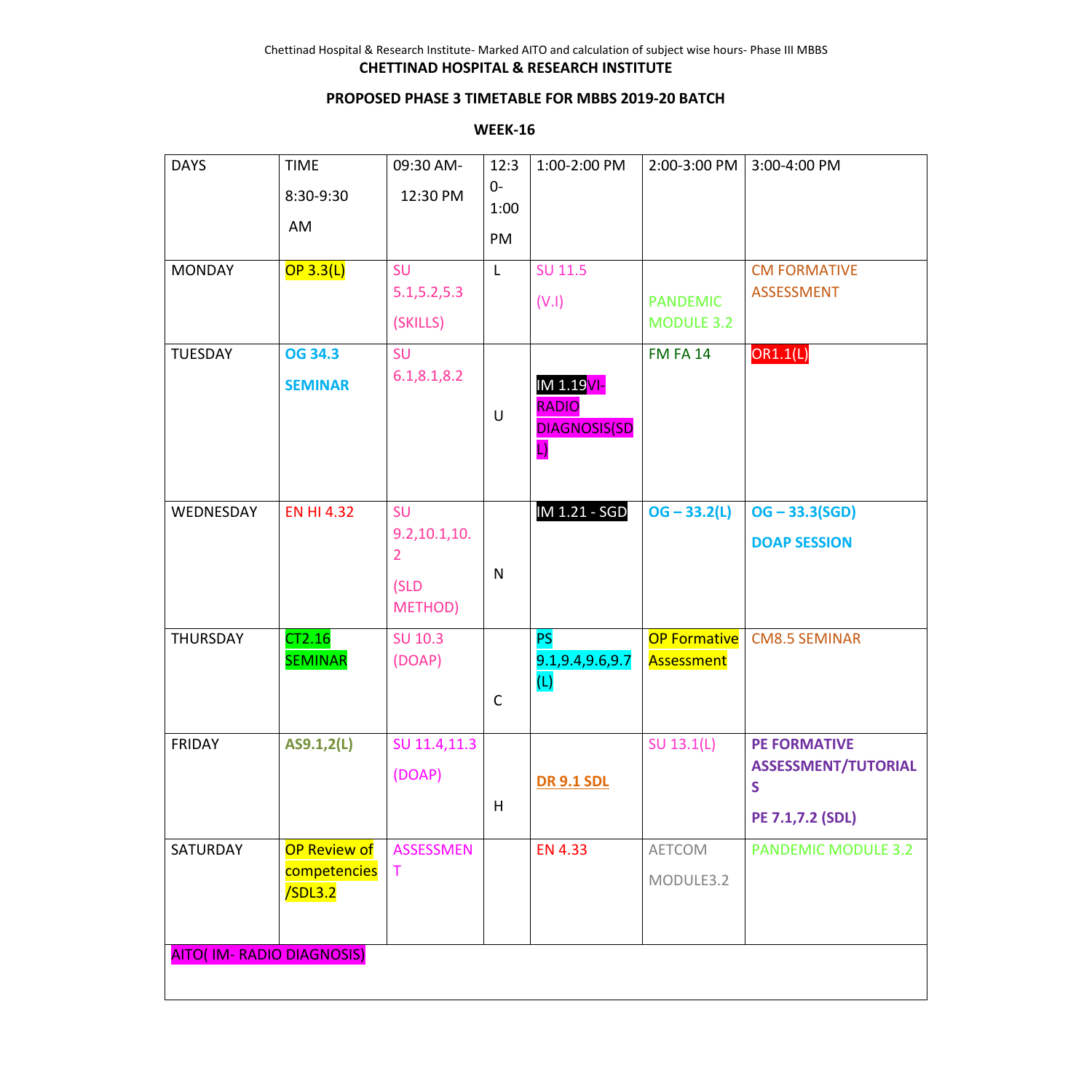**CHETTINAD HOSPITAL & RESEARCH INSTITUTE**

**PROPOSED PHASE 3 TIMETABLE FOR MBBS 2019-20 BATCH**

**WEEK-16**

| DAYS | TIME 8:30-9:30 AM | 09:30 AM- 12:30 PM | 12:30-1:00 PM | 1:00-2:00 PM | 2:00-3:00 PM | 3:00-4:00 PM |
|---|---|---|---|---|---|---|
| MONDAY | OP 3.3(L) | SU 5.1,5.2,5.3 (SKILLS) | L | SU 11.5 (V.I) | PANDEMIC MODULE 3.2 | CM FORMATIVE ASSESSMENT |
| TUESDAY | **OG 34.3 SEMINAR** | SU 6.1,8.1,8.2 | U | IM 1.19VI-RADIO DIAGNOSIS(SDL) | FM FA 14 | OR1.1(L) |
| WEDNESDAY | EN HI 4.32 | SU 9.2,10.1,10.2 (SLD METHOD) | N | IM 1.21 - SGD | **OG – 33.2(L)** | **OG – 33.3(SGD) DOAP SESSION** |
| THURSDAY | CT2.16 SEMINAR | SU 10.3 (DOAP) | C | PS 9.1,9.4,9.6,9.7 (L) | OP Formative Assessment | CM8.5 SEMINAR |
| FRIDAY | **AS9.1,2(L)** | SU 11.4,11.3 (DOAP) | H | **DR 9.1 SDL** | SU 13.1(L) | **PE FORMATIVE ASSESSMENT/TUTORIALS** **PE 7.1,7.2 (SDL)** |
| SATURDAY | OP Review of competencies /SDL3.2 | ASSESSMENT | | EN 4.33 | AETCOM MODULE3.2 | PANDEMIC MODULE 3.2 |

AITO( IM- RADIO DIAGNOSIS)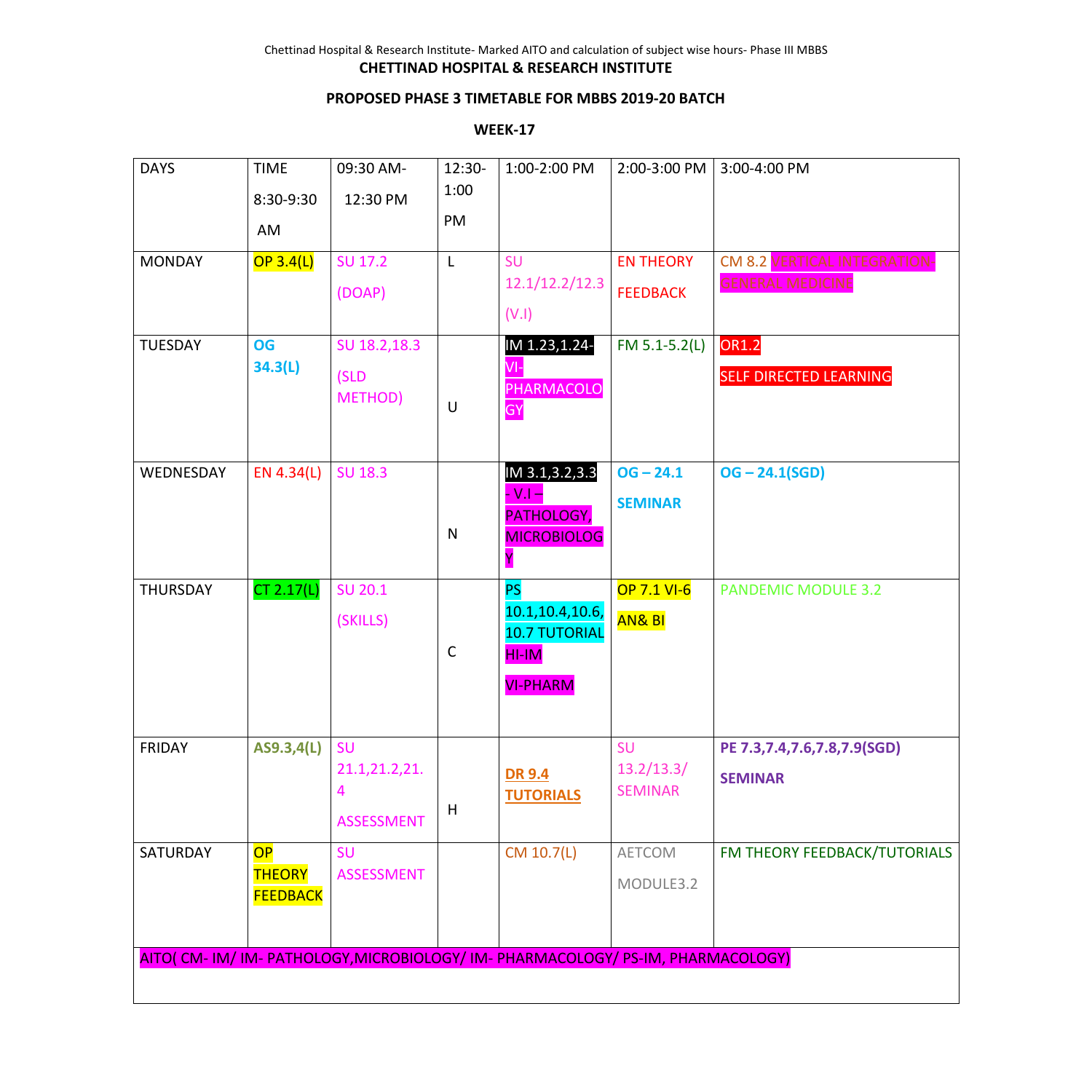Chettinad Hospital & Research Institute- Marked AITO and calculation of subject wise hours- Phase III MBBS

**CHETTINAD HOSPITAL & RESEARCH INSTITUTE**

**PROPOSED PHASE 3 TIMETABLE FOR MBBS 2019-20 BATCH**

**WEEK-17**

| DAYS | TIME 8:30-9:30 AM | 09:30 AM- 12:30 PM | 12:30-1:00 PM | 1:00-2:00 PM | 2:00-3:00 PM | 3:00-4:00 PM |
|---|---|---|---|---|---|---|
| MONDAY | OP 3.4(L) | SU 17.2 (DOAP) | L | SU 12.1/12.2/12.3 (V.I) | EN THEORY FEEDBACK | CM 8.2 VERTICAL INTEGRATION-GENERAL MEDICINE |
| TUESDAY | **OG 34.3(L)** | SU 18.2,18.3 (SLD METHOD) | U | IM 1.23,1.24- VI- PHARMACOLOGY | FM 5.1-5.2(L) | OR1.2 SELF DIRECTED LEARNING |
| WEDNESDAY | EN 4.34(L) | SU 18.3 | N | IM 3.1,3.2,3.3 - V.I – PATHOLOGY, MICROBIOLOGY | **OG – 24.1 SEMINAR** | **OG – 24.1(SGD)** |
| THURSDAY | CT 2.17(L) | SU 20.1 (SKILLS) | C | PS 10.1,10.4,10.6, 10.7 TUTORIAL HI-IM VI-PHARM | OP 7.1 VI-6 AN& BI | PANDEMIC MODULE 3.2 |
| FRIDAY | **AS9.3,4(L)** | SU 21.1,21.2,21.4 ASSESSMENT | H | **DR 9.4 TUTORIALS** | SU 13.2/13.3/ SEMINAR | **PE 7.3,7.4,7.6,7.8,7.9(SGD) SEMINAR** |
| SATURDAY | OP THEORY FEEDBACK | SU ASSESSMENT | | CM 10.7(L) | AETCOM MODULE3.2 | FM THEORY FEEDBACK/TUTORIALS |

AITO( CM- IM/ IM- PATHOLOGY,MICROBIOLOGY/ IM- PHARMACOLOGY/ PS-IM, PHARMACOLOGY)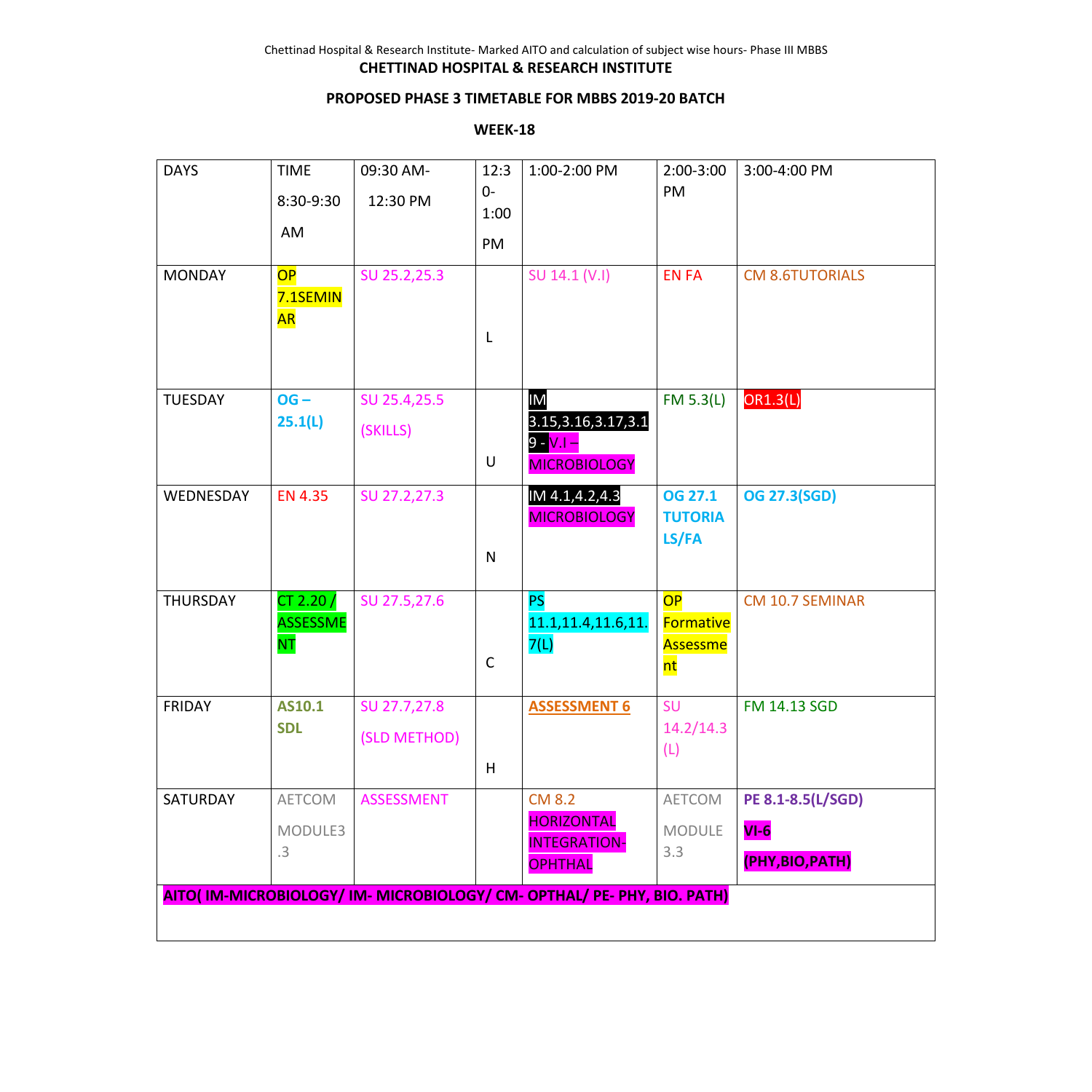**CHETTINAD HOSPITAL & RESEARCH INSTITUTE**

**PROPOSED PHASE 3 TIMETABLE FOR MBBS 2019-20 BATCH**

**WEEK-18**

| DAYS | TIME 8:30-9:30 AM | 09:30 AM- 12:30 PM | 12:30-1:00 PM | 1:00-2:00 PM | 2:00-3:00 PM | 3:00-4:00 PM |
|---|---|---|---|---|---|---|
| MONDAY | OP 7.1SEMINAR | SU 25.2,25.3 | L | SU 14.1 (V.I) | EN FA | CM 8.6TUTORIALS |
| TUESDAY | **OG – 25.1(L)** | SU 25.4,25.5 (SKILLS) | U | IM 3.15,3.16,3.17,3.19 - V.I – MICROBIOLOGY | FM 5.3(L) | OR1.3(L) |
| WEDNESDAY | EN 4.35 | SU 27.2,27.3 | N | IM 4.1,4.2,4.3 MICROBIOLOGY | **OG 27.1 TUTORIA LS/FA** | **OG 27.3(SGD)** |
| THURSDAY | CT 2.20 / ASSESSMENT | SU 27.5,27.6 | C | PS 11.1,11.4,11.6,11.7(L) | OP Formative Assessment | CM 10.7 SEMINAR |
| FRIDAY | **AS10.1 SDL** | SU 27.7,27.8 (SLD METHOD) | H | **ASSESSMENT 6** | SU 14.2/14.3 (L) | FM 14.13 SGD |
| SATURDAY | AETCOM MODULE3.3 | ASSESSMENT | | CM 8.2 HORIZONTAL INTEGRATION-OPHTHAL | AETCOM MODULE 3.3 | **PE 8.1-8.5(L/SGD) VI-6 (PHY,BIO,PATH)** |
| **AITO( IM-MICROBIOLOGY/ IM- MICROBIOLOGY/ CM- OPTHAL/ PE- PHY, BIO. PATH)** | | | | | | |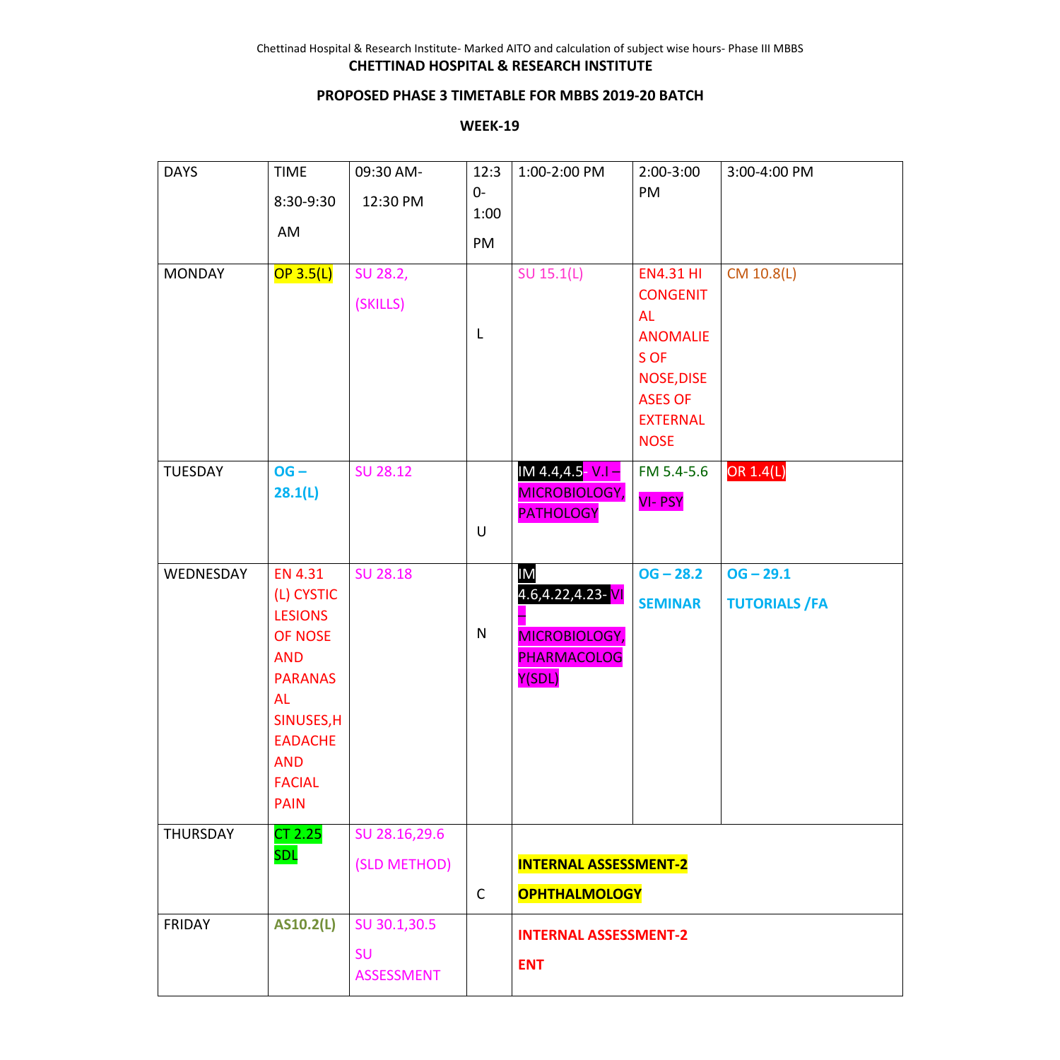Chettinad Hospital & Research Institute- Marked AITO and calculation of subject wise hours- Phase III MBBS

**CHETTINAD HOSPITAL & RESEARCH INSTITUTE**

**PROPOSED PHASE 3 TIMETABLE FOR MBBS 2019-20 BATCH**

**WEEK-19**

| DAYS | TIME 8:30-9:30 AM | 09:30 AM-12:30 PM | 12:30-1:00 PM | 1:00-2:00 PM | 2:00-3:00 PM | 3:00-4:00 PM |
|---|---|---|---|---|---|---|
| MONDAY | OP 3.5(L) | SU 28.2, (SKILLS) | L | SU 15.1(L) | EN4.31 HI CONGENITAL ANOMALIES OF NOSE,DISEASES OF EXTERNAL NOSE | CM 10.8(L) |
| TUESDAY | **OG – 28.1(L)** | SU 28.12 | U | IM 4.4,4.5- V.I – MICROBIOLOGY, PATHOLOGY | FM 5.4-5.6 VI- PSY | OR 1.4(L) |
| WEDNESDAY | EN 4.31 (L) CYSTIC LESIONS OF NOSE AND PARANASAL SINUSES,HEADACHE AND FACIAL PAIN | SU 28.18 | N | IM 4.6,4.22,4.23- VI – MICROBIOLOGY, PHARMACOLOGY(SDL) | **OG – 28.2 SEMINAR** | **OG – 29.1 TUTORIALS /FA** |
| THURSDAY | CT 2.25 SDL | SU 28.16,29.6 (SLD METHOD) | C | **INTERNAL ASSESSMENT-2 OPHTHALMOLOGY** | | |
| FRIDAY | **AS10.2(L)** | SU 30.1,30.5 SU ASSESSMENT | H | **INTERNAL ASSESSMENT-2 ENT** | | |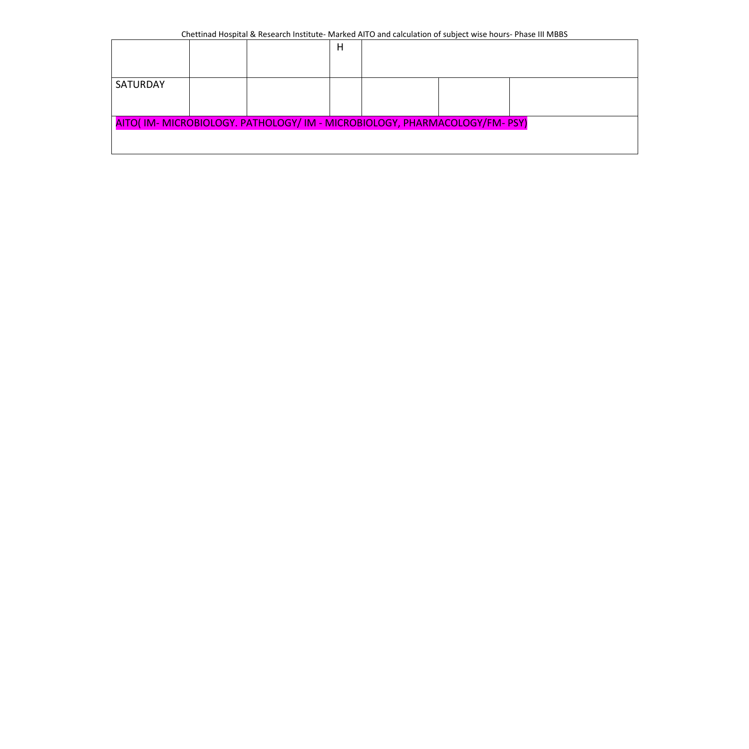| | | | H | | | |
|---|---|---|---|---|---|---|
| SATURDAY | | | | | | |
| AITO( IM- MICROBIOLOGY. PATHOLOGY/ IM - MICROBIOLOGY, PHARMACOLOGY/FM- PSY) | | | | | | |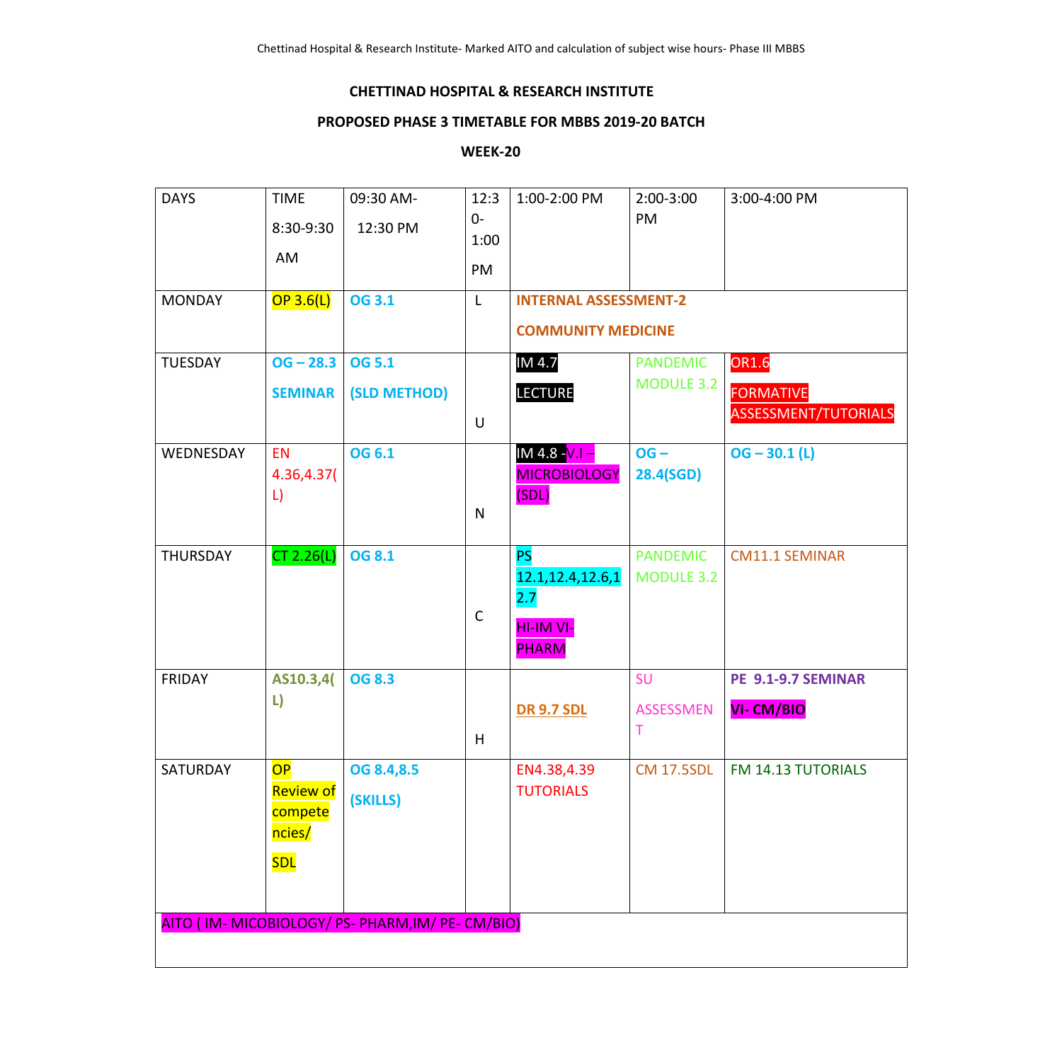**CHETTINAD HOSPITAL & RESEARCH INSTITUTE**

**PROPOSED PHASE 3 TIMETABLE FOR MBBS 2019-20 BATCH**

**WEEK-20**

| DAYS | TIME 8:30-9:30 AM | 09:30 AM- 12:30 PM | 12:30-1:00 PM | 1:00-2:00 PM | 2:00-3:00 PM | 3:00-4:00 PM |
|---|---|---|---|---|---|---|
| MONDAY | OP 3.6(L) | **OG 3.1** | L | **INTERNAL ASSESSMENT-2 COMMUNITY MEDICINE** | | |
| TUESDAY | **OG – 28.3 SEMINAR** | **OG 5.1 (SLD METHOD)** | U | IM 4.7 LECTURE | PANDEMIC MODULE 3.2 | OR1.6 FORMATIVE ASSESSMENT/TUTORIALS |
| WEDNESDAY | EN 4.36,4.37(L) | **OG 6.1** | N | IM 4.8 -V.I – MICROBIOLOGY (SDL) | **OG – 28.4(SGD)** | **OG – 30.1 (L)** |
| THURSDAY | CT 2.26(L) | **OG 8.1** | C | PS 12.1,12.4,12.6,12.7 HI-IM VI-PHARM | PANDEMIC MODULE 3.2 | CM11.1 SEMINAR |
| FRIDAY | **AS10.3,4(L)** | **OG 8.3** | H | **DR 9.7 SDL** | SU ASSESSMENT | **PE 9.1-9.7 SEMINAR VI- CM/BIO** |
| SATURDAY | OP Review of competencies/ SDL | **OG 8.4,8.5 (SKILLS)** | | EN4.38,4.39 TUTORIALS | CM 17.5SDL | FM 14.13 TUTORIALS |
| AITO ( IM- MICOBIOLOGY/ PS- PHARM,IM/ PE- CM/BIO) | | | | | | |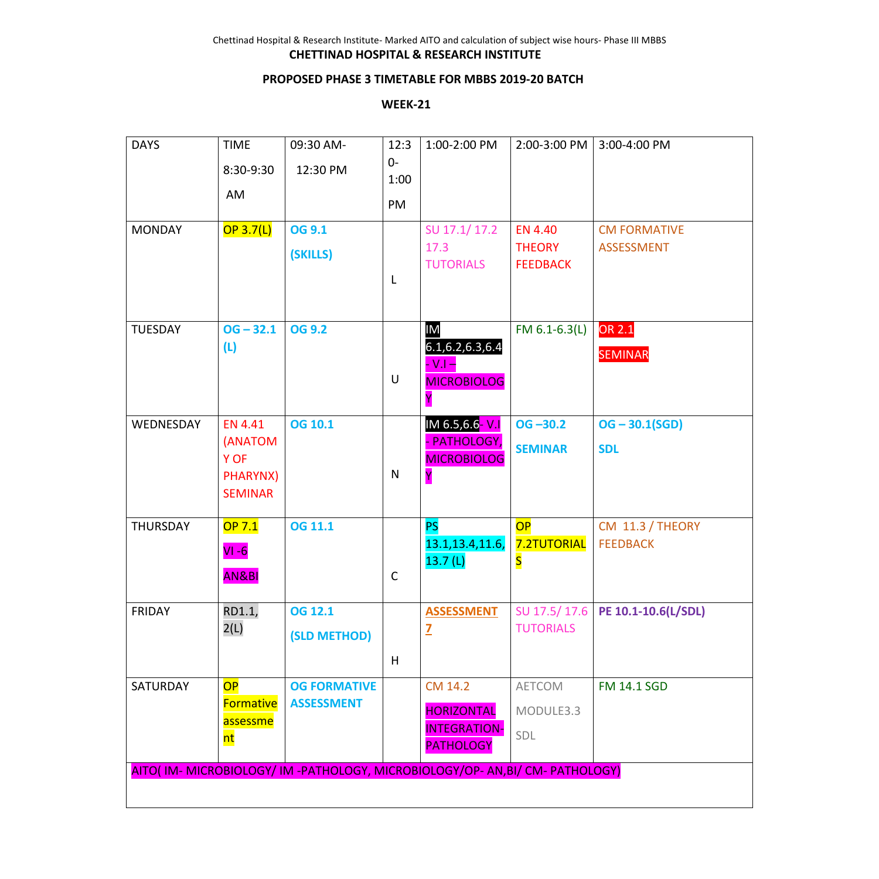**CHETTINAD HOSPITAL & RESEARCH INSTITUTE**

**PROPOSED PHASE 3 TIMETABLE FOR MBBS 2019-20 BATCH**

**WEEK-21**

| DAYS | TIME 8:30-9:30 AM | 09:30 AM- 12:30 PM | 12:30- 1:00 PM | 1:00-2:00 PM | 2:00-3:00 PM | 3:00-4:00 PM |
|---|---|---|---|---|---|---|
| MONDAY | OP 3.7(L) | **OG 9.1 (SKILLS)** | L | SU 17.1/ 17.2 17.3 TUTORIALS | EN 4.40 THEORY FEEDBACK | CM FORMATIVE ASSESSMENT |
| TUESDAY | **OG – 32.1 (L)** | **OG 9.2** | U | IM 6.1,6.2,6.3,6.4 - V.I – MICROBIOLOGY | FM 6.1-6.3(L) | OR 2.1 SEMINAR |
| WEDNESDAY | EN 4.41 (ANATOMY OF PHARYNX) SEMINAR | **OG 10.1** | N | IM 6.5,6.6- V.I - PATHOLOGY, MICROBIOLOGY | **OG –30.2 SEMINAR** | **OG – 30.1(SGD) SDL** |
| THURSDAY | OP 7.1 VI -6 AN&BI | **OG 11.1** | C | PS 13.1,13.4,11.6, 13.7 (L) | OP 7.2TUTORIALS | CM 11.3 / THEORY FEEDBACK |
| FRIDAY | RD1.1, 2(L) | **OG 12.1 (SLD METHOD)** | H | **ASSESSMENT 7** | SU 17.5/ 17.6 TUTORIALS | **PE 10.1-10.6(L/SDL)** |
| SATURDAY | OP Formative assessment | **OG FORMATIVE ASSESSMENT** | | CM 14.2 HORIZONTAL INTEGRATION- PATHOLOGY | AETCOM MODULE3.3 SDL | FM 14.1 SGD |
| AITO( IM- MICROBIOLOGY/ IM -PATHOLOGY, MICROBIOLOGY/OP- AN,BI/ CM- PATHOLOGY) | | | | | | |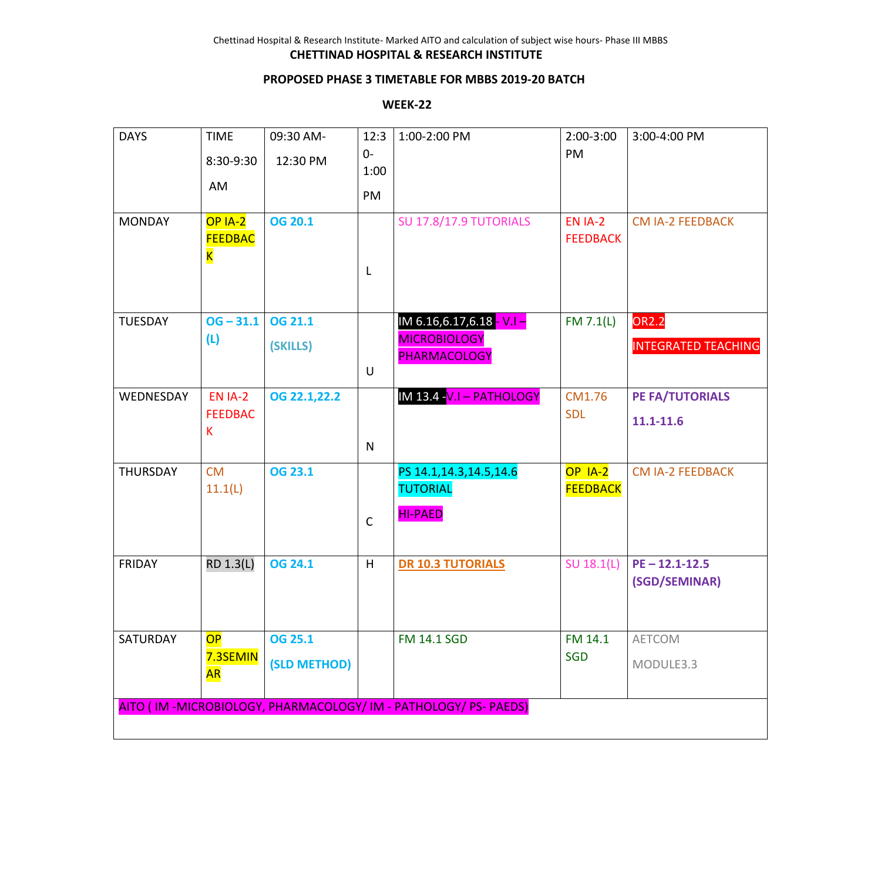**CHETTINAD HOSPITAL & RESEARCH INSTITUTE**

**PROPOSED PHASE 3 TIMETABLE FOR MBBS 2019-20 BATCH**

**WEEK-22**

| DAYS | TIME 8:30-9:30 AM | 09:30 AM- 12:30 PM | 12:30-1:00 PM | 1:00-2:00 PM | 2:00-3:00 PM | 3:00-4:00 PM |
|---|---|---|---|---|---|---|
| MONDAY | OP IA-2 FEEDBACK | **OG 20.1** | L | SU 17.8/17.9 TUTORIALS | EN IA-2 FEEDBACK | CM IA-2 FEEDBACK |
| TUESDAY | **OG – 31.1 (L)** | **OG 21.1 (SKILLS)** | U | IM 6.16,6.17,6.18 - V.I – MICROBIOLOGY PHARMACOLOGY | FM 7.1(L) | OR2.2 INTEGRATED TEACHING |
| WEDNESDAY | EN IA-2 FEEDBACK | **OG 22.1,22.2** | N | IM 13.4 -V.I – PATHOLOGY | CM1.76 SDL | **PE FA/TUTORIALS 11.1-11.6** |
| THURSDAY | CM 11.1(L) | **OG 23.1** | C | PS 14.1,14.3,14.5,14.6 TUTORIAL HI-PAED | OP IA-2 FEEDBACK | CM IA-2 FEEDBACK |
| FRIDAY | RD 1.3(L) | **OG 24.1** | H | **DR 10.3 TUTORIALS** | SU 18.1(L) | **PE – 12.1-12.5 (SGD/SEMINAR)** |
| SATURDAY | OP 7.3SEMINAR | **OG 25.1 (SLD METHOD)** | | FM 14.1 SGD | FM 14.1 SGD | AETCOM MODULE3.3 |

AITO ( IM -MICROBIOLOGY, PHARMACOLOGY/ IM - PATHOLOGY/ PS- PAEDS)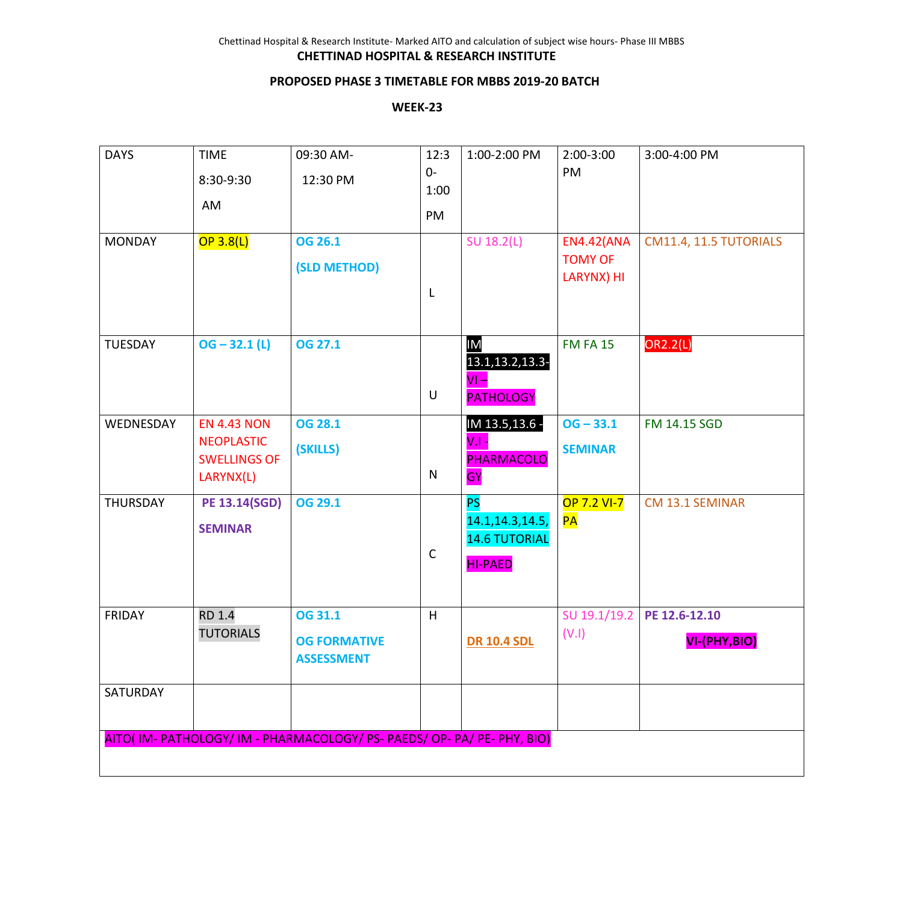Chettinad Hospital & Research Institute- Marked AITO and calculation of subject wise hours- Phase III MBBS

**CHETTINAD HOSPITAL & RESEARCH INSTITUTE**

**PROPOSED PHASE 3 TIMETABLE FOR MBBS 2019-20 BATCH**

**WEEK-23**

| DAYS | TIME 8:30-9:30 AM | 09:30 AM- 12:30 PM | 12:30-1:00 PM | 1:00-2:00 PM | 2:00-3:00 PM | 3:00-4:00 PM |
|---|---|---|---|---|---|---|
| MONDAY | OP 3.8(L) | **OG 26.1** **(SLD METHOD)** | L | SU 18.2(L) | EN4.42(ANATOMY OF LARYNX) HI | CM11.4, 11.5 TUTORIALS |
| TUESDAY | **OG – 32.1 (L)** | **OG 27.1** | U | IM 13.1,13.2,13.3- VI – PATHOLOGY | FM FA 15 | OR2.2(L) |
| WEDNESDAY | EN 4.43 NON NEOPLASTIC SWELLINGS OF LARYNX(L) | **OG 28.1** **(SKILLS)** | N | IM 13.5,13.6 - V.I - PHARMACOLOGY | **OG – 33.1** **SEMINAR** | FM 14.15 SGD |
| THURSDAY | **PE 13.14(SGD)** **SEMINAR** | **OG 29.1** | C | PS 14.1,14.3,14.5, 14.6 TUTORIAL HI-PAED | OP 7.2 VI-7 PA | CM 13.1 SEMINAR |
| FRIDAY | RD 1.4 TUTORIALS | **OG 31.1** **OG FORMATIVE ASSESSMENT** | H | **DR 10.4 SDL** | SU 19.1/19.2 (V.I) | **PE 12.6-12.10** **VI-(PHY,BIO)** |
| SATURDAY | | | | | | |

AITO( IM- PATHOLOGY/ IM - PHARMACOLOGY/ PS- PAEDS/ OP- PA/ PE- PHY, BIO)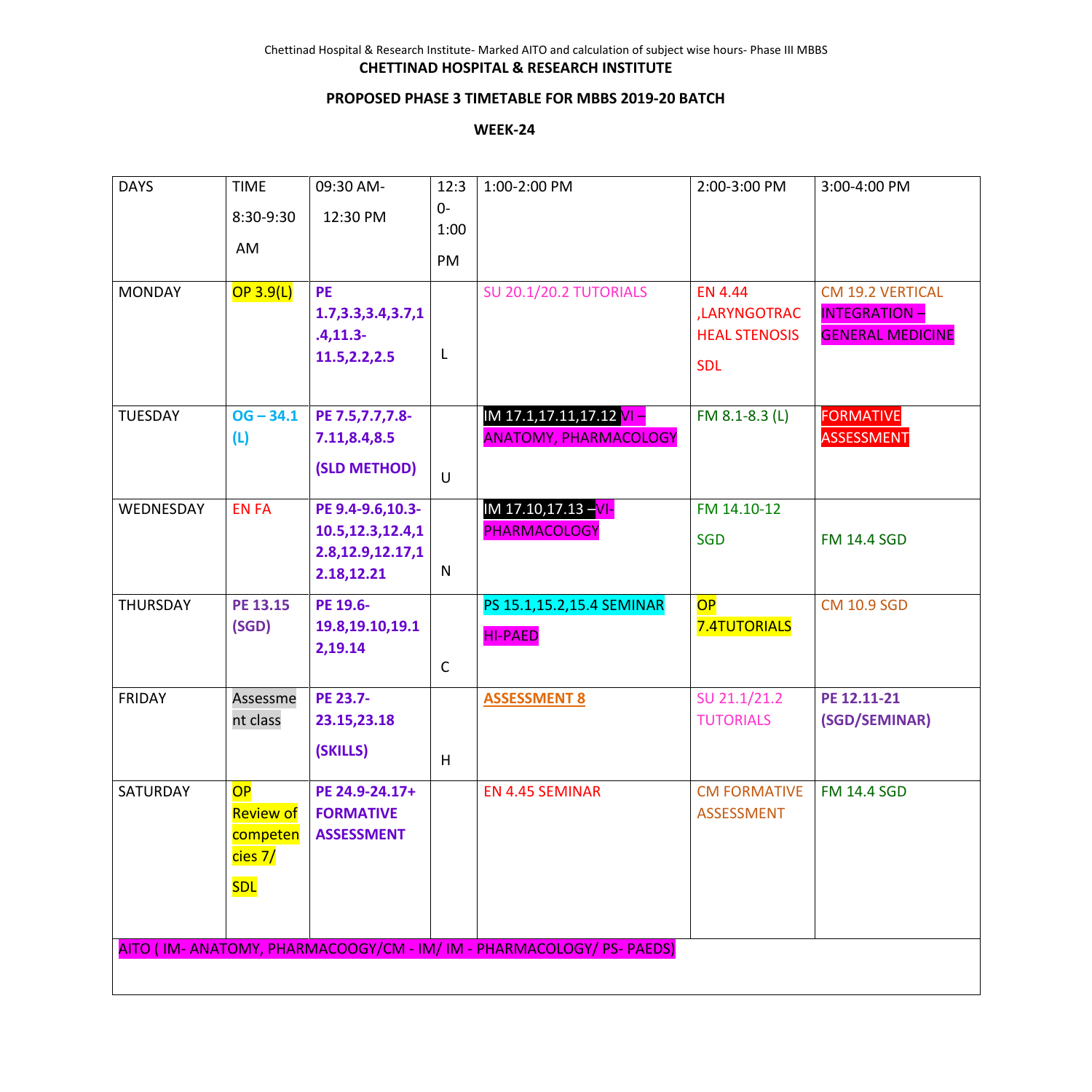**CHETTINAD HOSPITAL & RESEARCH INSTITUTE**

**PROPOSED PHASE 3 TIMETABLE FOR MBBS 2019-20 BATCH**

**WEEK-24**

| DAYS | TIME 8:30-9:30 AM | 09:30 AM- 12:30 PM | 12:30-1:00 PM | 1:00-2:00 PM | 2:00-3:00 PM | 3:00-4:00 PM |
|---|---|---|---|---|---|---|
| MONDAY | OP 3.9(L) | **PE 1.7,3.3,3.4,3.7,1.4,11.3-11.5,2.2,2.5** | L | SU 20.1/20.2 TUTORIALS | EN 4.44 ,LARYNGOTRACHEAL STENOSIS SDL | CM 19.2 VERTICAL INTEGRATION – GENERAL MEDICINE |
| TUESDAY | **OG – 34.1 (L)** | **PE 7.5,7.7,7.8-7.11,8.4,8.5 (SLD METHOD)** | U | IM 17.1,17.11,17.12 VI – ANATOMY, PHARMACOLOGY | FM 8.1-8.3 (L) | FORMATIVE ASSESSMENT |
| WEDNESDAY | EN FA | **PE 9.4-9.6,10.3-10.5,12.3,12.4,12.8,12.9,12.17,12.18,12.21** | N | IM 17.10,17.13 –VI-PHARMACOLOGY | FM 14.10-12 SGD | FM 14.4 SGD |
| THURSDAY | **PE 13.15 (SGD)** | **PE 19.6-19.8,19.10,19.12,19.14** | C | PS 15.1,15.2,15.4 SEMINAR HI-PAED | OP 7.4TUTORIALS | CM 10.9 SGD |
| FRIDAY | Assessment class | **PE 23.7-23.15,23.18 (SKILLS)** | H | **ASSESSMENT 8** | SU 21.1/21.2 TUTORIALS | **PE 12.11-21 (SGD/SEMINAR)** |
| SATURDAY | OP Review of competencies 7/ SDL | **PE 24.9-24.17+ FORMATIVE ASSESSMENT** | | EN 4.45 SEMINAR | CM FORMATIVE ASSESSMENT | FM 14.4 SGD |
| AITO ( IM- ANATOMY, PHARMACOOGY/CM - IM/ IM - PHARMACOLOGY/ PS- PAEDS) | | | | | | |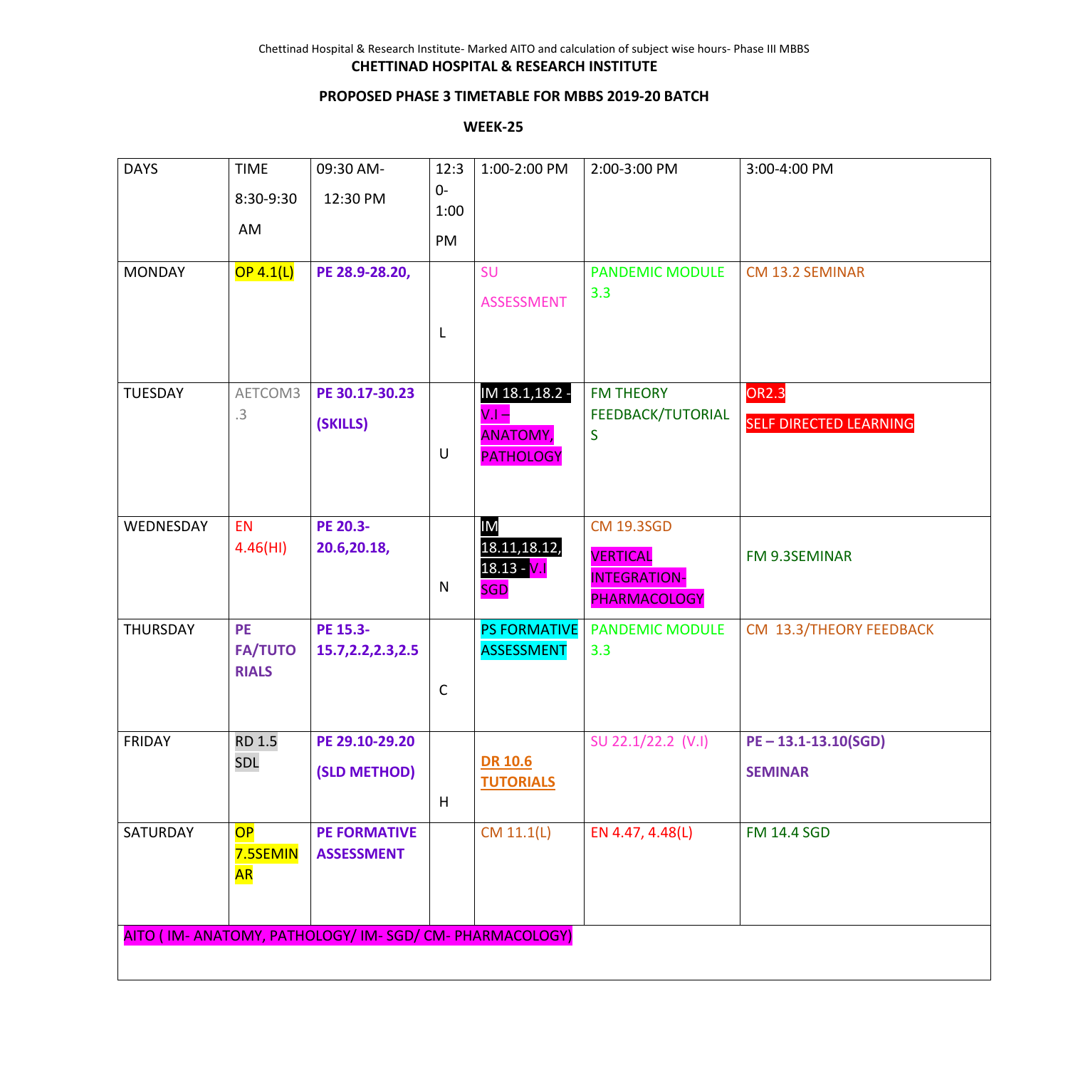**CHETTINAD HOSPITAL & RESEARCH INSTITUTE**

**PROPOSED PHASE 3 TIMETABLE FOR MBBS 2019-20 BATCH**

**WEEK-25**

| DAYS | TIME 8:30-9:30 AM | 09:30 AM- 12:30 PM | 12:30-1:00 PM | 1:00-2:00 PM | 2:00-3:00 PM | 3:00-4:00 PM |
|---|---|---|---|---|---|---|
| MONDAY | OP 4.1(L) | **PE 28.9-28.20,** | L | SU ASSESSMENT | PANDEMIC MODULE 3.3 | CM 13.2 SEMINAR |
| TUESDAY | AETCOM3.3 | **PE 30.17-30.23 (SKILLS)** | U | IM 18.1,18.2 - V.I – ANATOMY, PATHOLOGY | FM THEORY FEEDBACK/TUTORIALS | OR2.3 SELF DIRECTED LEARNING |
| WEDNESDAY | EN 4.46(HI) | **PE 20.3-20.6,20.18,** | N | IM 18.11,18.12, 18.13 - V.I SGD | CM 19.3SGD VERTICAL INTEGRATION-PHARMACOLOGY | FM 9.3SEMINAR |
| THURSDAY | **PE FA/TUTORIALS** | **PE 15.3-15.7,2.2,2.3,2.5** | C | PS FORMATIVE ASSESSMENT | PANDEMIC MODULE 3.3 | CM 13.3/THEORY FEEDBACK |
| FRIDAY | RD 1.5 SDL | **PE 29.10-29.20 (SLD METHOD)** | H | **DR 10.6 TUTORIALS** | SU 22.1/22.2 (V.I) | **PE – 13.1-13.10(SGD) SEMINAR** |
| SATURDAY | OP 7.5SEMINAR | **PE FORMATIVE ASSESSMENT** | | CM 11.1(L) | EN 4.47, 4.48(L) | FM 14.4 SGD |
| AITO ( IM- ANATOMY, PATHOLOGY/ IM- SGD/ CM- PHARMACOLOGY) | | | | | | |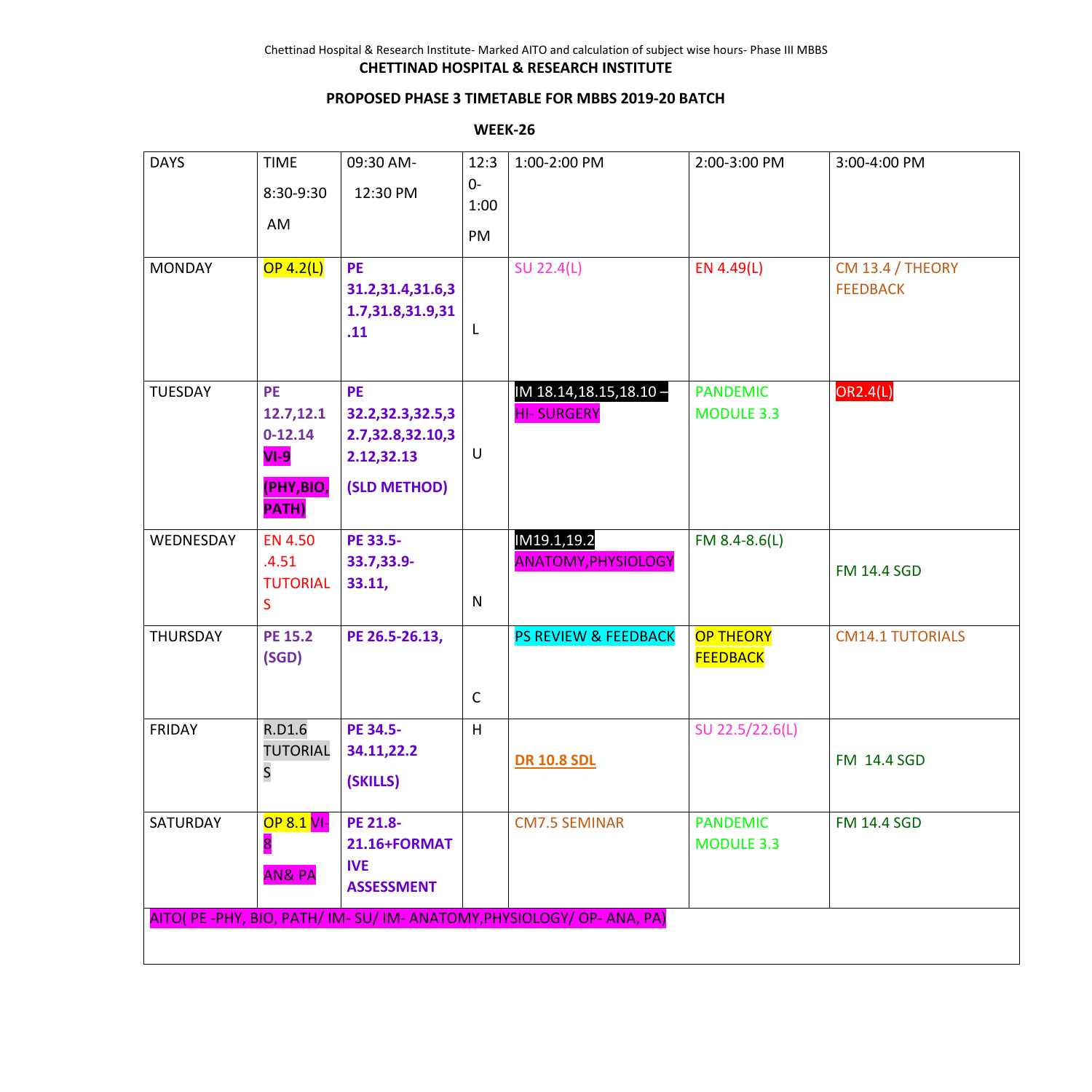**CHETTINAD HOSPITAL & RESEARCH INSTITUTE**

**PROPOSED PHASE 3 TIMETABLE FOR MBBS 2019-20 BATCH**

**WEEK-26**

| DAYS | TIME 8:30-9:30 AM | 09:30 AM- 12:30 PM | 12:30-1:00 PM | 1:00-2:00 PM | 2:00-3:00 PM | 3:00-4:00 PM |
|---|---|---|---|---|---|---|
| MONDAY | OP 4.2(L) | **PE 31.2,31.4,31.6,31.7,31.8,31.9,31.11** | L | SU 22.4(L) | EN 4.49(L) | CM 13.4 / THEORY FEEDBACK |
| TUESDAY | **PE 12.7,12.10-12.14 VI-9 (PHY,BIO, PATH)** | **PE 32.2,32.3,32.5,32.7,32.8,32.10,32.12,32.13 (SLD METHOD)** | U | IM 18.14,18.15,18.10 – HI- SURGERY | PANDEMIC MODULE 3.3 | OR2.4(L) |
| WEDNESDAY | EN 4.50 .4.51 TUTORIALS | **PE 33.5-33.7,33.9-33.11,** | N | IM19.1,19.2 ANATOMY,PHYSIOLOGY | FM 8.4-8.6(L) | FM 14.4 SGD |
| THURSDAY | **PE 15.2 (SGD)** | **PE 26.5-26.13,** | C | PS REVIEW & FEEDBACK | OP THEORY FEEDBACK | CM14.1 TUTORIALS |
| FRIDAY | R.D1.6 TUTORIALS | **PE 34.5-34.11,22.2 (SKILLS)** | H | **DR 10.8 SDL** | SU 22.5/22.6(L) | FM 14.4 SGD |
| SATURDAY | OP 8.1 VI-8 AN& PA | **PE 21.8-21.16+FORMATIVE ASSESSMENT** | | CM7.5 SEMINAR | PANDEMIC MODULE 3.3 | FM 14.4 SGD |
| AITO( PE -PHY, BIO, PATH/ IM- SU/ IM- ANATOMY,PHYSIOLOGY/ OP- ANA, PA) | | | | | | |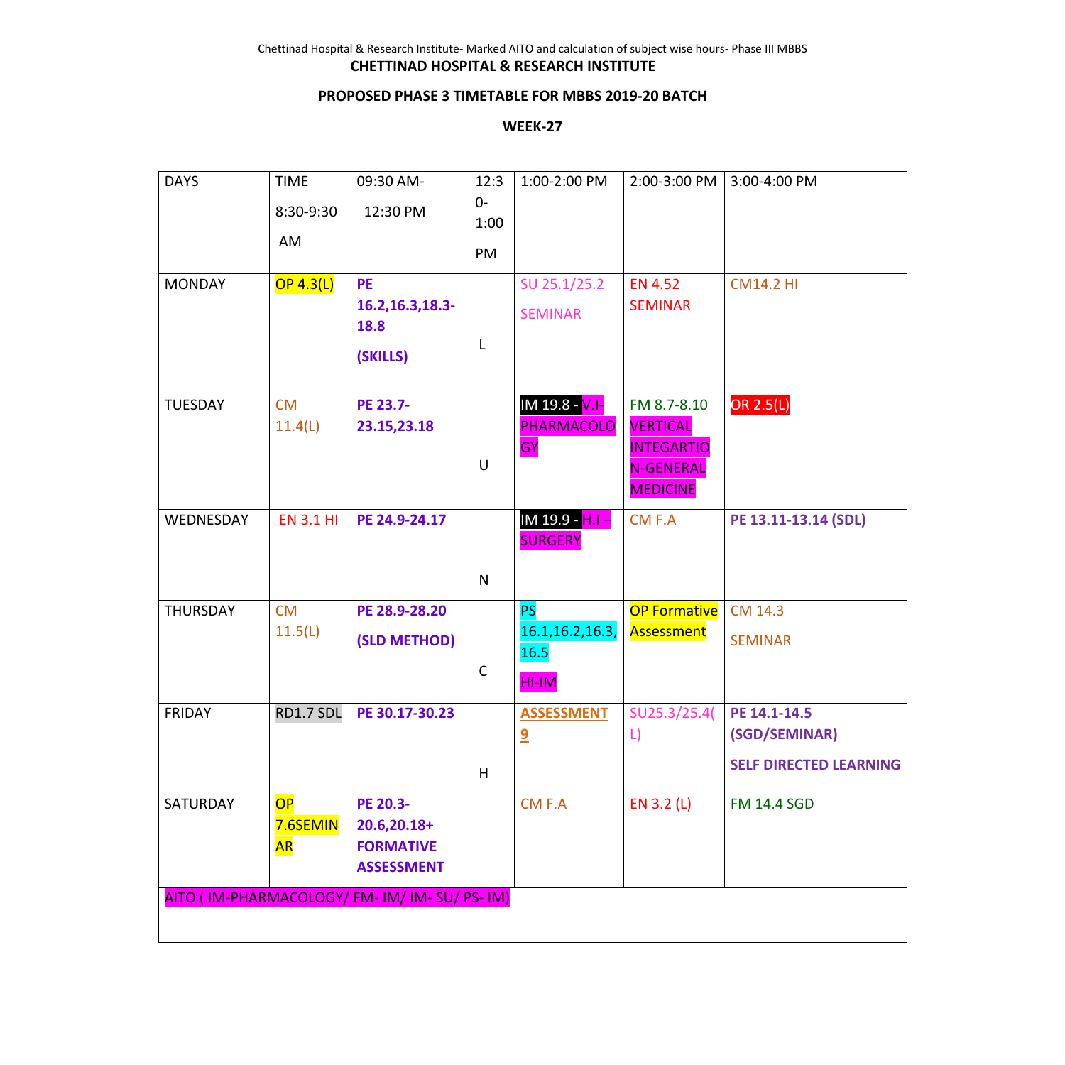**CHETTINAD HOSPITAL & RESEARCH INSTITUTE**

**PROPOSED PHASE 3 TIMETABLE FOR MBBS 2019-20 BATCH**

**WEEK-27**

| DAYS | TIME 8:30-9:30 AM | 09:30 AM- 12:30 PM | 12:30- 1:00 PM | 1:00-2:00 PM | 2:00-3:00 PM | 3:00-4:00 PM |
|---|---|---|---|---|---|---|
| MONDAY | OP 4.3(L) | **PE 16.2,16.3,18.3-18.8 (SKILLS)** | L | SU 25.1/25.2 SEMINAR | EN 4.52 SEMINAR | CM14.2 HI |
| TUESDAY | CM 11.4(L) | **PE 23.7-23.15,23.18** | U | IM 19.8 - V.I-PHARMACOLOGY | FM 8.7-8.10 VERTICAL INTEGARTION-GENERAL MEDICINE | OR 2.5(L) |
| WEDNESDAY | EN 3.1 HI | **PE 24.9-24.17** | N | IM 19.9 - H.I – SURGERY | CM F.A | **PE 13.11-13.14 (SDL)** |
| THURSDAY | CM 11.5(L) | **PE 28.9-28.20 (SLD METHOD)** | C | PS 16.1,16.2,16.3, 16.5 HI-IM | OP Formative Assessment | CM 14.3 SEMINAR |
| FRIDAY | RD1.7 SDL | **PE 30.17-30.23** | H | **ASSESSMENT 9** | SU25.3/25.4(L) | **PE 14.1-14.5 (SGD/SEMINAR) SELF DIRECTED LEARNING** |
| SATURDAY | OP 7.6SEMINAR | **PE 20.3-20.6,20.18+ FORMATIVE ASSESSMENT** | | CM F.A | EN 3.2 (L) | FM 14.4 SGD |
| AITO ( IM-PHARMACOLOGY/ FM- IM/ IM- SU/ PS- IM) | | | | | | |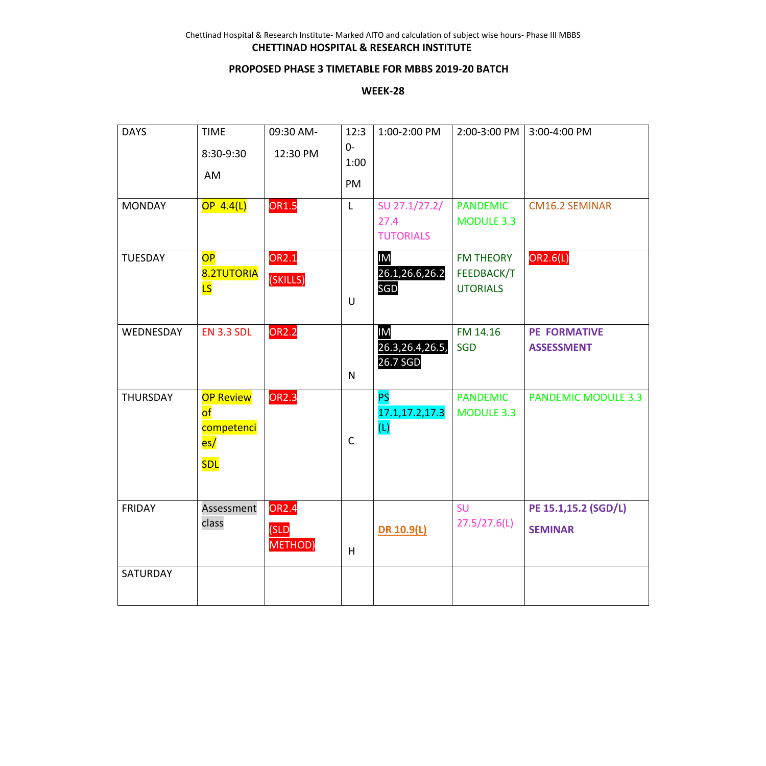**CHETTINAD HOSPITAL & RESEARCH INSTITUTE**

**PROPOSED PHASE 3 TIMETABLE FOR MBBS 2019-20 BATCH**

**WEEK-28**

| DAYS | TIME 8:30-9:30 AM | 09:30 AM- 12:30 PM | 12:30-1:00 PM | 1:00-2:00 PM | 2:00-3:00 PM | 3:00-4:00 PM |
|---|---|---|---|---|---|---|
| MONDAY | OP 4.4(L) | OR1.5 | L | SU 27.1/27.2/ 27.4 TUTORIALS | PANDEMIC MODULE 3.3 | CM16.2 SEMINAR |
| TUESDAY | OP 8.2TUTORIALS | OR2.1 (SKILLS) | U | IM 26.1,26.6,26.2 SGD | FM THEORY FEEDBACK/TUTORIALS | OR2.6(L) |
| WEDNESDAY | EN 3.3 SDL | OR2.2 | N | IM 26.3,26.4,26.5, 26.7 SGD | FM 14.16 SGD | **PE FORMATIVE ASSESSMENT** |
| THURSDAY | OP Review of competencies/ SDL | OR2.3 | C | PS 17.1,17.2,17.3 (L) | PANDEMIC MODULE 3.3 | PANDEMIC MODULE 3.3 |
| FRIDAY | Assessment class | OR2.4 (SLD METHOD) | H | **DR 10.9(L)** | SU 27.5/27.6(L) | **PE 15.1,15.2 (SGD/L) SEMINAR** |
| SATURDAY | | | | | | |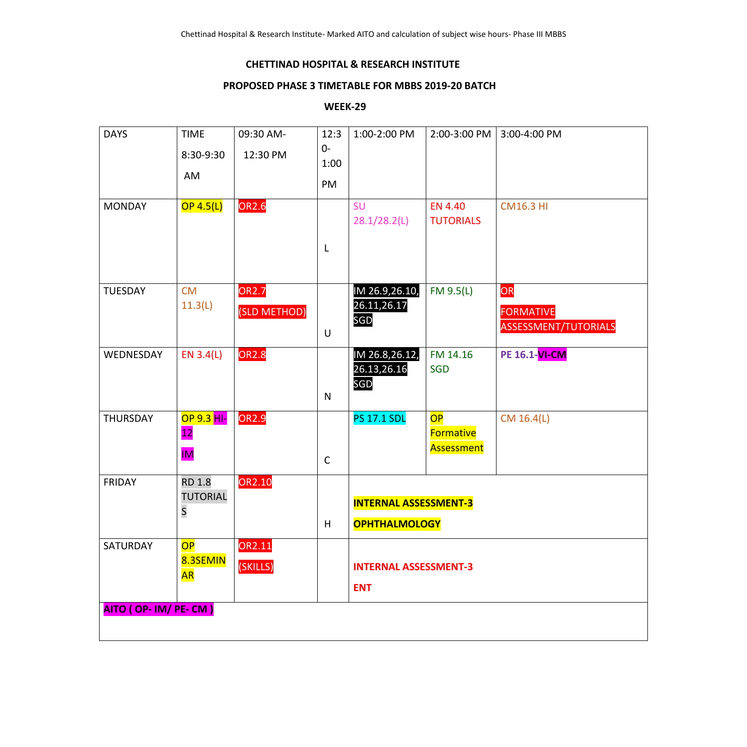**CHETTINAD HOSPITAL & RESEARCH INSTITUTE**

**PROPOSED PHASE 3 TIMETABLE FOR MBBS 2019-20 BATCH**

**WEEK-29**

| DAYS | TIME 8:30-9:30 AM | 09:30 AM- 12:30 PM | 12:30-1:00 PM | 1:00-2:00 PM | 2:00-3:00 PM | 3:00-4:00 PM |
|---|---|---|---|---|---|---|
| MONDAY | OP 4.5(L) | OR2.6 | L | SU 28.1/28.2(L) | EN 4.40 TUTORIALS | CM16.3 HI |
| TUESDAY | CM 11.3(L) | OR2.7 (SLD METHOD) | U | IM 26.9,26.10, 26.11,26.17 SGD | FM 9.5(L) | OR FORMATIVE ASSESSMENT/TUTORIALS |
| WEDNESDAY | EN 3.4(L) | OR2.8 | N | IM 26.8,26.12, 26.13,26.16 SGD | FM 14.16 SGD | PE 16.1-VI-CM |
| THURSDAY | OP 9.3 HI-12 IM | OR2.9 | C | PS 17.1 SDL | OP Formative Assessment | CM 16.4(L) |
| FRIDAY | RD 1.8 TUTORIALS | OR2.10 | H | **INTERNAL ASSESSMENT-3 OPHTHALMOLOGY** | | |
| SATURDAY | OP 8.3SEMINAR | OR2.11 (SKILLS) | | **INTERNAL ASSESSMENT-3 ENT** | | |
| **AITO ( OP- IM/ PE- CM )** | | | | | | |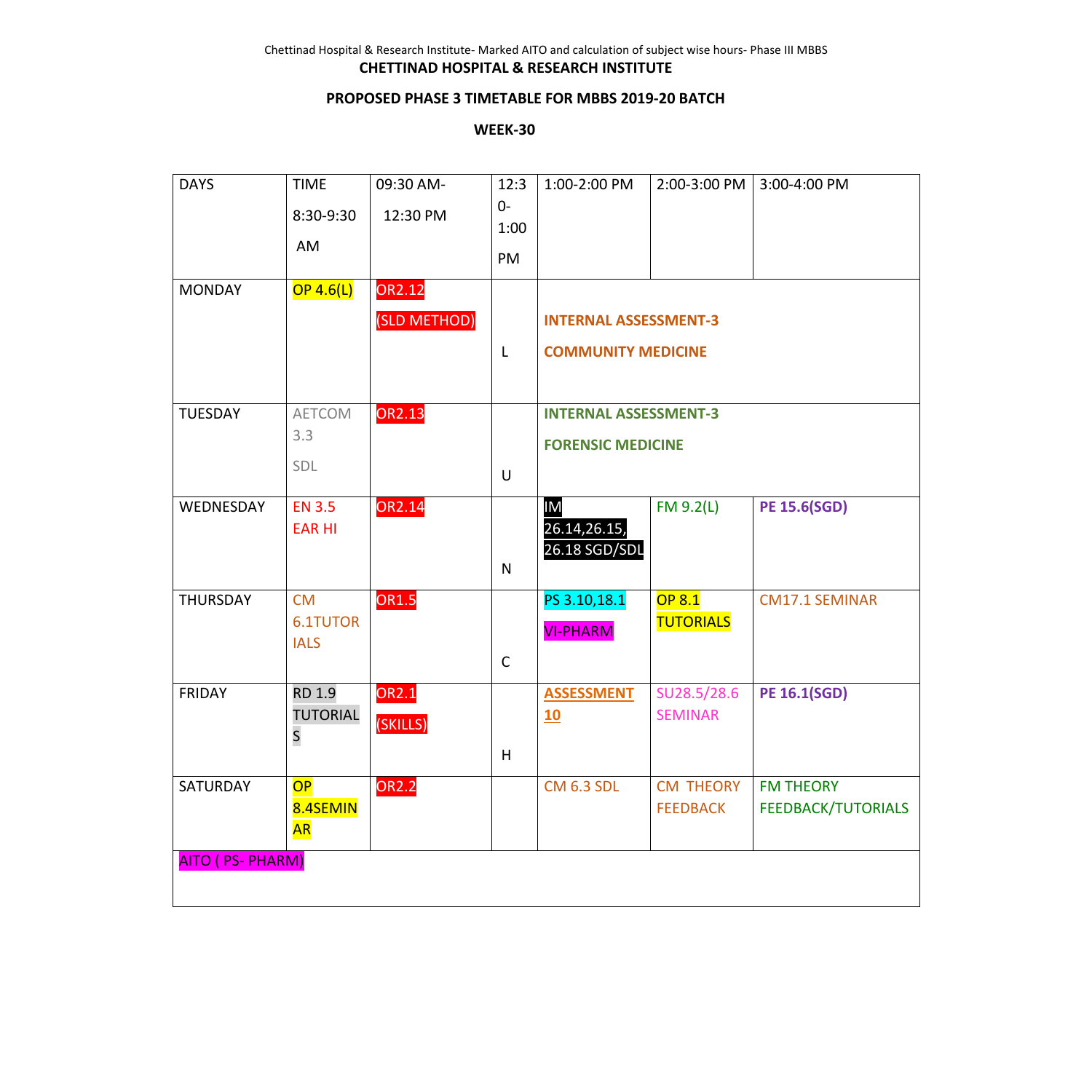**CHETTINAD HOSPITAL & RESEARCH INSTITUTE**

**PROPOSED PHASE 3 TIMETABLE FOR MBBS 2019-20 BATCH**

**WEEK-30**

| DAYS | TIME 8:30-9:30 AM | 09:30 AM- 12:30 PM | 12:30-1:00 PM | 1:00-2:00 PM | 2:00-3:00 PM | 3:00-4:00 PM |
|---|---|---|---|---|---|---|
| MONDAY | OP 4.6(L) | OR2.12 (SLD METHOD) | L | **INTERNAL ASSESSMENT-3 COMMUNITY MEDICINE** | | |
| TUESDAY | AETCOM 3.3 SDL | OR2.13 | U | **INTERNAL ASSESSMENT-3 FORENSIC MEDICINE** | | |
| WEDNESDAY | EN 3.5 EAR HI | OR2.14 | N | IM 26.14,26.15, 26.18 SGD/SDL | FM 9.2(L) | **PE 15.6(SGD)** |
| THURSDAY | CM 6.1TUTORIALS | OR1.5 | C | PS 3.10,18.1 VI-PHARM | OP 8.1 TUTORIALS | CM17.1 SEMINAR |
| FRIDAY | RD 1.9 TUTORIALS | OR2.1 (SKILLS) | H | **ASSESSMENT 10** | SU28.5/28.6 SEMINAR | **PE 16.1(SGD)** |
| SATURDAY | OP 8.4SEMINAR | OR2.2 | | CM 6.3 SDL | CM THEORY FEEDBACK | FM THEORY FEEDBACK/TUTORIALS |
| AITO ( PS- PHARM) | | | | | | |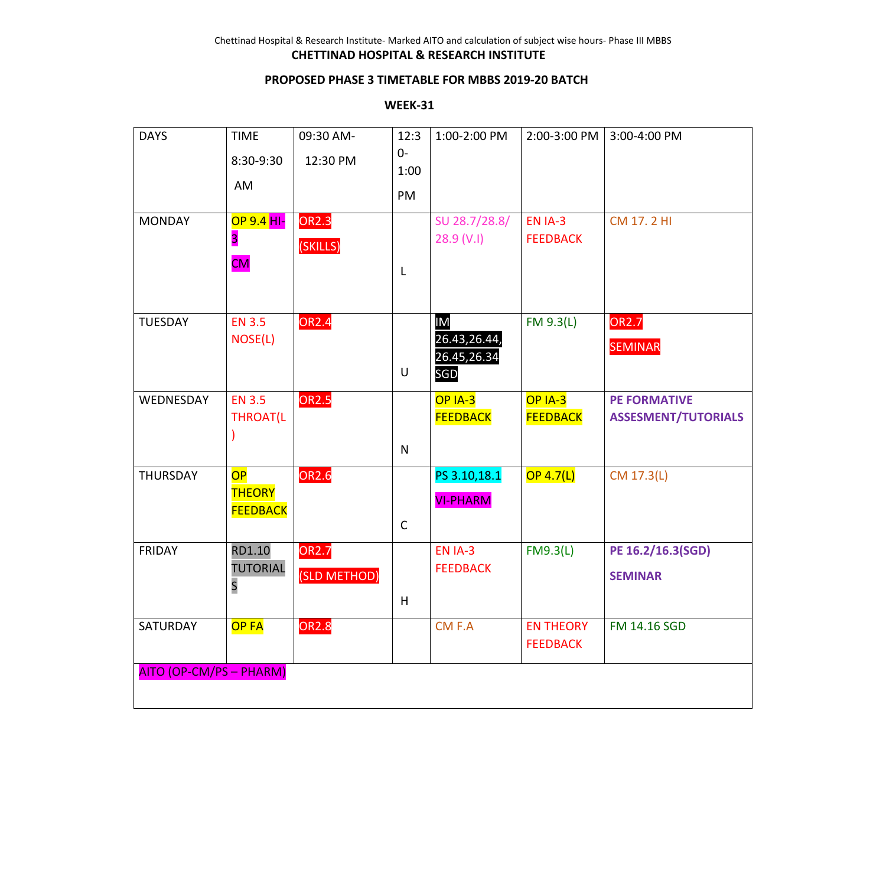**CHETTINAD HOSPITAL & RESEARCH INSTITUTE**

**PROPOSED PHASE 3 TIMETABLE FOR MBBS 2019-20 BATCH**

**WEEK-31**

| DAYS | TIME 8:30-9:30 AM | 09:30 AM- 12:30 PM | 12:30-1:00 PM | 1:00-2:00 PM | 2:00-3:00 PM | 3:00-4:00 PM |
|---|---|---|---|---|---|---|
| MONDAY | OP 9.4 HI-3 CM | OR2.3 (SKILLS) | L | SU 28.7/28.8/ 28.9 (V.I) | EN IA-3 FEEDBACK | CM 17. 2 HI |
| TUESDAY | EN 3.5 NOSE(L) | OR2.4 | U | IM 26.43,26.44, 26.45,26.34 SGD | FM 9.3(L) | OR2.7 SEMINAR |
| WEDNESDAY | EN 3.5 THROAT(L) | OR2.5 | N | OP IA-3 FEEDBACK | OP IA-3 FEEDBACK | **PE FORMATIVE ASSESMENT/TUTORIALS** |
| THURSDAY | OP THEORY FEEDBACK | OR2.6 | C | PS 3.10,18.1 VI-PHARM | OP 4.7(L) | CM 17.3(L) |
| FRIDAY | RD1.10 TUTORIALS | OR2.7 (SLD METHOD) | H | EN IA-3 FEEDBACK | FM9.3(L) | **PE 16.2/16.3(SGD) SEMINAR** |
| SATURDAY | OP FA | OR2.8 | | CM F.A | EN THEORY FEEDBACK | FM 14.16 SGD |
| AITO (OP-CM/PS – PHARM) | | | | | | |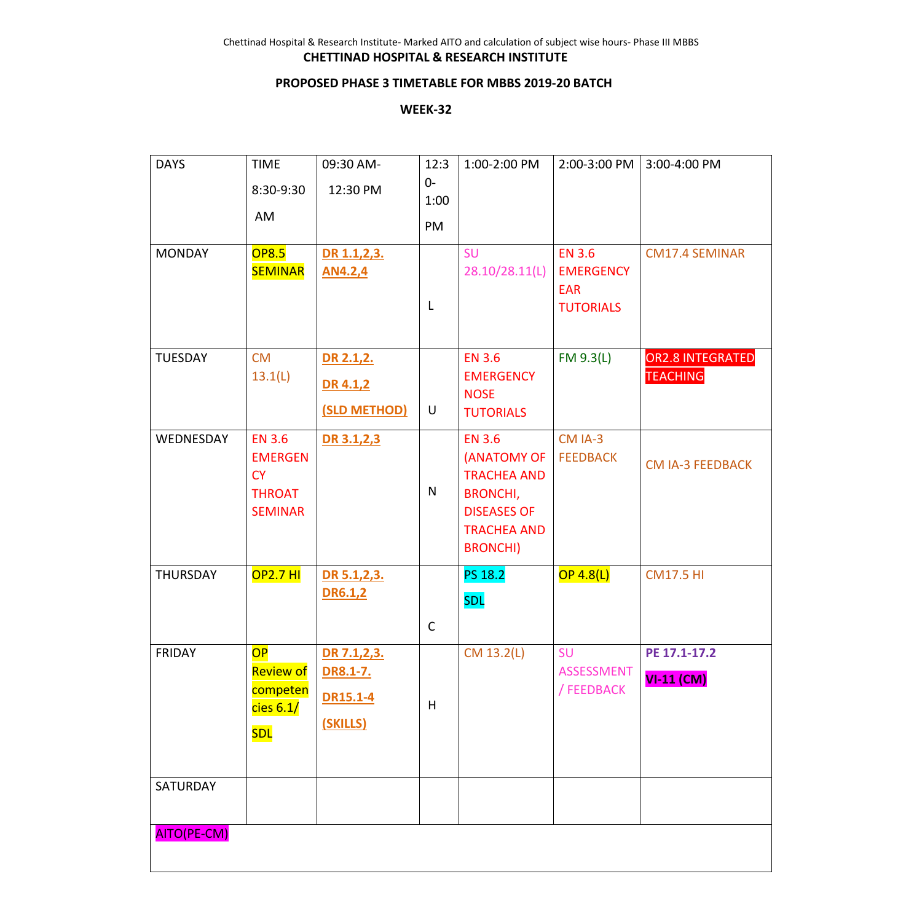**CHETTINAD HOSPITAL & RESEARCH INSTITUTE**

**PROPOSED PHASE 3 TIMETABLE FOR MBBS 2019-20 BATCH**

**WEEK-32**

| DAYS | TIME 8:30-9:30 AM | 09:30 AM- 12:30 PM | 12:30-1:00 PM | 1:00-2:00 PM | 2:00-3:00 PM | 3:00-4:00 PM |
|---|---|---|---|---|---|---|
| MONDAY | OP8.5 SEMINAR | **DR 1.1,2,3. AN4.2,4** | L | SU 28.10/28.11(L) | EN 3.6 EMERGENCY EAR TUTORIALS | CM17.4 SEMINAR |
| TUESDAY | CM 13.1(L) | **DR 2.1,2. DR 4.1,2 (SLD METHOD)** | U | EN 3.6 EMERGENCY NOSE TUTORIALS | FM 9.3(L) | OR2.8 INTEGRATED TEACHING |
| WEDNESDAY | EN 3.6 EMERGENCY THROAT SEMINAR | **DR 3.1,2,3** | N | EN 3.6 (ANATOMY OF TRACHEA AND BRONCHI, DISEASES OF TRACHEA AND BRONCHI) | CM IA-3 FEEDBACK | CM IA-3 FEEDBACK |
| THURSDAY | OP2.7 HI | **DR 5.1,2,3. DR6.1,2** | C | PS 18.2 SDL | OP 4.8(L) | CM17.5 HI |
| FRIDAY | OP Review of competencies 6.1/ SDL | **DR 7.1,2,3. DR8.1-7. DR15.1-4 (SKILLS)** | H | CM 13.2(L) | SU ASSESSMENT / FEEDBACK | **PE 17.1-17.2** **VI-11 (CM)** |
| SATURDAY | | | | | | |
| AITO(PE-CM) | | | | | | |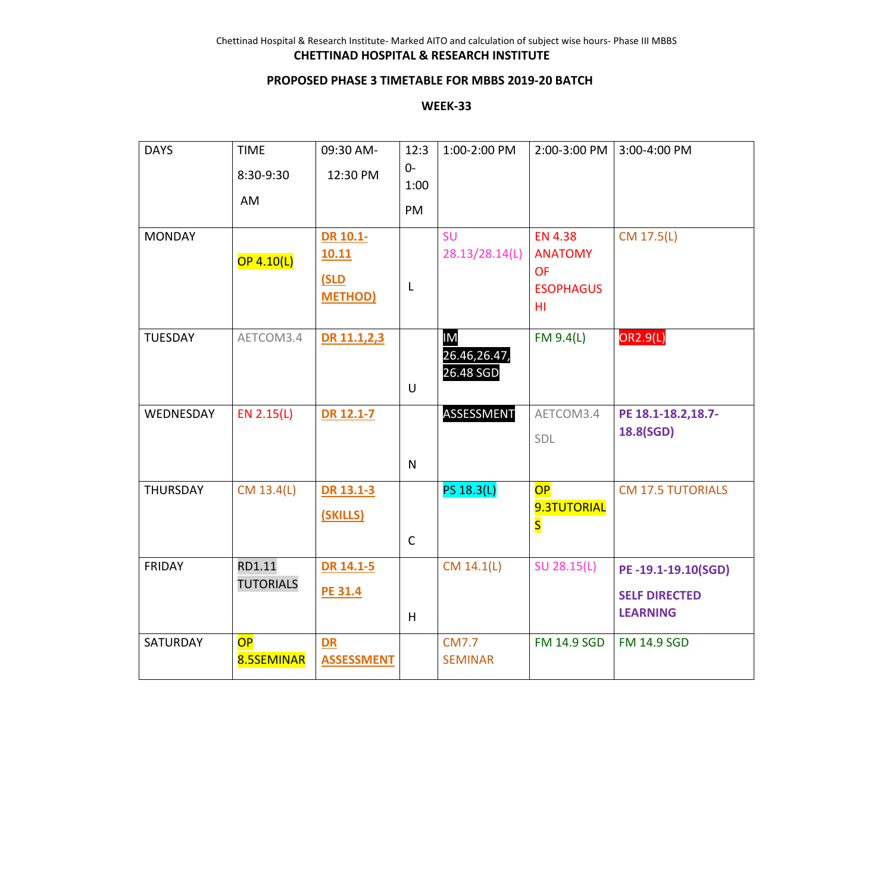**CHETTINAD HOSPITAL & RESEARCH INSTITUTE**

**PROPOSED PHASE 3 TIMETABLE FOR MBBS 2019-20 BATCH**

**WEEK-33**

| DAYS | TIME 8:30-9:30 AM | 09:30 AM- 12:30 PM | 12:30-1:00 PM | 1:00-2:00 PM | 2:00-3:00 PM | 3:00-4:00 PM |
|---|---|---|---|---|---|---|
| MONDAY | OP 4.10(L) | DR 10.1-10.11 (SLD METHOD) | L | SU 28.13/28.14(L) | EN 4.38 ANATOMY OF ESOPHAGUS HI | CM 17.5(L) |
| TUESDAY | AETCOM3.4 | DR 11.1,2,3 | U | IM 26.46,26.47, 26.48 SGD | FM 9.4(L) | OR2.9(L) |
| WEDNESDAY | EN 2.15(L) | DR 12.1-7 | N | ASSESSMENT | AETCOM3.4 SDL | **PE 18.1-18.2,18.7-18.8(SGD)** |
| THURSDAY | CM 13.4(L) | DR 13.1-3 (SKILLS) | C | PS 18.3(L) | OP 9.3TUTORIALS | CM 17.5 TUTORIALS |
| FRIDAY | RD1.11 TUTORIALS | DR 14.1-5 PE 31.4 | H | CM 14.1(L) | SU 28.15(L) | **PE -19.1-19.10(SGD) SELF DIRECTED LEARNING** |
| SATURDAY | OP 8.5SEMINAR | DR ASSESSMENT | | CM7.7 SEMINAR | FM 14.9 SGD | FM 14.9 SGD |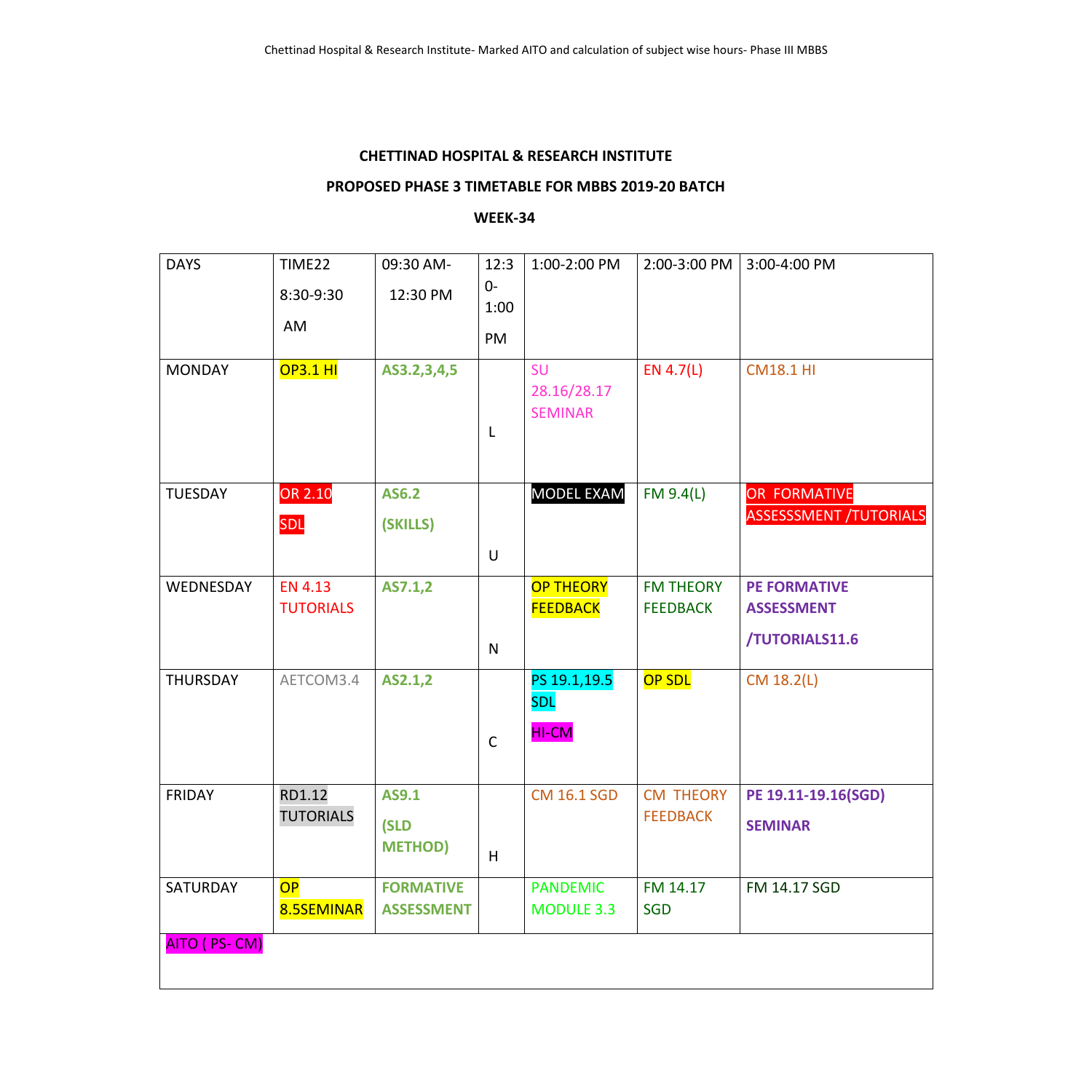**CHETTINAD HOSPITAL & RESEARCH INSTITUTE**

**PROPOSED PHASE 3 TIMETABLE FOR MBBS 2019-20 BATCH**

**WEEK-34**

| DAYS | TIME22 8:30-9:30 AM | 09:30 AM- 12:30 PM | 12:30-1:00 PM | 1:00-2:00 PM | 2:00-3:00 PM | 3:00-4:00 PM |
|---|---|---|---|---|---|---|
| MONDAY | OP3.1 HI | **AS3.2,3,4,5** | L | SU 28.16/28.17 SEMINAR | EN 4.7(L) | CM18.1 HI |
| TUESDAY | OR 2.10 SDL | **AS6.2 (SKILLS)** | U | MODEL EXAM | FM 9.4(L) | OR FORMATIVE ASSESSSMENT /TUTORIALS |
| WEDNESDAY | EN 4.13 TUTORIALS | **AS7.1,2** | N | OP THEORY FEEDBACK | FM THEORY FEEDBACK | **PE FORMATIVE ASSESSMENT /TUTORIALS11.6** |
| THURSDAY | AETCOM3.4 | **AS2.1,2** | C | PS 19.1,19.5 SDL HI-CM | OP SDL | CM 18.2(L) |
| FRIDAY | RD1.12 TUTORIALS | **AS9.1 (SLD METHOD)** | H | CM 16.1 SGD | CM THEORY FEEDBACK | **PE 19.11-19.16(SGD) SEMINAR** |
| SATURDAY | OP 8.5SEMINAR | **FORMATIVE ASSESSMENT** | | PANDEMIC MODULE 3.3 | FM 14.17 SGD | FM 14.17 SGD |

AITO ( PS- CM)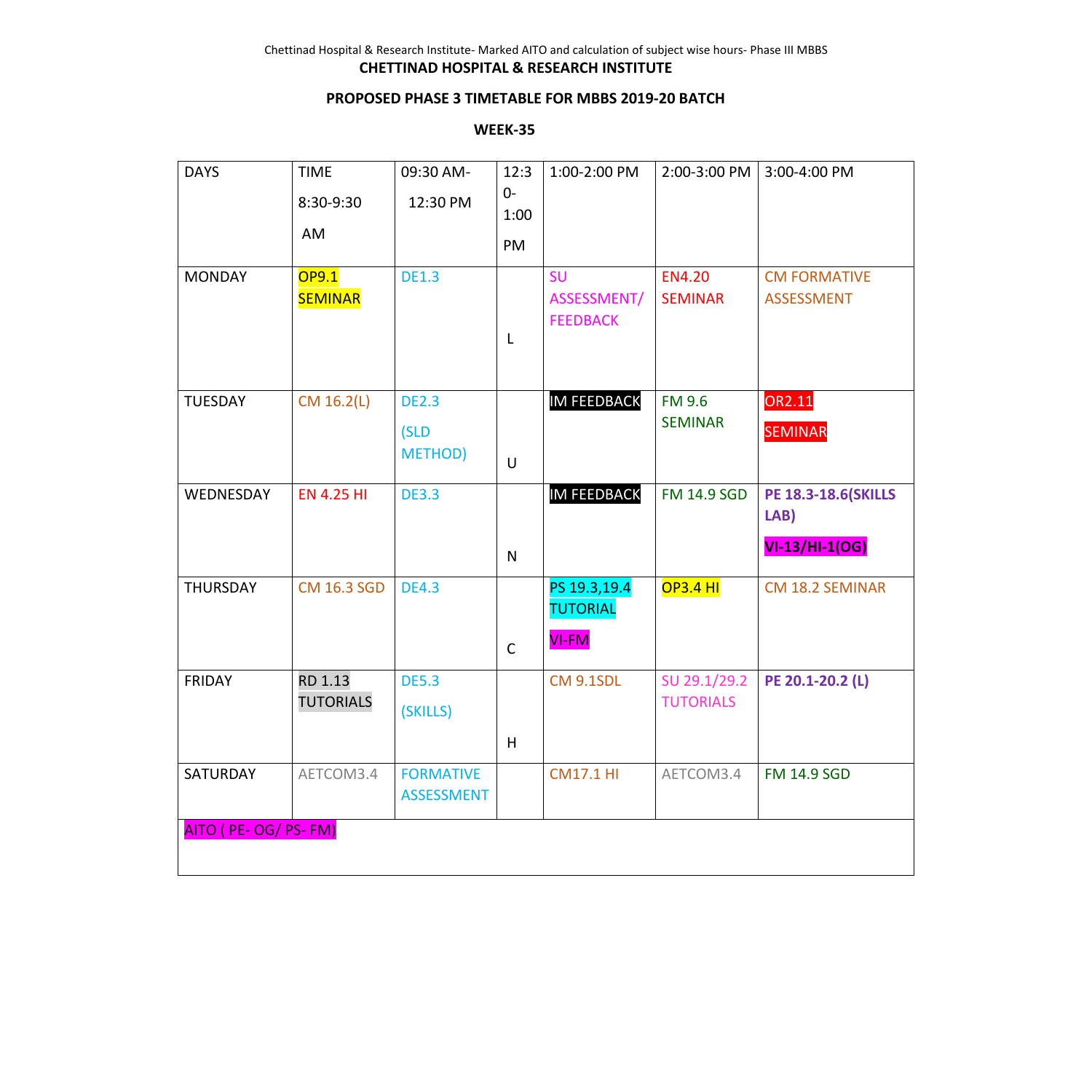Chettinad Hospital & Research Institute- Marked AITO and calculation of subject wise hours- Phase III MBBS

**CHETTINAD HOSPITAL & RESEARCH INSTITUTE**

**PROPOSED PHASE 3 TIMETABLE FOR MBBS 2019-20 BATCH**

**WEEK-35**

| DAYS | TIME 8:30-9:30 AM | 09:30 AM- 12:30 PM | 12:30-1:00 PM | 1:00-2:00 PM | 2:00-3:00 PM | 3:00-4:00 PM |
|---|---|---|---|---|---|---|
| MONDAY | OP9.1 SEMINAR | DE1.3 | L | SU ASSESSMENT/ FEEDBACK | EN4.20 SEMINAR | CM FORMATIVE ASSESSMENT |
| TUESDAY | CM 16.2(L) | DE2.3 (SLD METHOD) | U | IM FEEDBACK | FM 9.6 SEMINAR | OR2.11 SEMINAR |
| WEDNESDAY | EN 4.25 HI | DE3.3 | N | IM FEEDBACK | FM 14.9 SGD | **PE 18.3-18.6(SKILLS LAB)** **VI-13/HI-1(OG)** |
| THURSDAY | CM 16.3 SGD | DE4.3 | C | PS 19.3,19.4 TUTORIAL VI-FM | OP3.4 HI | CM 18.2 SEMINAR |
| FRIDAY | RD 1.13 TUTORIALS | DE5.3 (SKILLS) | H | CM 9.1SDL | SU 29.1/29.2 TUTORIALS | **PE 20.1-20.2 (L)** |
| SATURDAY | AETCOM3.4 | FORMATIVE ASSESSMENT | | CM17.1 HI | AETCOM3.4 | FM 14.9 SGD |
| AITO ( PE- OG/ PS- FM) | | | | | | |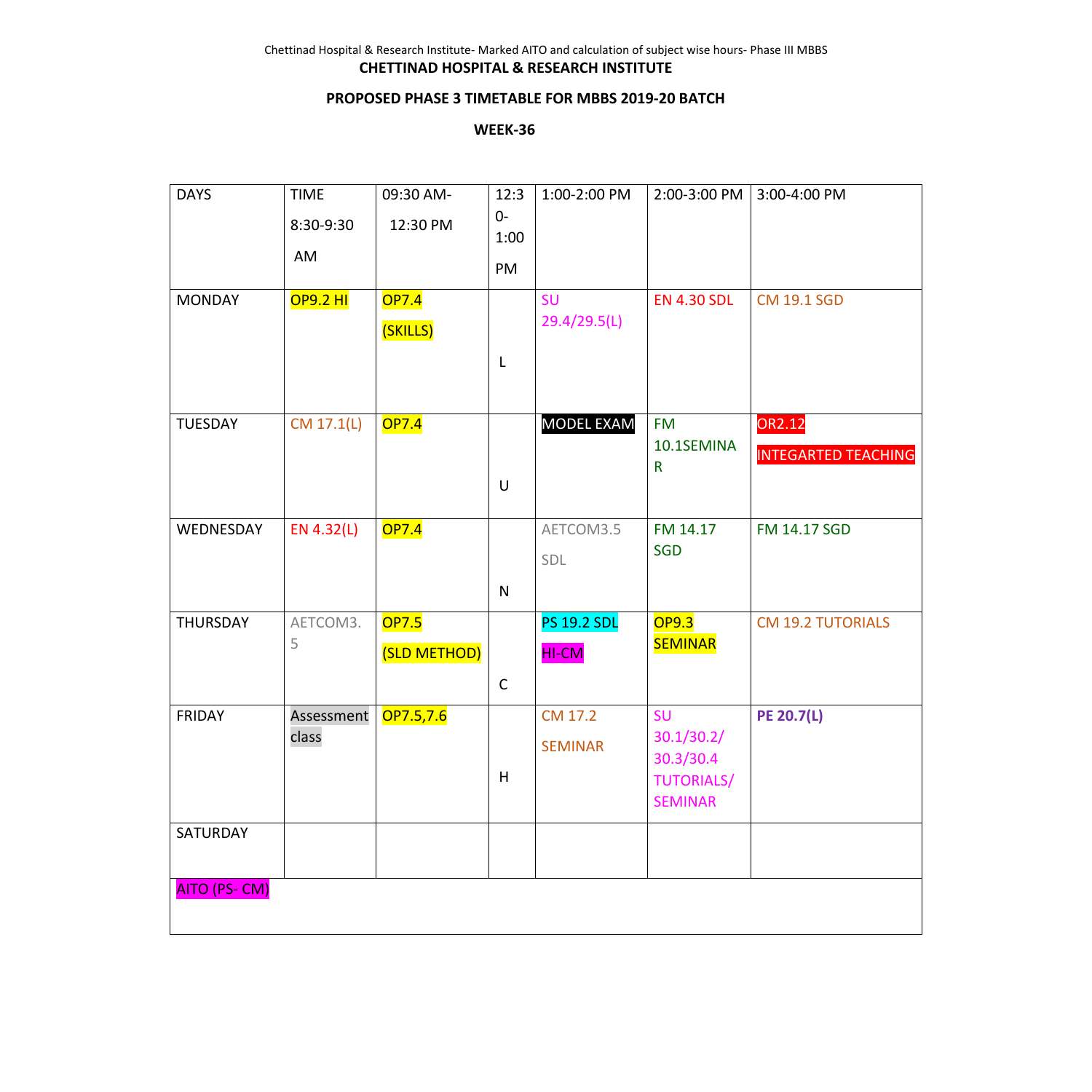CHETTINAD HOSPITAL & RESEARCH INSTITUTE

PROPOSED PHASE 3 TIMETABLE FOR MBBS 2019-20 BATCH

WEEK-36

| DAYS | TIME 8:30-9:30 AM | 09:30 AM- 12:30 PM | 12:30-1:00 PM | 1:00-2:00 PM | 2:00-3:00 PM | 3:00-4:00 PM |
|---|---|---|---|---|---|---|
| MONDAY | OP9.2 HI | OP7.4 (SKILLS) | L | SU 29.4/29.5(L) | EN 4.30 SDL | CM 19.1 SGD |
| TUESDAY | CM 17.1(L) | OP7.4 | U | MODEL EXAM | FM 10.1SEMINAR | OR2.12 INTEGARTED TEACHING |
| WEDNESDAY | EN 4.32(L) | OP7.4 | N | AETCOM3.5 SDL | FM 14.17 SGD | FM 14.17 SGD |
| THURSDAY | AETCOM3.5 | OP7.5 (SLD METHOD) | C | PS 19.2 SDL HI-CM | OP9.3 SEMINAR | CM 19.2 TUTORIALS |
| FRIDAY | Assessment class | OP7.5,7.6 | H | CM 17.2 SEMINAR | SU 30.1/30.2/ 30.3/30.4 TUTORIALS/ SEMINAR | PE 20.7(L) |
| SATURDAY | | | | | | |
| AITO (PS- CM) | | | | | | |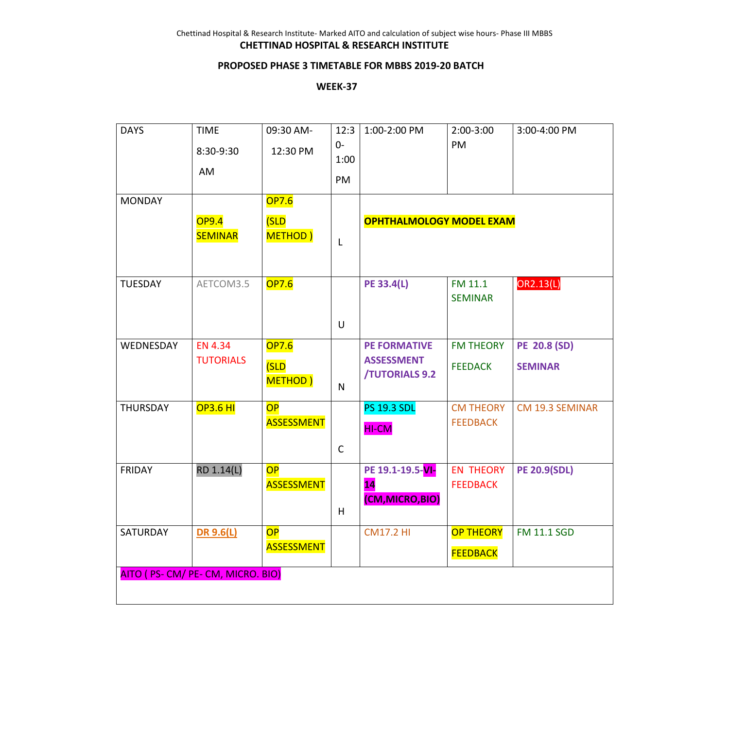**CHETTINAD HOSPITAL & RESEARCH INSTITUTE**

**PROPOSED PHASE 3 TIMETABLE FOR MBBS 2019-20 BATCH**

**WEEK-37**

| DAYS | TIME 8:30-9:30 AM | 09:30 AM- 12:30 PM | 12:30-1:00 PM | 1:00-2:00 PM | 2:00-3:00 PM | 3:00-4:00 PM |
|---|---|---|---|---|---|---|
| MONDAY | OP9.4 SEMINAR | OP7.6 (SLD METHOD ) | L | **OPHTHALMOLOGY MODEL EXAM** | | |
| TUESDAY | AETCOM3.5 | OP7.6 | U | **PE 33.4(L)** | FM 11.1 SEMINAR | OR2.13(L) |
| WEDNESDAY | EN 4.34 TUTORIALS | OP7.6 (SLD METHOD ) | N | **PE FORMATIVE ASSESSMENT /TUTORIALS 9.2** | FM THEORY FEEDACK | **PE 20.8 (SD) SEMINAR** |
| THURSDAY | OP3.6 HI | OP ASSESSMENT | C | PS 19.3 SDL HI-CM | CM THEORY FEEDBACK | CM 19.3 SEMINAR |
| FRIDAY | RD 1.14(L) | OP ASSESSMENT | H | **PE 19.1-19.5-VI-14 (CM,MICRO,BIO)** | EN THEORY FEEDBACK | **PE 20.9(SDL)** |
| SATURDAY | **DR 9.6(L)** | OP ASSESSMENT | | CM17.2 HI | OP THEORY FEEDBACK | FM 11.1 SGD |
| AITO ( PS- CM/ PE- CM, MICRO. BIO) | | | | | | |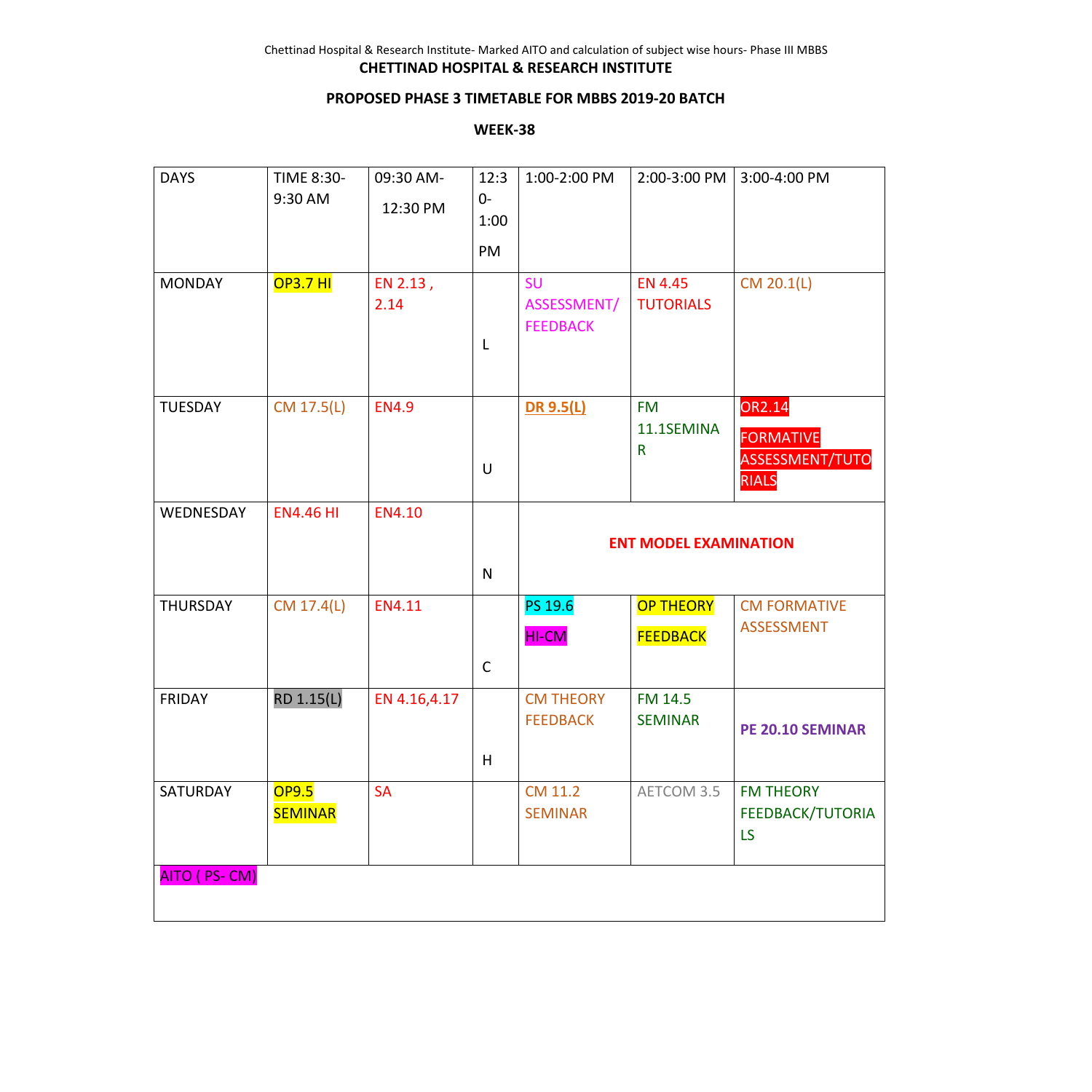**CHETTINAD HOSPITAL & RESEARCH INSTITUTE**

**PROPOSED PHASE 3 TIMETABLE FOR MBBS 2019-20 BATCH**

**WEEK-38**

| DAYS | TIME 8:30-9:30 AM | 09:30 AM-12:30 PM | 12:30-1:00 PM | 1:00-2:00 PM | 2:00-3:00 PM | 3:00-4:00 PM |
|---|---|---|---|---|---|---|
| MONDAY | OP3.7 HI | EN 2.13 , 2.14 | L | SU ASSESSMENT/ FEEDBACK | EN 4.45 TUTORIALS | CM 20.1(L) |
| TUESDAY | CM 17.5(L) | EN4.9 | U | **DR 9.5(L)** | FM 11.1SEMINAR | OR2.14 FORMATIVE ASSESSMENT/TUTORIALS |
| WEDNESDAY | EN4.46 HI | EN4.10 | N | **ENT MODEL EXAMINATION** | | |
| THURSDAY | CM 17.4(L) | EN4.11 | C | PS 19.6 HI-CM | OP THEORY FEEDBACK | CM FORMATIVE ASSESSMENT |
| FRIDAY | RD 1.15(L) | EN 4.16,4.17 | H | CM THEORY FEEDBACK | FM 14.5 SEMINAR | **PE 20.10 SEMINAR** |
| SATURDAY | OP9.5 SEMINAR | SA | | CM 11.2 SEMINAR | AETCOM 3.5 | FM THEORY FEEDBACK/TUTORIALS |
| AITO ( PS- CM) | | | | | | |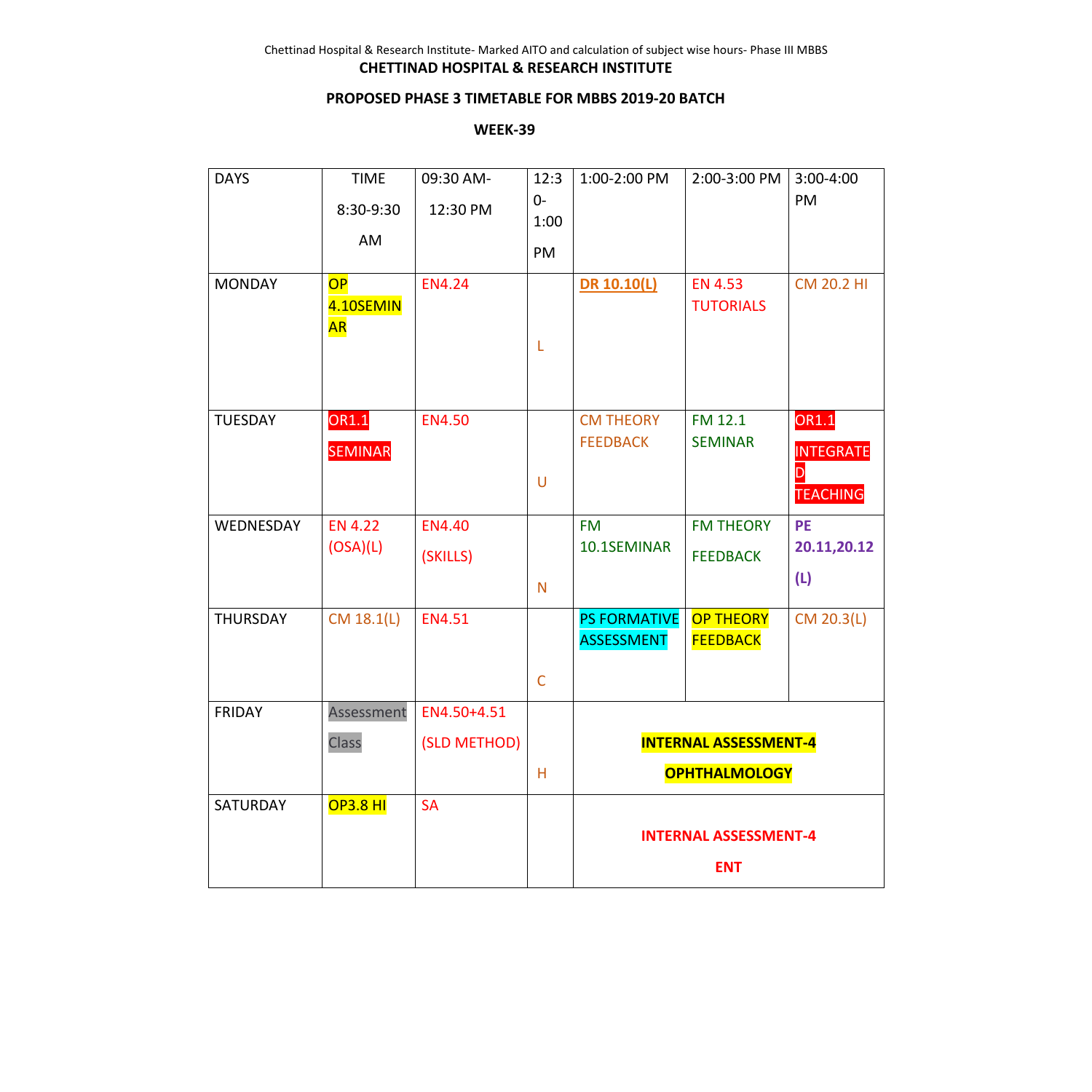**CHETTINAD HOSPITAL & RESEARCH INSTITUTE**

**PROPOSED PHASE 3 TIMETABLE FOR MBBS 2019-20 BATCH**

**WEEK-39**

| DAYS | TIME 8:30-9:30 AM | 09:30 AM- 12:30 PM | 12:30-1:00 PM | 1:00-2:00 PM | 2:00-3:00 PM | 3:00-4:00 PM |
|---|---|---|---|---|---|---|
| MONDAY | OP 4.10SEMINAR | EN4.24 | L | **DR 10.10(L)** | EN 4.53 TUTORIALS | CM 20.2 HI |
| TUESDAY | OR1.1 SEMINAR | EN4.50 | U | CM THEORY FEEDBACK | FM 12.1 SEMINAR | OR1.1 INTEGRATED TEACHING |
| WEDNESDAY | EN 4.22 (OSA)(L) | EN4.40 (SKILLS) | N | FM 10.1SEMINAR | FM THEORY FEEDBACK | **PE 20.11,20.12 (L)** |
| THURSDAY | CM 18.1(L) | EN4.51 | C | PS FORMATIVE ASSESSMENT | OP THEORY FEEDBACK | CM 20.3(L) |
| FRIDAY | Assessment Class | EN4.50+4.51 (SLD METHOD) | H | **INTERNAL ASSESSMENT-4 OPHTHALMOLOGY** | | |
| SATURDAY | OP3.8 HI | SA | | **INTERNAL ASSESSMENT-4 ENT** | | |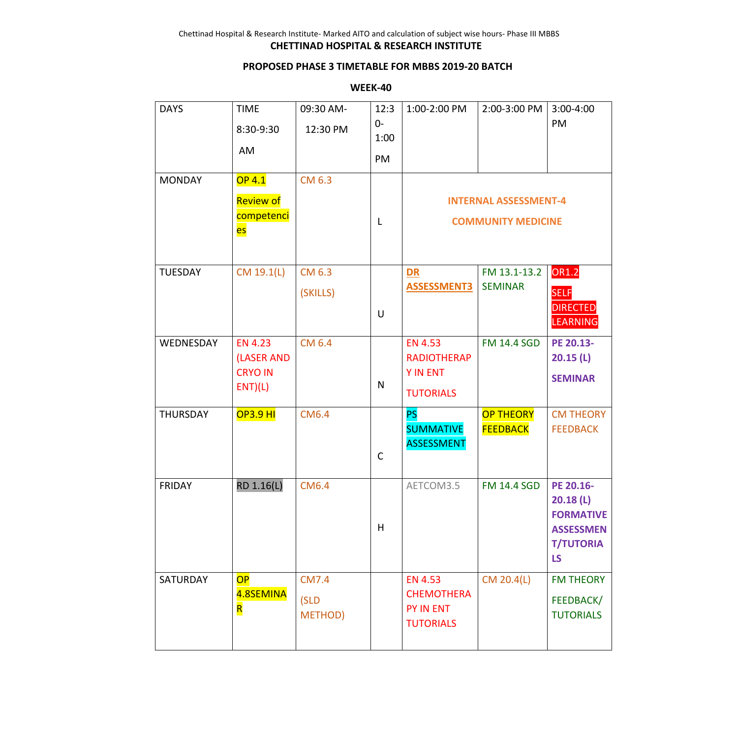**CHETTINAD HOSPITAL & RESEARCH INSTITUTE**

**PROPOSED PHASE 3 TIMETABLE FOR MBBS 2019-20 BATCH**

**WEEK-40**

| DAYS | TIME 8:30-9:30 AM | 09:30 AM- 12:30 PM | 12:30-1:00 PM | 1:00-2:00 PM | 2:00-3:00 PM | 3:00-4:00 PM |
|---|---|---|---|---|---|---|
| MONDAY | OP 4.1 Review of competencies | CM 6.3 | L | INTERNAL ASSESSMENT-4 COMMUNITY MEDICINE | | |
| TUESDAY | CM 19.1(L) | CM 6.3 (SKILLS) | U | DR ASSESSMENT3 | FM 13.1-13.2 SEMINAR | OR1.2 SELF DIRECTED LEARNING |
| WEDNESDAY | EN 4.23 (LASER AND CRYO IN ENT)(L) | CM 6.4 | N | EN 4.53 RADIOTHERAPY IN ENT TUTORIALS | FM 14.4 SGD | **PE 20.13-20.15 (L) SEMINAR** |
| THURSDAY | OP3.9 HI | CM6.4 | C | PS SUMMATIVE ASSESSMENT | OP THEORY FEEDBACK | CM THEORY FEEDBACK |
| FRIDAY | RD 1.16(L) | CM6.4 | H | AETCOM3.5 | FM 14.4 SGD | **PE 20.16-20.18 (L) FORMATIVE ASSESSMENT/TUTORIALS** |
| SATURDAY | OP 4.8SEMINAR | CM7.4 (SLD METHOD) | | EN 4.53 CHEMOTHERAPY IN ENT TUTORIALS | CM 20.4(L) | FM THEORY FEEDBACK/ TUTORIALS |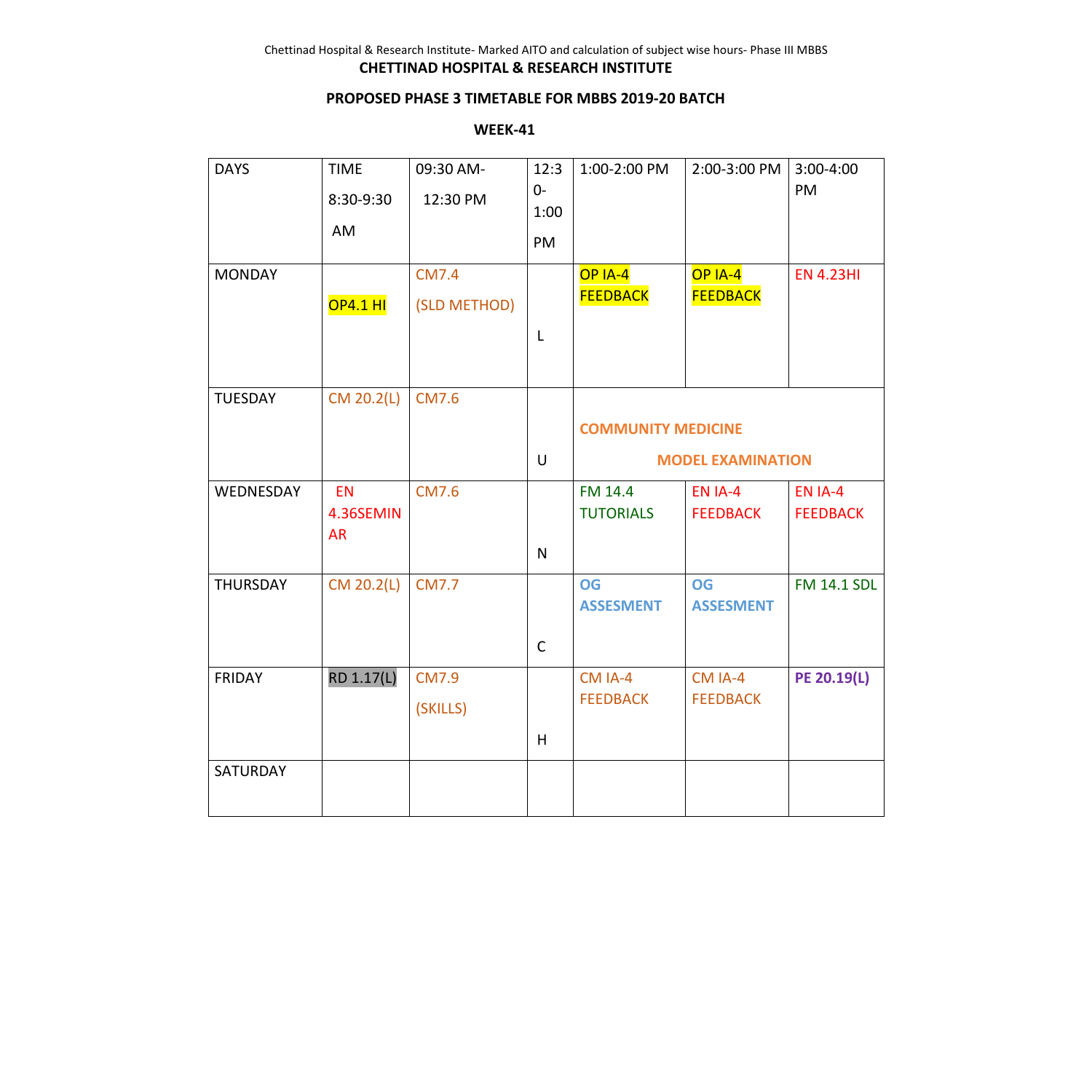**CHETTINAD HOSPITAL & RESEARCH INSTITUTE**

**PROPOSED PHASE 3 TIMETABLE FOR MBBS 2019-20 BATCH**

**WEEK-41**

| DAYS | TIME 8:30-9:30 AM | 09:30 AM- 12:30 PM | 12:30-1:00 PM | 1:00-2:00 PM | 2:00-3:00 PM | 3:00-4:00 PM |
|---|---|---|---|---|---|---|
| MONDAY | OP4.1 HI | CM7.4 (SLD METHOD) | L | OP IA-4 FEEDBACK | OP IA-4 FEEDBACK | EN 4.23HI |
| TUESDAY | CM 20.2(L) | CM7.6 | U | **COMMUNITY MEDICINE MODEL EXAMINATION** | | |
| WEDNESDAY | EN 4.36SEMINAR | CM7.6 | N | FM 14.4 TUTORIALS | EN IA-4 FEEDBACK | EN IA-4 FEEDBACK |
| THURSDAY | CM 20.2(L) | CM7.7 | C | **OG ASSESMENT** | **OG ASSESMENT** | FM 14.1 SDL |
| FRIDAY | RD 1.17(L) | CM7.9 (SKILLS) | H | CM IA-4 FEEDBACK | CM IA-4 FEEDBACK | **PE 20.19(L)** |
| SATURDAY | | | | | | |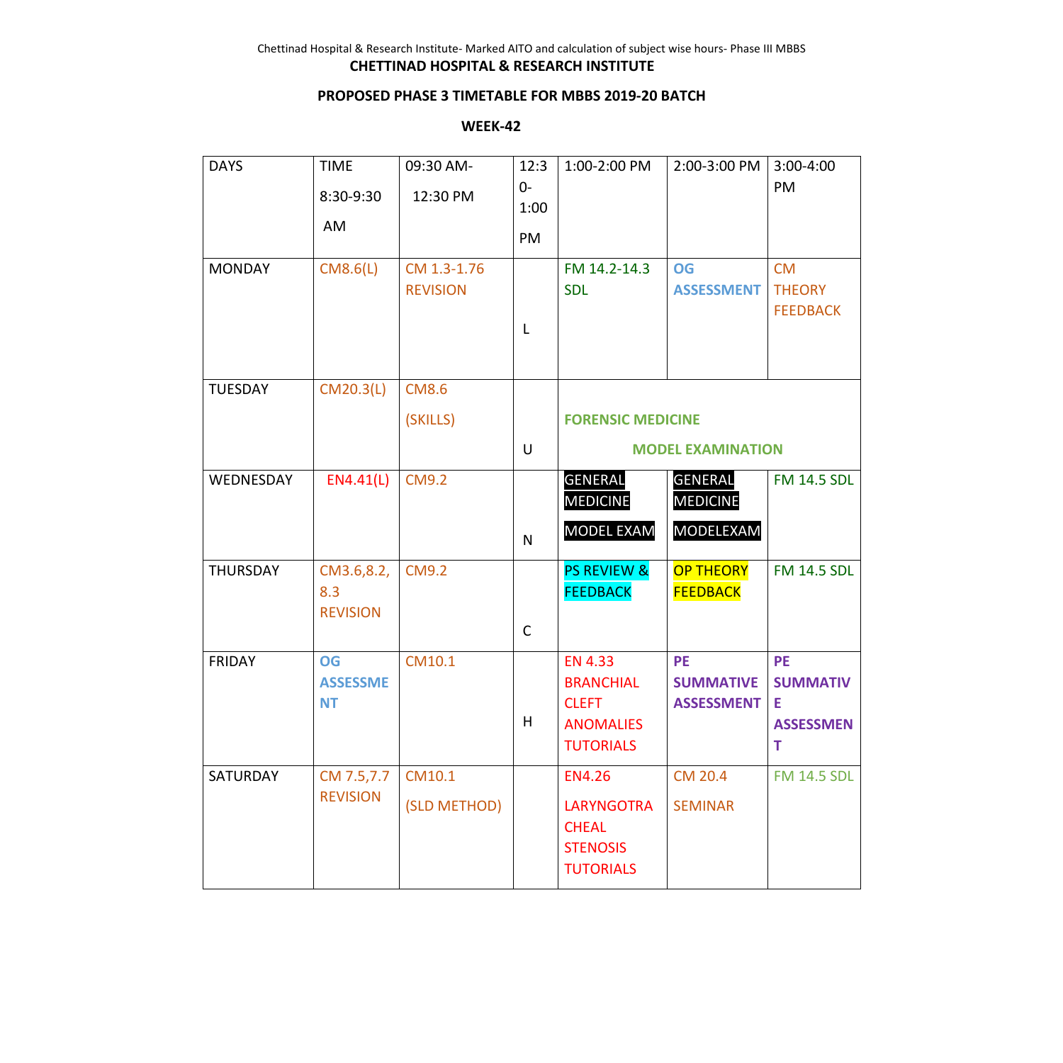**CHETTINAD HOSPITAL & RESEARCH INSTITUTE**

**PROPOSED PHASE 3 TIMETABLE FOR MBBS 2019-20 BATCH**

**WEEK-42**

| DAYS | TIME 8:30-9:30 AM | 09:30 AM- 12:30 PM | 12:30- 1:00 PM | 1:00-2:00 PM | 2:00-3:00 PM | 3:00-4:00 PM |
|---|---|---|---|---|---|---|
| MONDAY | CM8.6(L) | CM 1.3-1.76 REVISION | L | FM 14.2-14.3 SDL | **OG ASSESSMENT** | CM THEORY FEEDBACK |
| TUESDAY | CM20.3(L) | CM8.6 (SKILLS) | U | **FORENSIC MEDICINE MODEL EXAMINATION** | | |
| WEDNESDAY | EN4.41(L) | CM9.2 | N | GENERAL MEDICINE MODEL EXAM | GENERAL MEDICINE MODELEXAM | FM 14.5 SDL |
| THURSDAY | CM3.6,8.2, 8.3 REVISION | CM9.2 | C | PS REVIEW & FEEDBACK | OP THEORY FEEDBACK | FM 14.5 SDL |
| FRIDAY | **OG ASSESSMENT** | CM10.1 | H | EN 4.33 BRANCHIAL CLEFT ANOMALIES TUTORIALS | **PE SUMMATIVE ASSESSMENT** | **PE SUMMATIVE ASSESSMENT** |
| SATURDAY | CM 7.5,7.7 REVISION | CM10.1 (SLD METHOD) | | EN4.26 LARYNGOTRACHEAL STENOSIS TUTORIALS | CM 20.4 SEMINAR | FM 14.5 SDL |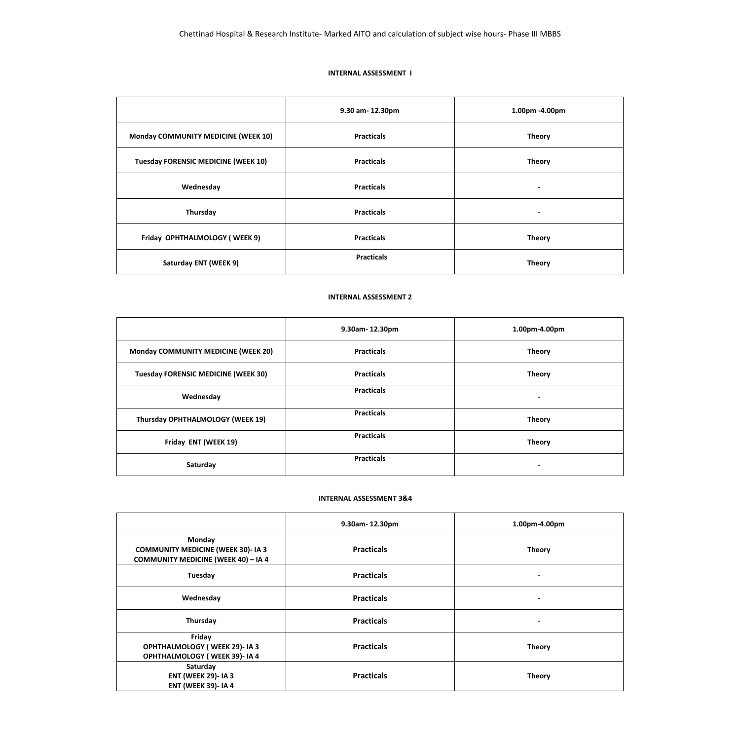Chettinad Hospital & Research Institute- Marked AITO and calculation of subject wise hours- Phase III MBBS

### INTERNAL ASSESSMENT I

| | 9.30 am- 12.30pm | 1.00pm -4.00pm |
|---|---|---|
| **Monday COMMUNITY MEDICINE (WEEK 10)** | **Practicals** | **Theory** |
| **Tuesday FORENSIC MEDICINE (WEEK 10)** | **Practicals** | **Theory** |
| **Wednesday** | **Practicals** | - |
| **Thursday** | **Practicals** | - |
| **Friday OPHTHALMOLOGY ( WEEK 9)** | **Practicals** | **Theory** |
| **Saturday ENT (WEEK 9)** | **Practicals** | **Theory** |

### INTERNAL ASSESSMENT 2

| | 9.30am- 12.30pm | 1.00pm-4.00pm |
|---|---|---|
| **Monday COMMUNITY MEDICINE (WEEK 20)** | **Practicals** | **Theory** |
| **Tuesday FORENSIC MEDICINE (WEEK 30)** | **Practicals** | **Theory** |
| **Wednesday** | **Practicals** | - |
| **Thursday OPHTHALMOLOGY (WEEK 19)** | **Practicals** | **Theory** |
| **Friday ENT (WEEK 19)** | **Practicals** | **Theory** |
| **Saturday** | **Practicals** | - |

### INTERNAL ASSESSMENT 3&4

| | 9.30am- 12.30pm | 1.00pm-4.00pm |
|---|---|---|
| **Monday COMMUNITY MEDICINE (WEEK 30)- IA 3 COMMUNITY MEDICINE (WEEK 40) – IA 4** | **Practicals** | **Theory** |
| **Tuesday** | **Practicals** | - |
| **Wednesday** | **Practicals** | - |
| **Thursday** | **Practicals** | - |
| **Friday OPHTHALMOLOGY ( WEEK 29)- IA 3 OPHTHALMOLOGY ( WEEK 39)- IA 4** | **Practicals** | **Theory** |
| **Saturday ENT (WEEK 29)- IA 3 ENT (WEEK 39)- IA 4** | **Practicals** | **Theory** |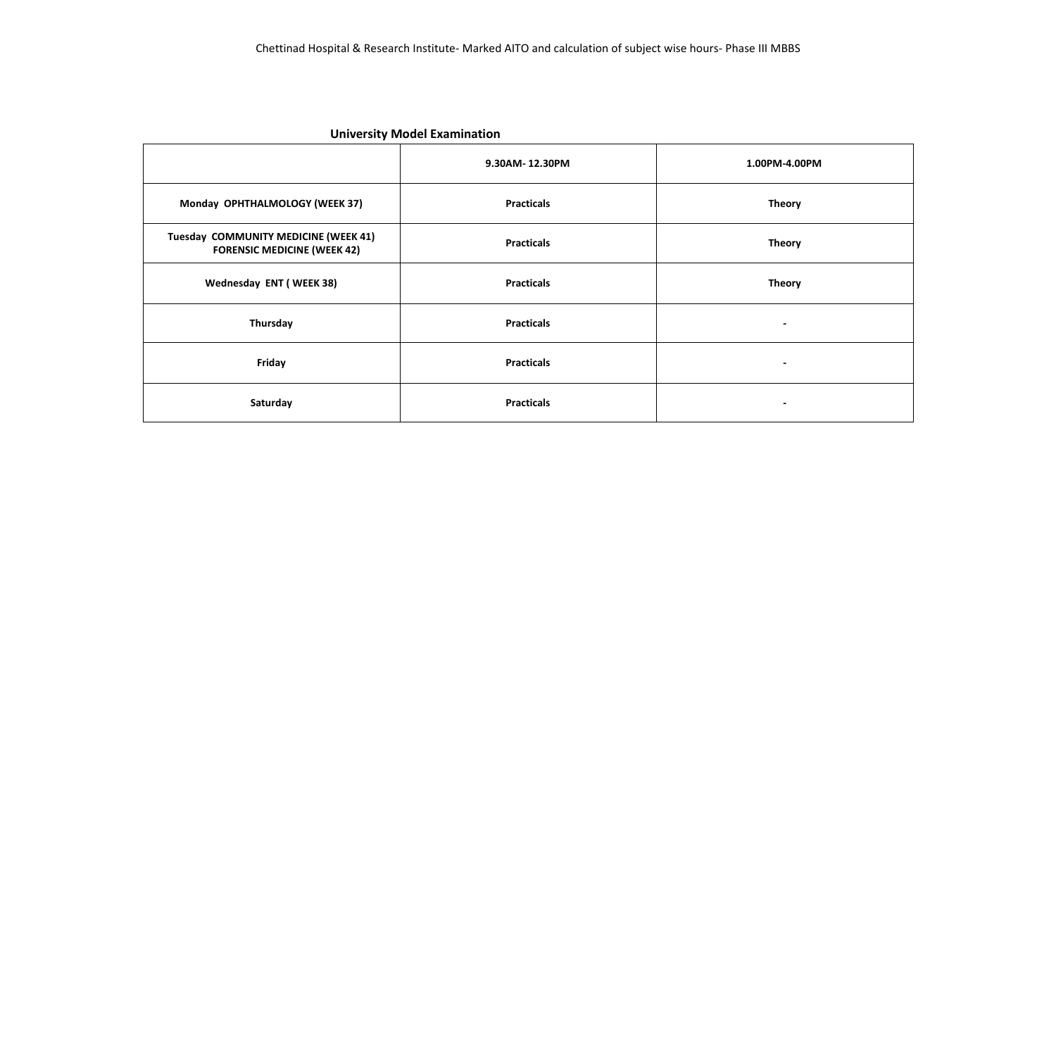**University Model Examination**

| | 9.30AM- 12.30PM | 1.00PM-4.00PM |
|---|---|---|
| Monday OPHTHALMOLOGY (WEEK 37) | Practicals | Theory |
| Tuesday COMMUNITY MEDICINE (WEEK 41) FORENSIC MEDICINE (WEEK 42) | Practicals | Theory |
| Wednesday ENT ( WEEK 38) | Practicals | Theory |
| Thursday | Practicals | - |
| Friday | Practicals | - |
| Saturday | Practicals | - |